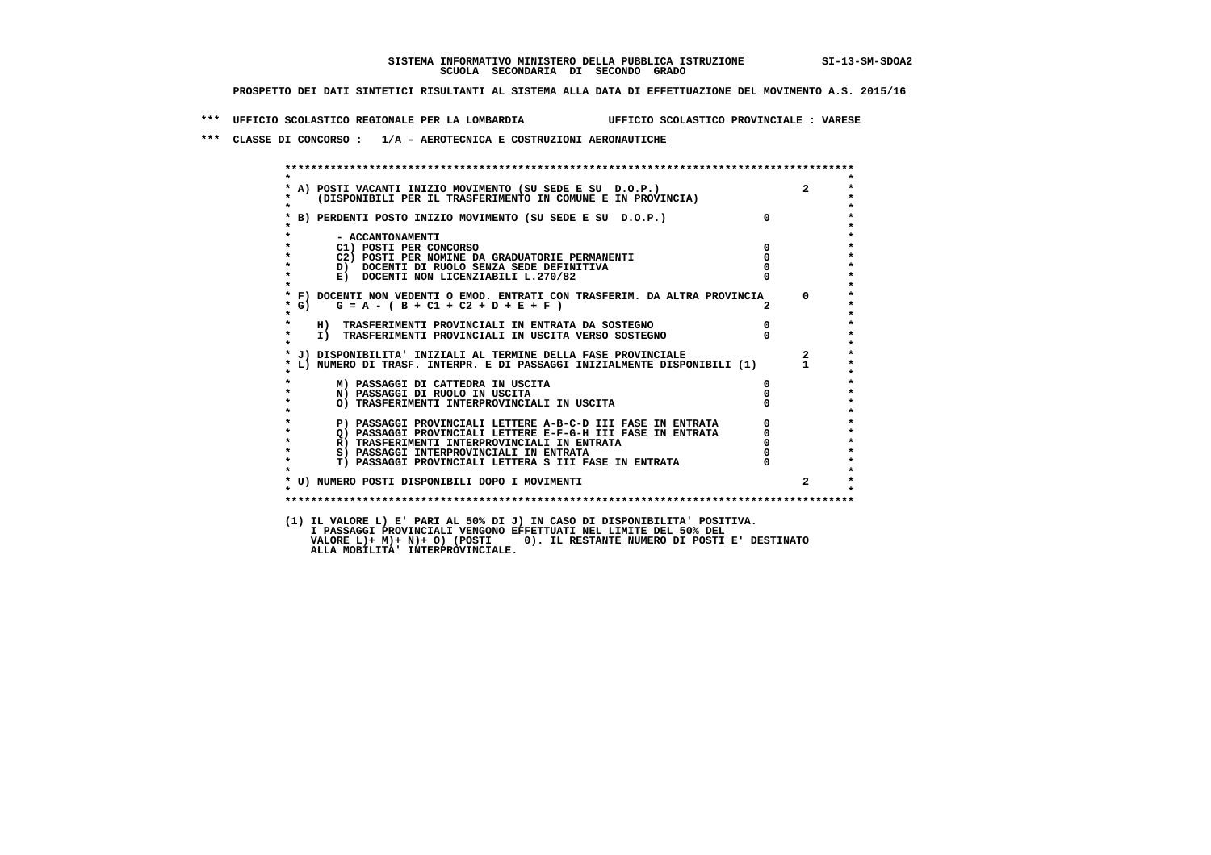SISTEMA INFORMATIVO MINISTERO DELLA PUBBLICA ISTRUZIONE SI-13-SM-SDOA2

SCUOLA SECONDARIA DI SECONDO GRADO

PROSPETTO DEI DATI SINTETICI RISULTANTI AL SISTEMA ALLA DATA DI EFFETTUAZIONE DEL MOVIMENTO A.S. 2015/16

*** UFFICIO SCOLASTICO REGIONALE PER LA LOMBARDIA UFFICIO SCOLASTICO PROVINCIALE : VARESE

*** CLASSE DI CONCORSO : 1/A - AEROTECNICA E COSTRUZIONI AERONAUTICHE

```
A) POSTI VACANTI INIZIO MOVIMENTO (SU SEDE E SU  D.O.P.)                          2
   (DISPONIBILI PER IL TRASFERIMENTO IN COMUNE E IN PROVINCIA)

B) PERDENTI POSTO INIZIO MOVIMENTO (SU SEDE E SU  D.O.P.)                  0

      - ACCANTONAMENTI
      C1) POSTI PER CONCORSO                                               0
      C2) POSTI PER NOMINE DA GRADUATORIE PERMANENTI                       0
      D)  DOCENTI DI RUOLO SENZA SEDE DEFINITIVA                           0
      E)  DOCENTI NON LICENZIABILI L.270/82                                0

F) DOCENTI NON VEDENTI O EMOD. ENTRATI CON TRASFERIM. DA ALTRA PROVINCIA      0
G)    G = A - ( B + C1 + C2 + D + E + F )                                  2

   H)  TRASFERIMENTI PROVINCIALI IN ENTRATA DA SOSTEGNO                    0
   I)  TRASFERIMENTI PROVINCIALI IN USCITA VERSO SOSTEGNO                  0

J) DISPONIBILITA' INIZIALI AL TERMINE DELLA FASE PROVINCIALE                  2
L) NUMERO DI TRASF. INTERPR. E DI PASSAGGI INIZIALMENTE DISPONIBILI (1)       1

      M) PASSAGGI DI CATTEDRA IN USCITA                                    0
      N) PASSAGGI DI RUOLO IN USCITA                                       0
      O) TRASFERIMENTI INTERPROVINCIALI IN USCITA                          0

      P) PASSAGGI PROVINCIALI LETTERE A-B-C-D III FASE IN ENTRATA          0
      Q) PASSAGGI PROVINCIALI LETTERE E-F-G-H III FASE IN ENTRATA          0
      R) TRASFERIMENTI INTERPROVINCIALI IN ENTRATA                         0
      S) PASSAGGI INTERPROVINCIALI IN ENTRATA                              0
      T) PASSAGGI PROVINCIALI LETTERA S III FASE IN ENTRATA                0

U) NUMERO POSTI DISPONIBILI DOPO I MOVIMENTI                                  2
```

(1) IL VALORE L) E' PARI AL 50% DI J) IN CASO DI DISPONIBILITA' POSITIVA.
I PASSAGGI PROVINCIALI VENGONO EFFETTUATI NEL LIMITE DEL 50% DEL
VALORE L)+ M)+ N)+ O) (POSTI 0). IL RESTANTE NUMERO DI POSTI E' DESTINATO
ALLA MOBILITA' INTERPROVINCIALE.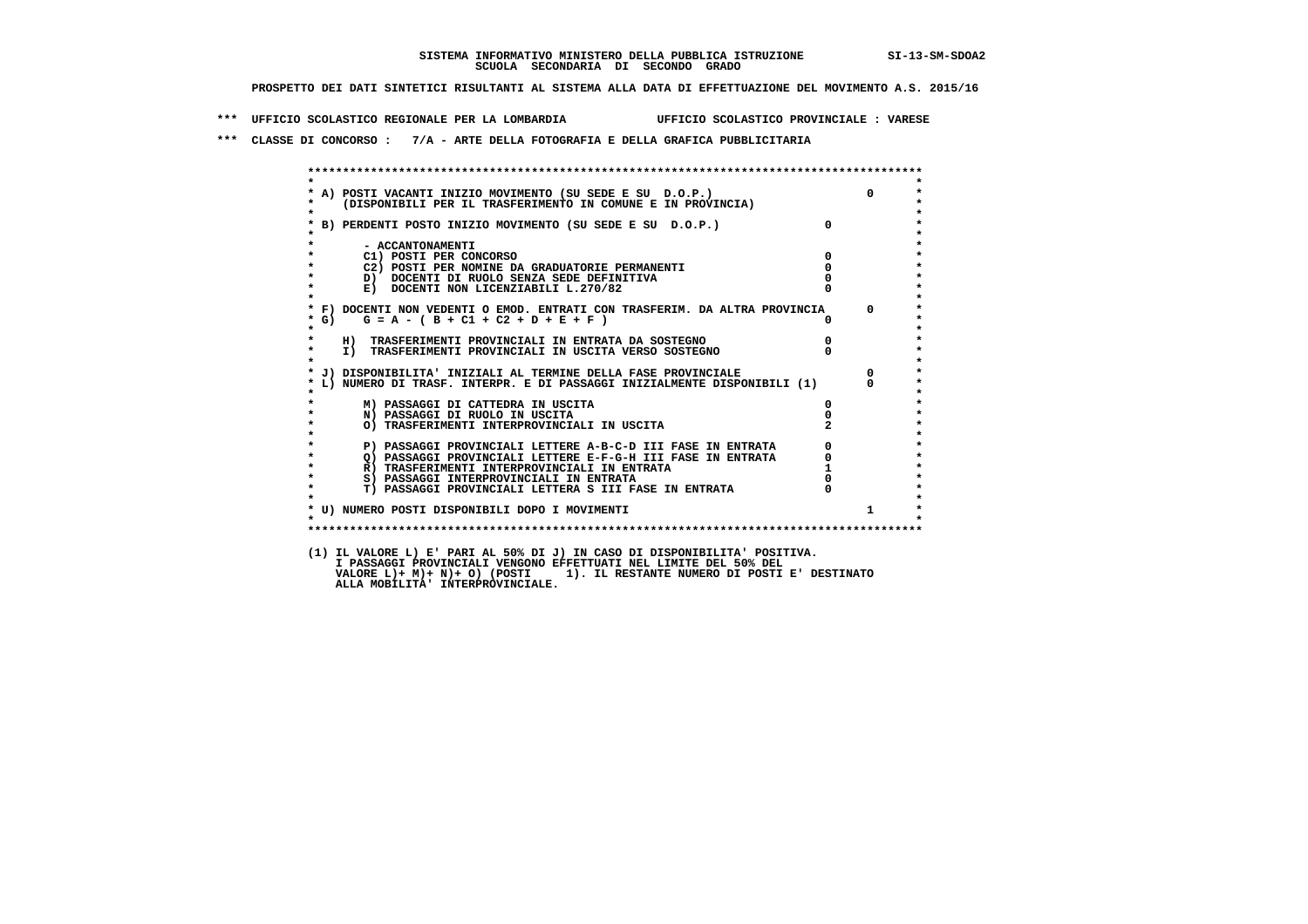**SISTEMA INFORMATIVO MINISTERO DELLA PUBBLICA ISTRUZIONE SI-13-SM-SDOA2**
**SCUOLA SECONDARIA DI SECONDO GRADO**

**PROSPETTO DEI DATI SINTETICI RISULTANTI AL SISTEMA ALLA DATA DI EFFETTUAZIONE DEL MOVIMENTO A.S. 2015/16**

**\*\*\* UFFICIO SCOLASTICO REGIONALE PER LA LOMBARDIA UFFICIO SCOLASTICO PROVINCIALE : VARESE**

**\*\*\* CLASSE DI CONCORSO : 7/A - ARTE DELLA FOTOGRAFIA E DELLA GRAFICA PUBBLICITARIA**

```
******************************************************************************************
*                                                                                        *
* A) POSTI VACANTI INIZIO MOVIMENTO (SU SEDE E SU  D.O.P.)                       0      *
*     (DISPONIBILI PER IL TRASFERIMENTO IN COMUNE E IN PROVINCIA)                        *
*                                                                                        *
* B) PERDENTI POSTO INIZIO MOVIMENTO (SU SEDE E SU  D.O.P.)              0               *
*                                                                                        *
*       - ACCANTONAMENTI                                                                 *
*       C1) POSTI PER CONCORSO                                           0               *
*       C2) POSTI PER NOMINE DA GRADUATORIE PERMANENTI                   0               *
*       D)  DOCENTI DI RUOLO SENZA SEDE DEFINITIVA                       0               *
*       E)  DOCENTI NON LICENZIABILI L.270/82                            0               *
*                                                                                        *
* F) DOCENTI NON VEDENTI O EMOD. ENTRATI CON TRASFERIM. DA ALTRA PROVINCIA      0       *
* G)    G = A - ( B + C1 + C2 + D + E + F )                              0               *
*                                                                                        *
*    H)  TRASFERIMENTI PROVINCIALI IN ENTRATA DA SOSTEGNO                0               *
*    I)  TRASFERIMENTI PROVINCIALI IN USCITA VERSO SOSTEGNO              0               *
*                                                                                        *
* J) DISPONIBILITA' INIZIALI AL TERMINE DELLA FASE PROVINCIALE                  0       *
* L) NUMERO DI TRASF. INTERPR. E DI PASSAGGI INIZIALMENTE DISPONIBILI (1)       0       *
*                                                                                        *
*       M) PASSAGGI DI CATTEDRA IN USCITA                                0               *
*       N) PASSAGGI DI RUOLO IN USCITA                                   0               *
*       O) TRASFERIMENTI INTERPROVINCIALI IN USCITA                      2               *
*                                                                                        *
*       P) PASSAGGI PROVINCIALI LETTERE A-B-C-D III FASE IN ENTRATA      0               *
*       Q) PASSAGGI PROVINCIALI LETTERE E-F-G-H III FASE IN ENTRATA      0               *
*       R) TRASFERIMENTI INTERPROVINCIALI IN ENTRATA                     1               *
*       S) PASSAGGI INTERPROVINCIALI IN ENTRATA                          0               *
*       T) PASSAGGI PROVINCIALI LETTERA S III FASE IN ENTRATA            0               *
*                                                                                        *
* U) NUMERO POSTI DISPONIBILI DOPO I MOVIMENTI                                  1       *
*                                                                                        *
******************************************************************************************
```

(1) IL VALORE L) E' PARI AL 50% DI J) IN CASO DI DISPONIBILITA' POSITIVA.
I PASSAGGI PROVINCIALI VENGONO EFFETTUATI NEL LIMITE DEL 50% DEL
VALORE L)+ M)+ N)+ O) (POSTI 1). IL RESTANTE NUMERO DI POSTI E' DESTINATO
ALLA MOBILITA' INTERPROVINCIALE.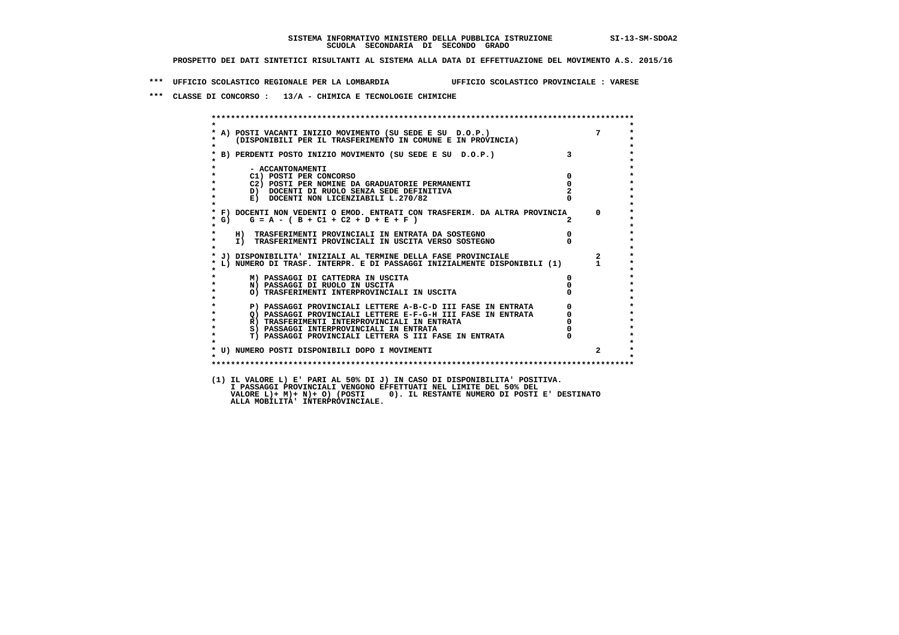**SISTEMA INFORMATIVO MINISTERO DELLA PUBBLICA ISTRUZIONE SI-13-SM-SDOA2**
**SCUOLA SECONDARIA DI SECONDO GRADO**

**PROSPETTO DEI DATI SINTETICI RISULTANTI AL SISTEMA ALLA DATA DI EFFETTUAZIONE DEL MOVIMENTO A.S. 2015/16**

**\*\*\* UFFICIO SCOLASTICO REGIONALE PER LA LOMBARDIA UFFICIO SCOLASTICO PROVINCIALE : VARESE**

**\*\*\* CLASSE DI CONCORSO : 13/A - CHIMICA E TECNOLOGIE CHIMICHE**

| Voce | | |
|---|---|---|
| A) POSTI VACANTI INIZIO MOVIMENTO (SU SEDE E SU D.O.P.) (DISPONIBILI PER IL TRASFERIMENTO IN COMUNE E IN PROVINCIA) | | 7 |
| B) PERDENTI POSTO INIZIO MOVIMENTO (SU SEDE E SU D.O.P.) | 3 | |
| - ACCANTONAMENTI | | |
| C1) POSTI PER CONCORSO | 0 | |
| C2) POSTI PER NOMINE DA GRADUATORIE PERMANENTI | 0 | |
| D) DOCENTI DI RUOLO SENZA SEDE DEFINITIVA | 2 | |
| E) DOCENTI NON LICENZIABILI L.270/82 | 0 | |
| F) DOCENTI NON VEDENTI O EMOD. ENTRATI CON TRASFERIM. DA ALTRA PROVINCIA | | 0 |
| G) G = A - ( B + C1 + C2 + D + E + F ) | 2 | |
| H) TRASFERIMENTI PROVINCIALI IN ENTRATA DA SOSTEGNO | 0 | |
| I) TRASFERIMENTI PROVINCIALI IN USCITA VERSO SOSTEGNO | 0 | |
| J) DISPONIBILITA' INIZIALI AL TERMINE DELLA FASE PROVINCIALE | | 2 |
| L) NUMERO DI TRASF. INTERPR. E DI PASSAGGI INIZIALMENTE DISPONIBILI (1) | | 1 |
| M) PASSAGGI DI CATTEDRA IN USCITA | 0 | |
| N) PASSAGGI DI RUOLO IN USCITA | 0 | |
| O) TRASFERIMENTI INTERPROVINCIALI IN USCITA | 0 | |
| P) PASSAGGI PROVINCIALI LETTERE A-B-C-D III FASE IN ENTRATA | 0 | |
| Q) PASSAGGI PROVINCIALI LETTERE E-F-G-H III FASE IN ENTRATA | 0 | |
| R) TRASFERIMENTI INTERPROVINCIALI IN ENTRATA | 0 | |
| S) PASSAGGI INTERPROVINCIALI IN ENTRATA | 0 | |
| T) PASSAGGI PROVINCIALI LETTERA S III FASE IN ENTRATA | 0 | |
| U) NUMERO POSTI DISPONIBILI DOPO I MOVIMENTI | | 2 |

(1) IL VALORE L) E' PARI AL 50% DI J) IN CASO DI DISPONIBILITA' POSITIVA.
I PASSAGGI PROVINCIALI VENGONO EFFETTUATI NEL LIMITE DEL 50% DEL
VALORE L)+ M)+ N)+ O) (POSTI 0). IL RESTANTE NUMERO DI POSTI E' DESTINATO
ALLA MOBILITA' INTERPROVINCIALE.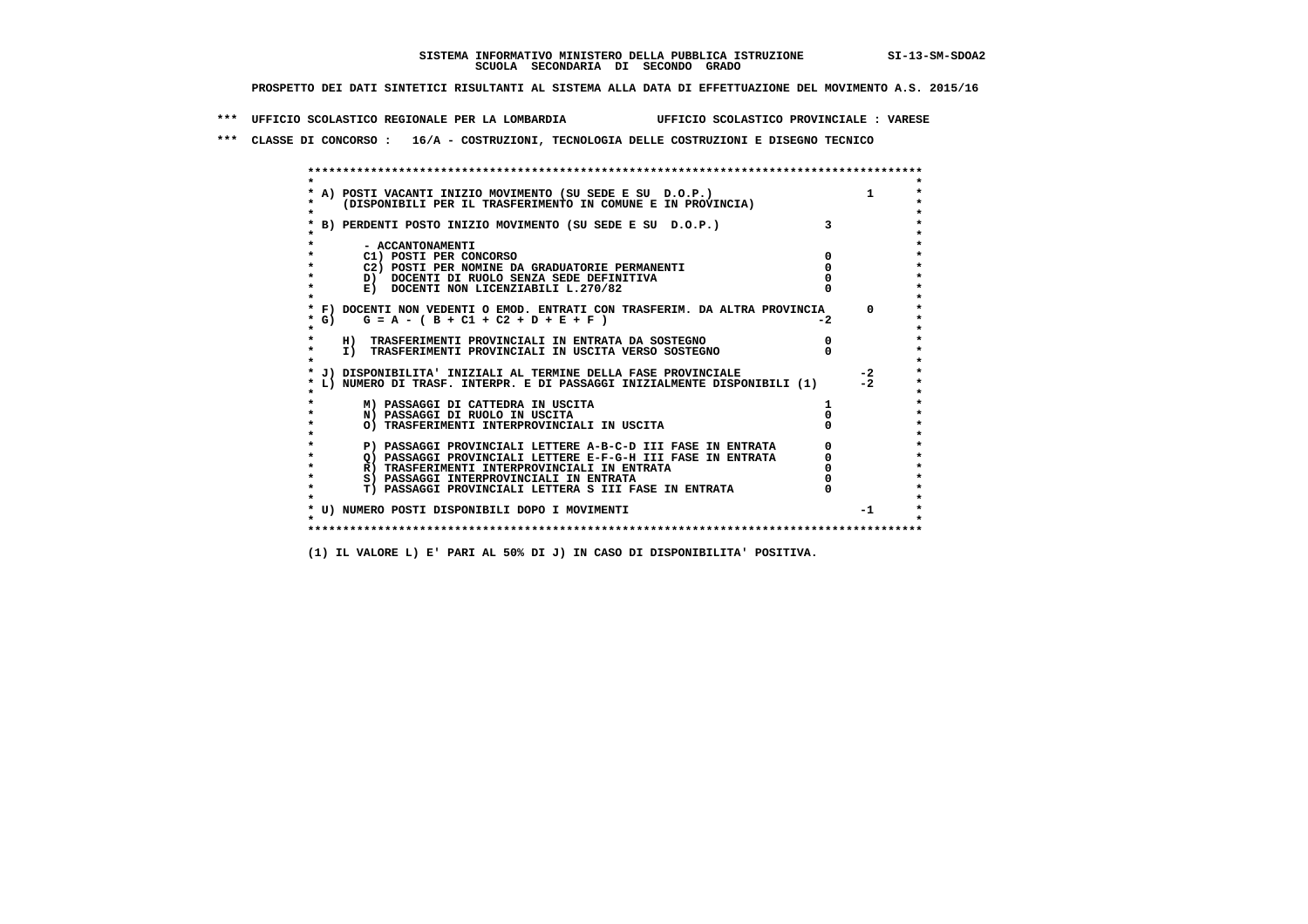**SISTEMA INFORMATIVO MINISTERO DELLA PUBBLICA ISTRUZIONE** SI-13-SM-SDOA2
**SCUOLA SECONDARIA DI SECONDO GRADO**

**PROSPETTO DEI DATI SINTETICI RISULTANTI AL SISTEMA ALLA DATA DI EFFETTUAZIONE DEL MOVIMENTO A.S. 2015/16**

**\*\*\* UFFICIO SCOLASTICO REGIONALE PER LA LOMBARDIA UFFICIO SCOLASTICO PROVINCIALE : VARESE**

**\*\*\* CLASSE DI CONCORSO : 16/A - COSTRUZIONI, TECNOLOGIA DELLE COSTRUZIONI E DISEGNO TECNICO**

| Voce | | |
|---|---|---|
| A) POSTI VACANTI INIZIO MOVIMENTO (SU SEDE E SU D.O.P.) (DISPONIBILI PER IL TRASFERIMENTO IN COMUNE E IN PROVINCIA) | | 1 |
| B) PERDENTI POSTO INIZIO MOVIMENTO (SU SEDE E SU D.O.P.) | 3 | |
| - ACCANTONAMENTI | | |
| C1) POSTI PER CONCORSO | 0 | |
| C2) POSTI PER NOMINE DA GRADUATORIE PERMANENTI | 0 | |
| D) DOCENTI DI RUOLO SENZA SEDE DEFINITIVA | 0 | |
| E) DOCENTI NON LICENZIABILI L.270/82 | 0 | |
| F) DOCENTI NON VEDENTI O EMOD. ENTRATI CON TRASFERIM. DA ALTRA PROVINCIA | | 0 |
| G) G = A - ( B + C1 + C2 + D + E + F ) | -2 | |
| H) TRASFERIMENTI PROVINCIALI IN ENTRATA DA SOSTEGNO | 0 | |
| I) TRASFERIMENTI PROVINCIALI IN USCITA VERSO SOSTEGNO | 0 | |
| J) DISPONIBILITA' INIZIALI AL TERMINE DELLA FASE PROVINCIALE | | -2 |
| L) NUMERO DI TRASF. INTERPR. E DI PASSAGGI INIZIALMENTE DISPONIBILI (1) | | -2 |
| M) PASSAGGI DI CATTEDRA IN USCITA | 1 | |
| N) PASSAGGI DI RUOLO IN USCITA | 0 | |
| O) TRASFERIMENTI INTERPROVINCIALI IN USCITA | 0 | |
| P) PASSAGGI PROVINCIALI LETTERE A-B-C-D III FASE IN ENTRATA | 0 | |
| Q) PASSAGGI PROVINCIALI LETTERE E-F-G-H III FASE IN ENTRATA | 0 | |
| R) TRASFERIMENTI INTERPROVINCIALI IN ENTRATA | 0 | |
| S) PASSAGGI INTERPROVINCIALI IN ENTRATA | 0 | |
| T) PASSAGGI PROVINCIALI LETTERA S III FASE IN ENTRATA | 0 | |
| U) NUMERO POSTI DISPONIBILI DOPO I MOVIMENTI | | -1 |

**(1) IL VALORE L) E' PARI AL 50% DI J) IN CASO DI DISPONIBILITA' POSITIVA.**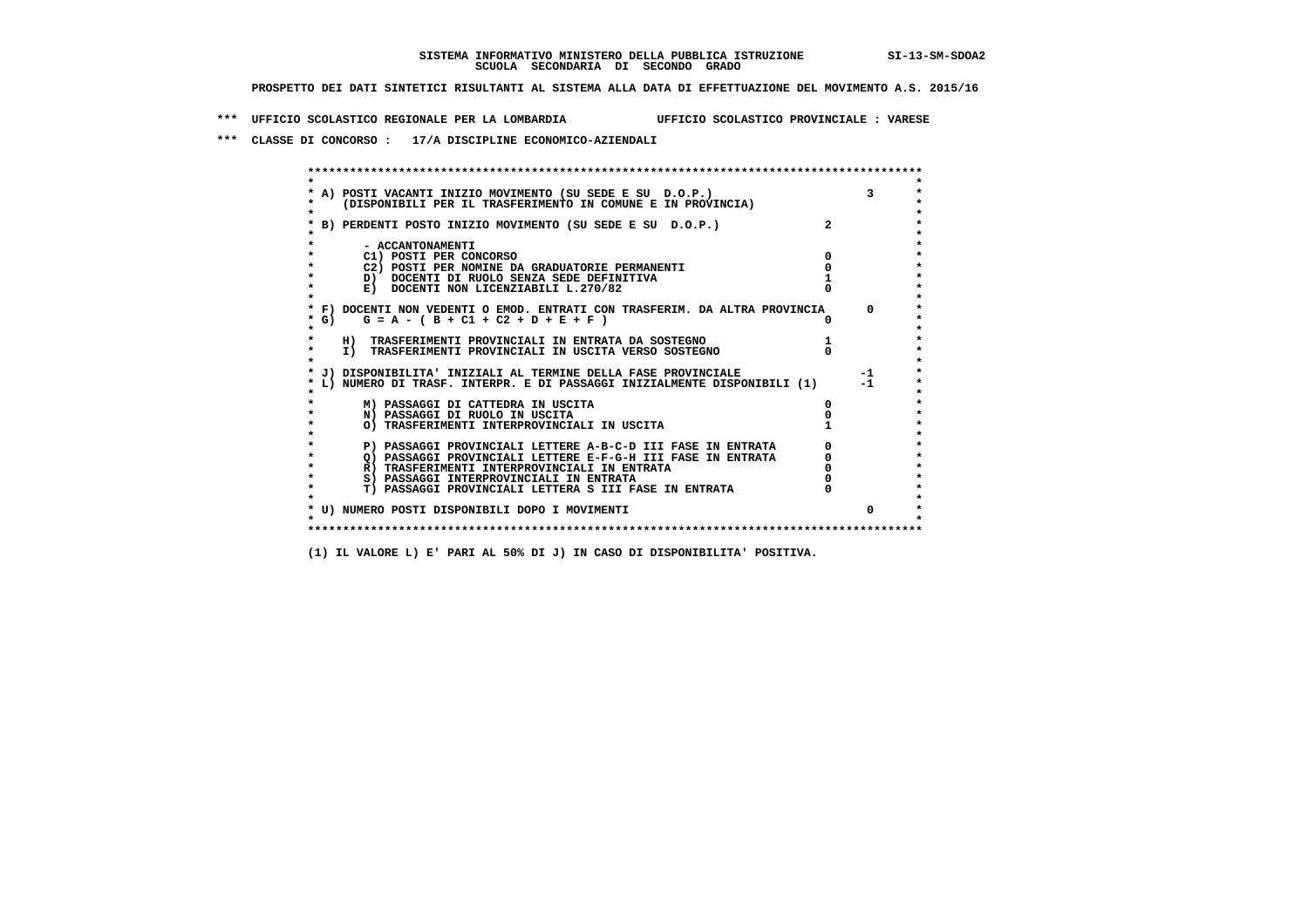SISTEMA INFORMATIVO MINISTERO DELLA PUBBLICA ISTRUZIONE SI-13-SM-SDOA2
SCUOLA SECONDARIA DI SECONDO GRADO

PROSPETTO DEI DATI SINTETICI RISULTANTI AL SISTEMA ALLA DATA DI EFFETTUAZIONE DEL MOVIMENTO A.S. 2015/16

*** UFFICIO SCOLASTICO REGIONALE PER LA LOMBARDIA UFFICIO SCOLASTICO PROVINCIALE : VARESE

*** CLASSE DI CONCORSO : 17/A DISCIPLINE ECONOMICO-AZIENDALI

| Voce | | |
|---|---|---|
| A) POSTI VACANTI INIZIO MOVIMENTO (SU SEDE E SU D.O.P.) (DISPONIBILI PER IL TRASFERIMENTO IN COMUNE E IN PROVINCIA) | | 3 |
| B) PERDENTI POSTO INIZIO MOVIMENTO (SU SEDE E SU D.O.P.) | 2 | |
| - ACCANTONAMENTI | | |
| C1) POSTI PER CONCORSO | 0 | |
| C2) POSTI PER NOMINE DA GRADUATORIE PERMANENTI | 0 | |
| D) DOCENTI DI RUOLO SENZA SEDE DEFINITIVA | 1 | |
| E) DOCENTI NON LICENZIABILI L.270/82 | 0 | |
| F) DOCENTI NON VEDENTI O EMOD. ENTRATI CON TRASFERIM. DA ALTRA PROVINCIA | | 0 |
| G) G = A - ( B + C1 + C2 + D + E + F ) | 0 | |
| H) TRASFERIMENTI PROVINCIALI IN ENTRATA DA SOSTEGNO | 1 | |
| I) TRASFERIMENTI PROVINCIALI IN USCITA VERSO SOSTEGNO | 0 | |
| J) DISPONIBILITA' INIZIALI AL TERMINE DELLA FASE PROVINCIALE | | -1 |
| L) NUMERO DI TRASF. INTERPR. E DI PASSAGGI INIZIALMENTE DISPONIBILI (1) | | -1 |
| M) PASSAGGI DI CATTEDRA IN USCITA | 0 | |
| N) PASSAGGI DI RUOLO IN USCITA | 0 | |
| O) TRASFERIMENTI INTERPROVINCIALI IN USCITA | 1 | |
| P) PASSAGGI PROVINCIALI LETTERE A-B-C-D III FASE IN ENTRATA | 0 | |
| Q) PASSAGGI PROVINCIALI LETTERE E-F-G-H III FASE IN ENTRATA | 0 | |
| R) TRASFERIMENTI INTERPROVINCIALI IN ENTRATA | 0 | |
| S) PASSAGGI INTERPROVINCIALI IN ENTRATA | 0 | |
| T) PASSAGGI PROVINCIALI LETTERA S III FASE IN ENTRATA | 0 | |
| U) NUMERO POSTI DISPONIBILI DOPO I MOVIMENTI | | 0 |

(1) IL VALORE L) E' PARI AL 50% DI J) IN CASO DI DISPONIBILITA' POSITIVA.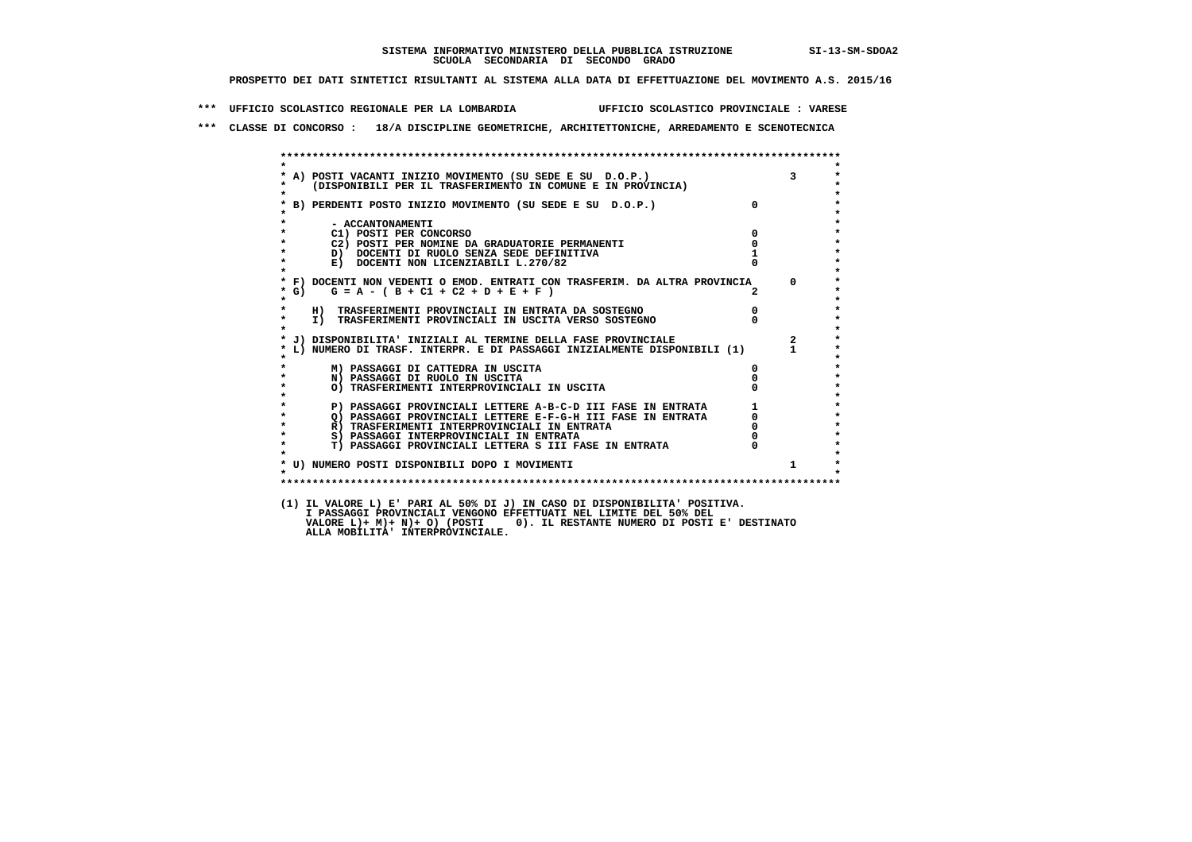SISTEMA INFORMATIVO MINISTERO DELLA PUBBLICA ISTRUZIONE SI-13-SM-SDOA2
SCUOLA SECONDARIA DI SECONDO GRADO

PROSPETTO DEI DATI SINTETICI RISULTANTI AL SISTEMA ALLA DATA DI EFFETTUAZIONE DEL MOVIMENTO A.S. 2015/16

*** UFFICIO SCOLASTICO REGIONALE PER LA LOMBARDIA UFFICIO SCOLASTICO PROVINCIALE : VARESE

*** CLASSE DI CONCORSO : 18/A DISCIPLINE GEOMETRICHE, ARCHITETTONICHE, ARREDAMENTO E SCENOTECNICA

| Voce | | |
|---|---|---|
| A) POSTI VACANTI INIZIO MOVIMENTO (SU SEDE E SU D.O.P.) (DISPONIBILI PER IL TRASFERIMENTO IN COMUNE E IN PROVINCIA) | | 3 |
| B) PERDENTI POSTO INIZIO MOVIMENTO (SU SEDE E SU D.O.P.) | 0 | |
| - ACCANTONAMENTI | | |
| C1) POSTI PER CONCORSO | 0 | |
| C2) POSTI PER NOMINE DA GRADUATORIE PERMANENTI | 0 | |
| D) DOCENTI DI RUOLO SENZA SEDE DEFINITIVA | 1 | |
| E) DOCENTI NON LICENZIABILI L.270/82 | 0 | |
| F) DOCENTI NON VEDENTI O EMOD. ENTRATI CON TRASFERIM. DA ALTRA PROVINCIA | | 0 |
| G) G = A - ( B + C1 + C2 + D + E + F ) | 2 | |
| H) TRASFERIMENTI PROVINCIALI IN ENTRATA DA SOSTEGNO | 0 | |
| I) TRASFERIMENTI PROVINCIALI IN USCITA VERSO SOSTEGNO | 0 | |
| J) DISPONIBILITA' INIZIALI AL TERMINE DELLA FASE PROVINCIALE | | 2 |
| L) NUMERO DI TRASF. INTERPR. E DI PASSAGGI INIZIALMENTE DISPONIBILI (1) | | 1 |
| M) PASSAGGI DI CATTEDRA IN USCITA | 0 | |
| N) PASSAGGI DI RUOLO IN USCITA | 0 | |
| O) TRASFERIMENTI INTERPROVINCIALI IN USCITA | 0 | |
| P) PASSAGGI PROVINCIALI LETTERE A-B-C-D III FASE IN ENTRATA | 1 | |
| Q) PASSAGGI PROVINCIALI LETTERE E-F-G-H III FASE IN ENTRATA | 0 | |
| R) TRASFERIMENTI INTERPROVINCIALI IN ENTRATA | 0 | |
| S) PASSAGGI INTERPROVINCIALI IN ENTRATA | 0 | |
| T) PASSAGGI PROVINCIALI LETTERA S III FASE IN ENTRATA | 0 | |
| U) NUMERO POSTI DISPONIBILI DOPO I MOVIMENTI | | 1 |

(1) IL VALORE L) E' PARI AL 50% DI J) IN CASO DI DISPONIBILITA' POSITIVA.
I PASSAGGI PROVINCIALI VENGONO EFFETTUATI NEL LIMITE DEL 50% DEL
VALORE L)+ M)+ N)+ O) (POSTI 0). IL RESTANTE NUMERO DI POSTI E' DESTINATO
ALLA MOBILITA' INTERPROVINCIALE.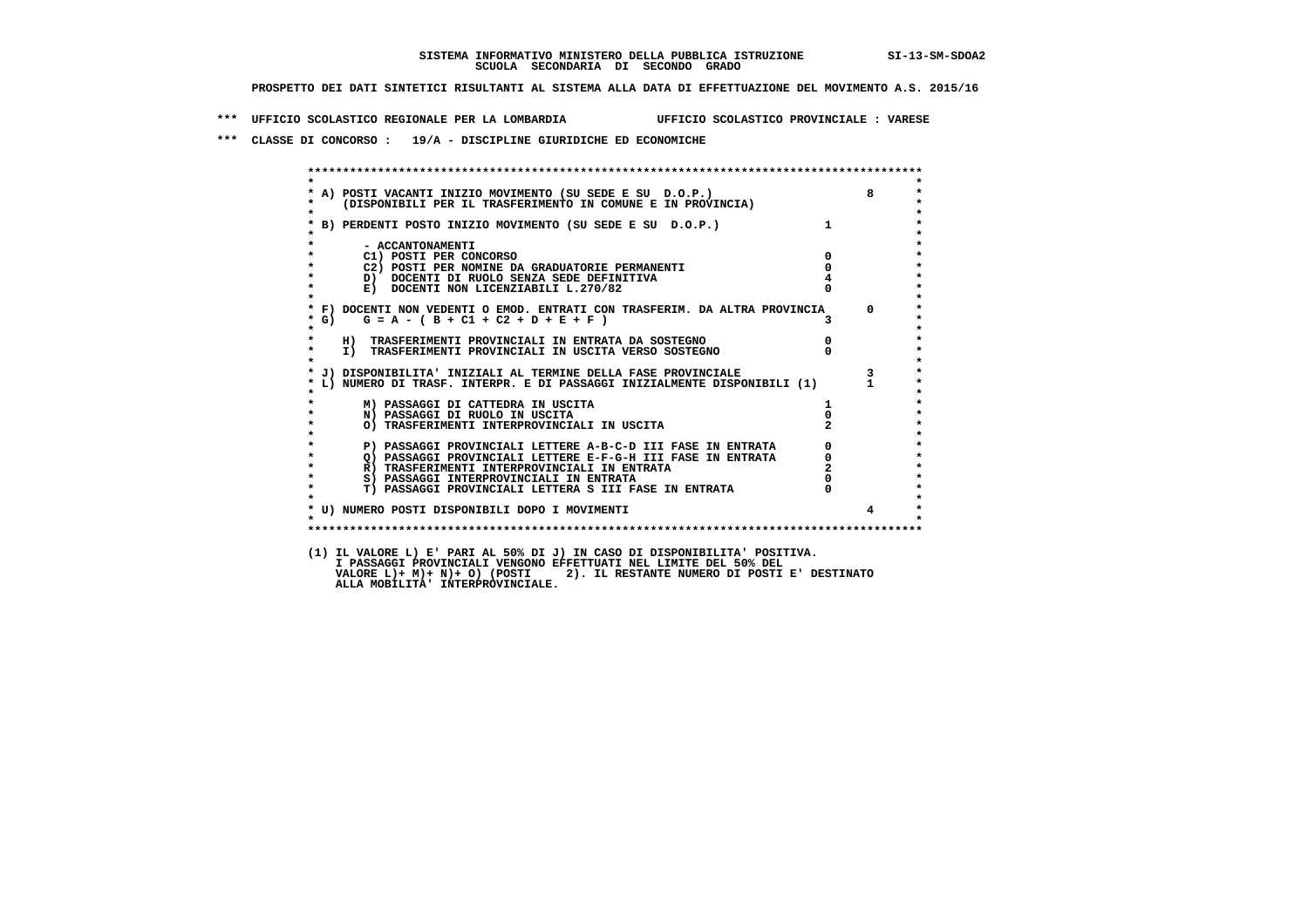SISTEMA INFORMATIVO MINISTERO DELLA PUBBLICA ISTRUZIONE SI-13-SM-SDOA2

SCUOLA SECONDARIA DI SECONDO GRADO

PROSPETTO DEI DATI SINTETICI RISULTANTI AL SISTEMA ALLA DATA DI EFFETTUAZIONE DEL MOVIMENTO A.S. 2015/16

*** UFFICIO SCOLASTICO REGIONALE PER LA LOMBARDIA UFFICIO SCOLASTICO PROVINCIALE : VARESE

*** CLASSE DI CONCORSO : 19/A - DISCIPLINE GIURIDICHE ED ECONOMICHE

| Voce | | |
|---|---|---|
| A) POSTI VACANTI INIZIO MOVIMENTO (SU SEDE E SU D.O.P.) (DISPONIBILI PER IL TRASFERIMENTO IN COMUNE E IN PROVINCIA) | | 8 |
| B) PERDENTI POSTO INIZIO MOVIMENTO (SU SEDE E SU D.O.P.) | 1 | |
| - ACCANTONAMENTI | | |
| C1) POSTI PER CONCORSO | 0 | |
| C2) POSTI PER NOMINE DA GRADUATORIE PERMANENTI | 0 | |
| D) DOCENTI DI RUOLO SENZA SEDE DEFINITIVA | 4 | |
| E) DOCENTI NON LICENZIABILI L.270/82 | 0 | |
| F) DOCENTI NON VEDENTI O EMOD. ENTRATI CON TRASFERIM. DA ALTRA PROVINCIA | | 0 |
| G) G = A - ( B + C1 + C2 + D + E + F ) | 3 | |
| H) TRASFERIMENTI PROVINCIALI IN ENTRATA DA SOSTEGNO | 0 | |
| I) TRASFERIMENTI PROVINCIALI IN USCITA VERSO SOSTEGNO | 0 | |
| J) DISPONIBILITA' INIZIALI AL TERMINE DELLA FASE PROVINCIALE | | 3 |
| L) NUMERO DI TRASF. INTERPR. E DI PASSAGGI INIZIALMENTE DISPONIBILI (1) | | 1 |
| M) PASSAGGI DI CATTEDRA IN USCITA | 1 | |
| N) PASSAGGI DI RUOLO IN USCITA | 0 | |
| O) TRASFERIMENTI INTERPROVINCIALI IN USCITA | 2 | |
| P) PASSAGGI PROVINCIALI LETTERE A-B-C-D III FASE IN ENTRATA | 0 | |
| Q) PASSAGGI PROVINCIALI LETTERE E-F-G-H III FASE IN ENTRATA | 0 | |
| R) TRASFERIMENTI INTERPROVINCIALI IN ENTRATA | 2 | |
| S) PASSAGGI INTERPROVINCIALI IN ENTRATA | 0 | |
| T) PASSAGGI PROVINCIALI LETTERA S III FASE IN ENTRATA | 0 | |
| U) NUMERO POSTI DISPONIBILI DOPO I MOVIMENTI | | 4 |

(1) IL VALORE L) E' PARI AL 50% DI J) IN CASO DI DISPONIBILITA' POSITIVA. I PASSAGGI PROVINCIALI VENGONO EFFETTUATI NEL LIMITE DEL 50% DEL VALORE L)+ M)+ N)+ O) (POSTI 2). IL RESTANTE NUMERO DI POSTI E' DESTINATO ALLA MOBILITA' INTERPROVINCIALE.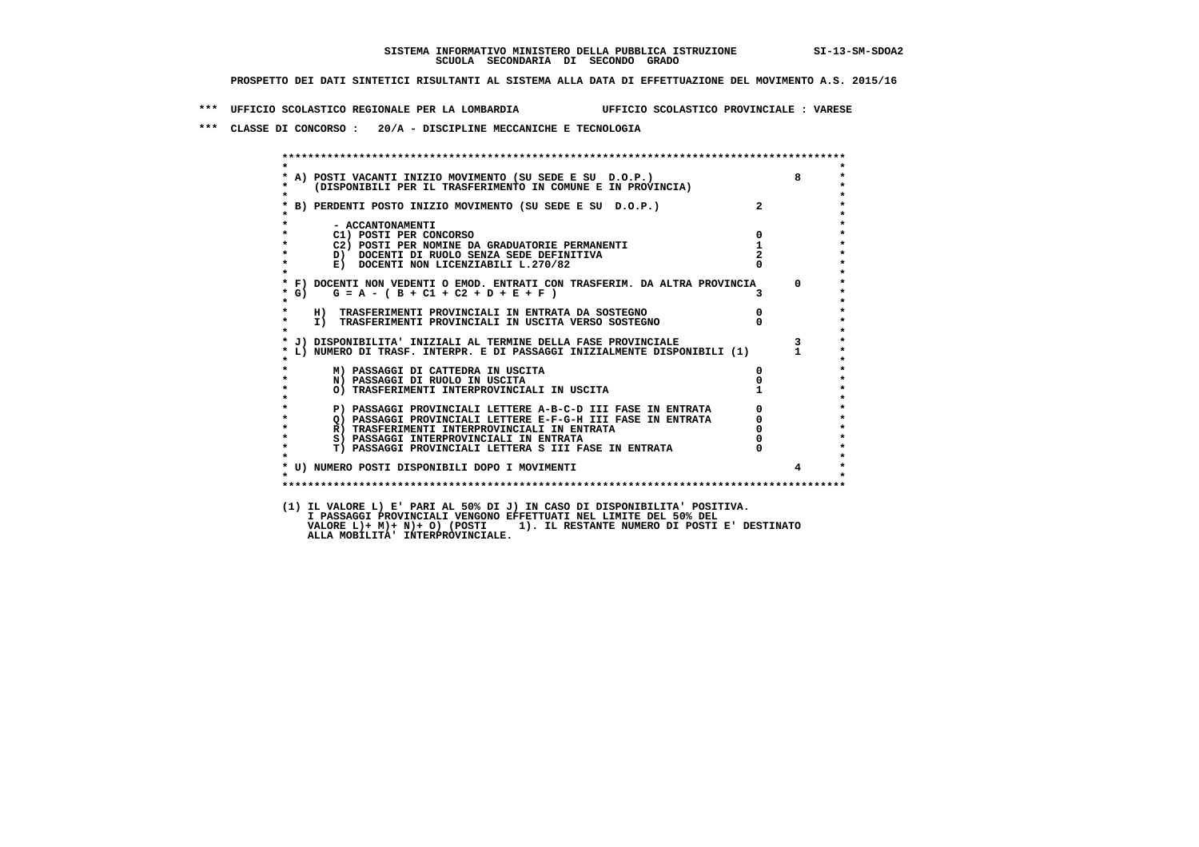SISTEMA INFORMATIVO MINISTERO DELLA PUBBLICA ISTRUZIONE SI-13-SM-SDOA2
SCUOLA SECONDARIA DI SECONDO GRADO

PROSPETTO DEI DATI SINTETICI RISULTANTI AL SISTEMA ALLA DATA DI EFFETTUAZIONE DEL MOVIMENTO A.S. 2015/16

*** UFFICIO SCOLASTICO REGIONALE PER LA LOMBARDIA UFFICIO SCOLASTICO PROVINCIALE : VARESE

*** CLASSE DI CONCORSO : 20/A - DISCIPLINE MECCANICHE E TECNOLOGIA

| | | |
|---|---|---|
| A) POSTI VACANTI INIZIO MOVIMENTO (SU SEDE E SU D.O.P.) (DISPONIBILI PER IL TRASFERIMENTO IN COMUNE E IN PROVINCIA) | | 8 |
| B) PERDENTI POSTO INIZIO MOVIMENTO (SU SEDE E SU D.O.P.) | 2 | |
| - ACCANTONAMENTI | | |
| C1) POSTI PER CONCORSO | 0 | |
| C2) POSTI PER NOMINE DA GRADUATORIE PERMANENTI | 1 | |
| D) DOCENTI DI RUOLO SENZA SEDE DEFINITIVA | 2 | |
| E) DOCENTI NON LICENZIABILI L.270/82 | 0 | |
| F) DOCENTI NON VEDENTI O EMOD. ENTRATI CON TRASFERIM. DA ALTRA PROVINCIA | | 0 |
| G) G = A - ( B + C1 + C2 + D + E + F ) | 3 | |
| H) TRASFERIMENTI PROVINCIALI IN ENTRATA DA SOSTEGNO | 0 | |
| I) TRASFERIMENTI PROVINCIALI IN USCITA VERSO SOSTEGNO | 0 | |
| J) DISPONIBILITA' INIZIALI AL TERMINE DELLA FASE PROVINCIALE | | 3 |
| L) NUMERO DI TRASF. INTERPR. E DI PASSAGGI INIZIALMENTE DISPONIBILI (1) | | 1 |
| M) PASSAGGI DI CATTEDRA IN USCITA | 0 | |
| N) PASSAGGI DI RUOLO IN USCITA | 0 | |
| O) TRASFERIMENTI INTERPROVINCIALI IN USCITA | 1 | |
| P) PASSAGGI PROVINCIALI LETTERE A-B-C-D III FASE IN ENTRATA | 0 | |
| Q) PASSAGGI PROVINCIALI LETTERE E-F-G-H III FASE IN ENTRATA | 0 | |
| R) TRASFERIMENTI INTERPROVINCIALI IN ENTRATA | 0 | |
| S) PASSAGGI INTERPROVINCIALI IN ENTRATA | 0 | |
| T) PASSAGGI PROVINCIALI LETTERA S III FASE IN ENTRATA | 0 | |
| U) NUMERO POSTI DISPONIBILI DOPO I MOVIMENTI | | 4 |

(1) IL VALORE L) E' PARI AL 50% DI J) IN CASO DI DISPONIBILITA' POSITIVA.
I PASSAGGI PROVINCIALI VENGONO EFFETTUATI NEL LIMITE DEL 50% DEL
VALORE L)+ M)+ N)+ O) (POSTI 1). IL RESTANTE NUMERO DI POSTI E' DESTINATO
ALLA MOBILITA' INTERPROVINCIALE.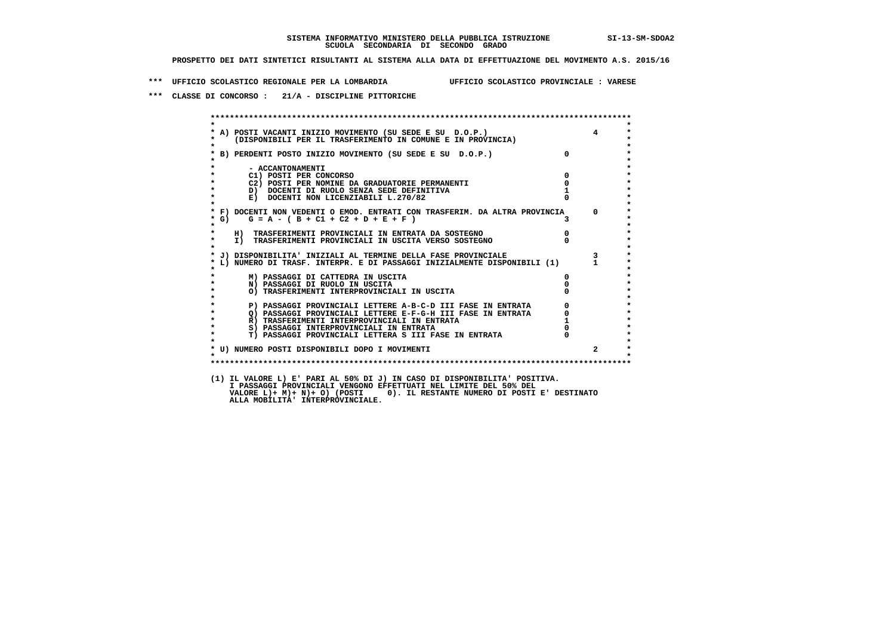SISTEMA INFORMATIVO MINISTERO DELLA PUBBLICA ISTRUZIONE SI-13-SM-SDOA2
SCUOLA SECONDARIA DI SECONDO GRADO

PROSPETTO DEI DATI SINTETICI RISULTANTI AL SISTEMA ALLA DATA DI EFFETTUAZIONE DEL MOVIMENTO A.S. 2015/16

*** UFFICIO SCOLASTICO REGIONALE PER LA LOMBARDIA UFFICIO SCOLASTICO PROVINCIALE : VARESE

*** CLASSE DI CONCORSO : 21/A - DISCIPLINE PITTORICHE

| Voce | | |
|---|---|---|
| A) POSTI VACANTI INIZIO MOVIMENTO (SU SEDE E SU D.O.P.) (DISPONIBILI PER IL TRASFERIMENTO IN COMUNE E IN PROVINCIA) | | 4 |
| B) PERDENTI POSTO INIZIO MOVIMENTO (SU SEDE E SU D.O.P.) | 0 | |
| - ACCANTONAMENTI | | |
| C1) POSTI PER CONCORSO | 0 | |
| C2) POSTI PER NOMINE DA GRADUATORIE PERMANENTI | 0 | |
| D) DOCENTI DI RUOLO SENZA SEDE DEFINITIVA | 1 | |
| E) DOCENTI NON LICENZIABILI L.270/82 | 0 | |
| F) DOCENTI NON VEDENTI O EMOD. ENTRATI CON TRASFERIM. DA ALTRA PROVINCIA | | 0 |
| G) G = A - ( B + C1 + C2 + D + E + F ) | 3 | |
| H) TRASFERIMENTI PROVINCIALI IN ENTRATA DA SOSTEGNO | 0 | |
| I) TRASFERIMENTI PROVINCIALI IN USCITA VERSO SOSTEGNO | 0 | |
| J) DISPONIBILITA' INIZIALI AL TERMINE DELLA FASE PROVINCIALE | | 3 |
| L) NUMERO DI TRASF. INTERPR. E DI PASSAGGI INIZIALMENTE DISPONIBILI (1) | | 1 |
| M) PASSAGGI DI CATTEDRA IN USCITA | 0 | |
| N) PASSAGGI DI RUOLO IN USCITA | 0 | |
| O) TRASFERIMENTI INTERPROVINCIALI IN USCITA | 0 | |
| P) PASSAGGI PROVINCIALI LETTERE A-B-C-D III FASE IN ENTRATA | 0 | |
| Q) PASSAGGI PROVINCIALI LETTERE E-F-G-H III FASE IN ENTRATA | 0 | |
| R) TRASFERIMENTI INTERPROVINCIALI IN ENTRATA | 1 | |
| S) PASSAGGI INTERPROVINCIALI IN ENTRATA | 0 | |
| T) PASSAGGI PROVINCIALI LETTERA S III FASE IN ENTRATA | 0 | |
| U) NUMERO POSTI DISPONIBILI DOPO I MOVIMENTI | | 2 |

(1) IL VALORE L) E' PARI AL 50% DI J) IN CASO DI DISPONIBILITA' POSITIVA.
I PASSAGGI PROVINCIALI VENGONO EFFETTUATI NEL LIMITE DEL 50% DEL
VALORE L)+ M)+ N)+ O) (POSTI 0). IL RESTANTE NUMERO DI POSTI E' DESTINATO
ALLA MOBILITA' INTERPROVINCIALE.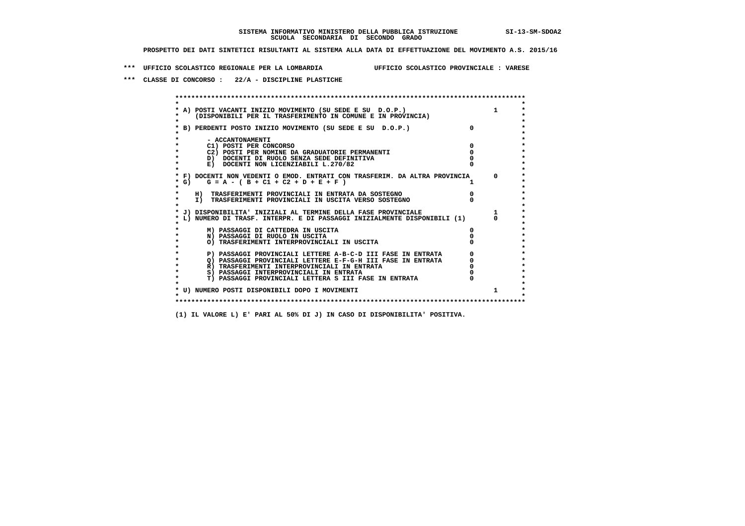**SISTEMA INFORMATIVO MINISTERO DELLA PUBBLICA ISTRUZIONE SI-13-SM-SDOA2**
**SCUOLA SECONDARIA DI SECONDO GRADO**

**PROSPETTO DEI DATI SINTETICI RISULTANTI AL SISTEMA ALLA DATA DI EFFETTUAZIONE DEL MOVIMENTO A.S. 2015/16**

**\*\*\* UFFICIO SCOLASTICO REGIONALE PER LA LOMBARDIA UFFICIO SCOLASTICO PROVINCIALE : VARESE**

**\*\*\* CLASSE DI CONCORSO : 22/A - DISCIPLINE PLASTICHE**

| Voce | | |
|---|---|---|
| A) POSTI VACANTI INIZIO MOVIMENTO (SU SEDE E SU D.O.P.) (DISPONIBILI PER IL TRASFERIMENTO IN COMUNE E IN PROVINCIA) | | 1 |
| B) PERDENTI POSTO INIZIO MOVIMENTO (SU SEDE E SU D.O.P.) | 0 | |
| - ACCANTONAMENTI | | |
| C1) POSTI PER CONCORSO | 0 | |
| C2) POSTI PER NOMINE DA GRADUATORIE PERMANENTI | 0 | |
| D) DOCENTI DI RUOLO SENZA SEDE DEFINITIVA | 0 | |
| E) DOCENTI NON LICENZIABILI L.270/82 | 0 | |
| F) DOCENTI NON VEDENTI O EMOD. ENTRATI CON TRASFERIM. DA ALTRA PROVINCIA | | 0 |
| G) G = A - ( B + C1 + C2 + D + E + F ) | 1 | |
| H) TRASFERIMENTI PROVINCIALI IN ENTRATA DA SOSTEGNO | 0 | |
| I) TRASFERIMENTI PROVINCIALI IN USCITA VERSO SOSTEGNO | 0 | |
| J) DISPONIBILITA' INIZIALI AL TERMINE DELLA FASE PROVINCIALE | | 1 |
| L) NUMERO DI TRASF. INTERPR. E DI PASSAGGI INIZIALMENTE DISPONIBILI (1) | | 0 |
| M) PASSAGGI DI CATTEDRA IN USCITA | 0 | |
| N) PASSAGGI DI RUOLO IN USCITA | 0 | |
| O) TRASFERIMENTI INTERPROVINCIALI IN USCITA | 0 | |
| P) PASSAGGI PROVINCIALI LETTERE A-B-C-D III FASE IN ENTRATA | 0 | |
| Q) PASSAGGI PROVINCIALI LETTERE E-F-G-H III FASE IN ENTRATA | 0 | |
| R) TRASFERIMENTI INTERPROVINCIALI IN ENTRATA | 0 | |
| S) PASSAGGI INTERPROVINCIALI IN ENTRATA | 0 | |
| T) PASSAGGI PROVINCIALI LETTERA S III FASE IN ENTRATA | 0 | |
| U) NUMERO POSTI DISPONIBILI DOPO I MOVIMENTI | | 1 |

**(1) IL VALORE L) E' PARI AL 50% DI J) IN CASO DI DISPONIBILITA' POSITIVA.**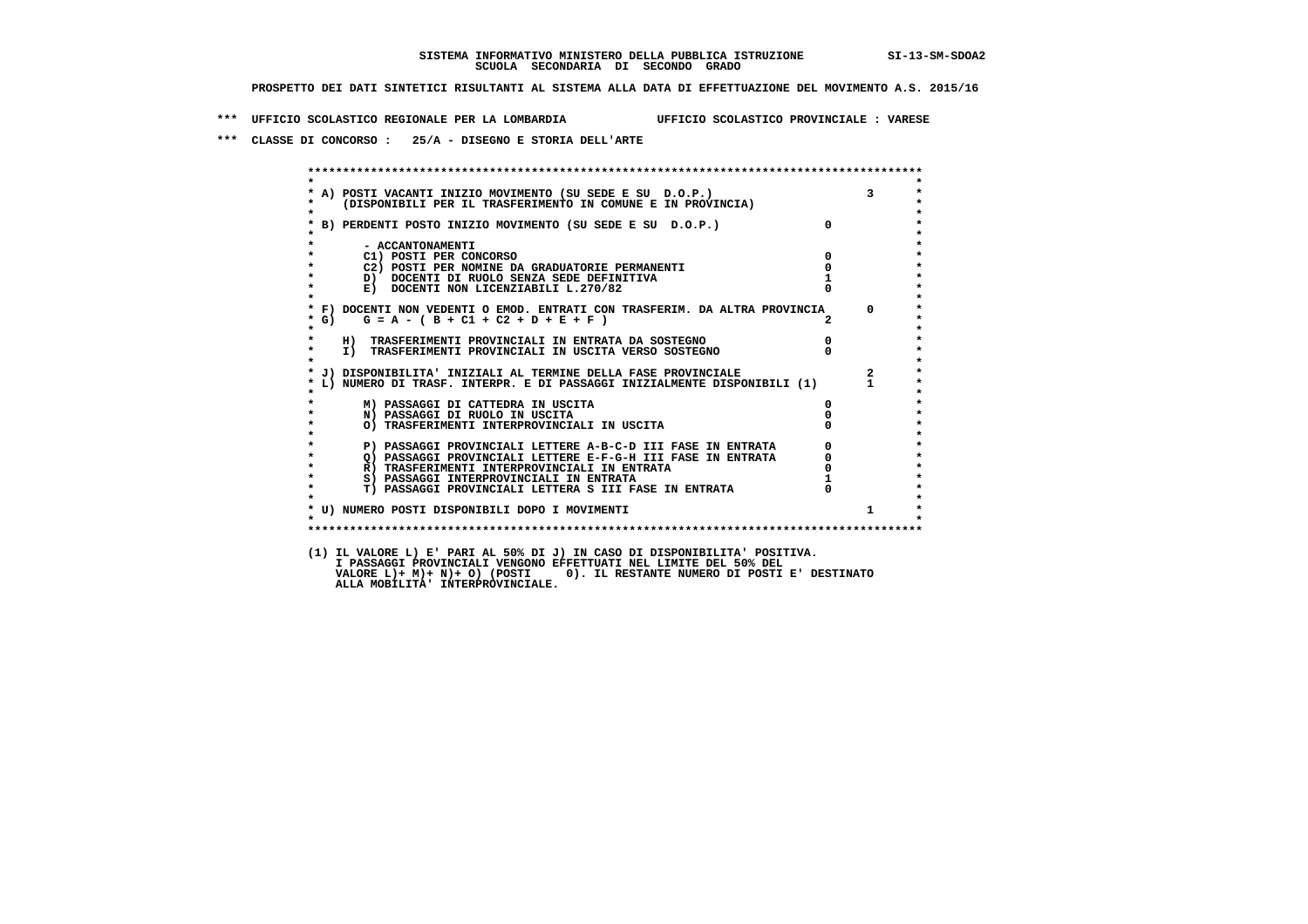**SISTEMA INFORMATIVO MINISTERO DELLA PUBBLICA ISTRUZIONE SI-13-SM-SDOA2**
**SCUOLA SECONDARIA DI SECONDO GRADO**

**PROSPETTO DEI DATI SINTETICI RISULTANTI AL SISTEMA ALLA DATA DI EFFETTUAZIONE DEL MOVIMENTO A.S. 2015/16**

**\*\*\* UFFICIO SCOLASTICO REGIONALE PER LA LOMBARDIA UFFICIO SCOLASTICO PROVINCIALE : VARESE**

**\*\*\* CLASSE DI CONCORSO : 25/A - DISEGNO E STORIA DELL'ARTE**

| Voce | | |
|---|---|---|
| A) POSTI VACANTI INIZIO MOVIMENTO (SU SEDE E SU D.O.P.) (DISPONIBILI PER IL TRASFERIMENTO IN COMUNE E IN PROVINCIA) | | 3 |
| B) PERDENTI POSTO INIZIO MOVIMENTO (SU SEDE E SU D.O.P.) | 0 | |
| - ACCANTONAMENTI | | |
| C1) POSTI PER CONCORSO | 0 | |
| C2) POSTI PER NOMINE DA GRADUATORIE PERMANENTI | 0 | |
| D) DOCENTI DI RUOLO SENZA SEDE DEFINITIVA | 1 | |
| E) DOCENTI NON LICENZIABILI L.270/82 | 0 | |
| F) DOCENTI NON VEDENTI O EMOD. ENTRATI CON TRASFERIM. DA ALTRA PROVINCIA | | 0 |
| G) G = A - ( B + C1 + C2 + D + E + F ) | 2 | |
| H) TRASFERIMENTI PROVINCIALI IN ENTRATA DA SOSTEGNO | 0 | |
| I) TRASFERIMENTI PROVINCIALI IN USCITA VERSO SOSTEGNO | 0 | |
| J) DISPONIBILITA' INIZIALI AL TERMINE DELLA FASE PROVINCIALE | | 2 |
| L) NUMERO DI TRASF. INTERPR. E DI PASSAGGI INIZIALMENTE DISPONIBILI (1) | | 1 |
| M) PASSAGGI DI CATTEDRA IN USCITA | 0 | |
| N) PASSAGGI DI RUOLO IN USCITA | 0 | |
| O) TRASFERIMENTI INTERPROVINCIALI IN USCITA | 0 | |
| P) PASSAGGI PROVINCIALI LETTERE A-B-C-D III FASE IN ENTRATA | 0 | |
| Q) PASSAGGI PROVINCIALI LETTERE E-F-G-H III FASE IN ENTRATA | 0 | |
| R) TRASFERIMENTI INTERPROVINCIALI IN ENTRATA | 0 | |
| S) PASSAGGI INTERPROVINCIALI IN ENTRATA | 1 | |
| T) PASSAGGI PROVINCIALI LETTERA S III FASE IN ENTRATA | 0 | |
| U) NUMERO POSTI DISPONIBILI DOPO I MOVIMENTI | | 1 |

(1) IL VALORE L) E' PARI AL 50% DI J) IN CASO DI DISPONIBILITA' POSITIVA.
I PASSAGGI PROVINCIALI VENGONO EFFETTUATI NEL LIMITE DEL 50% DEL
VALORE L)+ M)+ N)+ O) (POSTI 0). IL RESTANTE NUMERO DI POSTI E' DESTINATO
ALLA MOBILITA' INTERPROVINCIALE.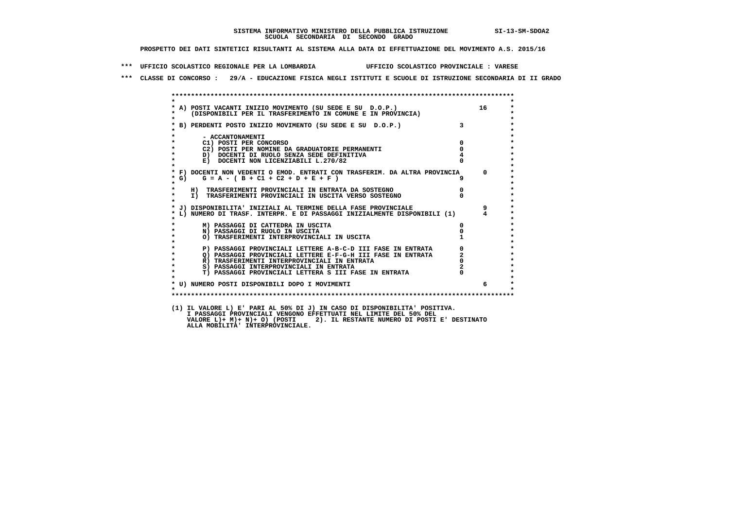SISTEMA INFORMATIVO MINISTERO DELLA PUBBLICA ISTRUZIONE SI-13-SM-SDOA2
SCUOLA SECONDARIA DI SECONDO GRADO

PROSPETTO DEI DATI SINTETICI RISULTANTI AL SISTEMA ALLA DATA DI EFFETTUAZIONE DEL MOVIMENTO A.S. 2015/16

*** UFFICIO SCOLASTICO REGIONALE PER LA LOMBARDIA UFFICIO SCOLASTICO PROVINCIALE : VARESE

*** CLASSE DI CONCORSO : 29/A - EDUCAZIONE FISICA NEGLI ISTITUTI E SCUOLE DI ISTRUZIONE SECONDARIA DI II GRADO

| | | |
|---|---|---|
| A) POSTI VACANTI INIZIO MOVIMENTO (SU SEDE E SU D.O.P.) (DISPONIBILI PER IL TRASFERIMENTO IN COMUNE E IN PROVINCIA) | | 16 |
| B) PERDENTI POSTO INIZIO MOVIMENTO (SU SEDE E SU D.O.P.) | 3 | |
| - ACCANTONAMENTI | | |
| C1) POSTI PER CONCORSO | 0 | |
| C2) POSTI PER NOMINE DA GRADUATORIE PERMANENTI | 0 | |
| D) DOCENTI DI RUOLO SENZA SEDE DEFINITIVA | 4 | |
| E) DOCENTI NON LICENZIABILI L.270/82 | 0 | |
| F) DOCENTI NON VEDENTI O EMOD. ENTRATI CON TRASFERIM. DA ALTRA PROVINCIA | | 0 |
| G) G = A - ( B + C1 + C2 + D + E + F ) | 9 | |
| H) TRASFERIMENTI PROVINCIALI IN ENTRATA DA SOSTEGNO | 0 | |
| I) TRASFERIMENTI PROVINCIALI IN USCITA VERSO SOSTEGNO | 0 | |
| J) DISPONIBILITA' INIZIALI AL TERMINE DELLA FASE PROVINCIALE | | 9 |
| L) NUMERO DI TRASF. INTERPR. E DI PASSAGGI INIZIALMENTE DISPONIBILI (1) | | 4 |
| M) PASSAGGI DI CATTEDRA IN USCITA | 0 | |
| N) PASSAGGI DI RUOLO IN USCITA | 0 | |
| O) TRASFERIMENTI INTERPROVINCIALI IN USCITA | 1 | |
| P) PASSAGGI PROVINCIALI LETTERE A-B-C-D III FASE IN ENTRATA | 0 | |
| Q) PASSAGGI PROVINCIALI LETTERE E-F-G-H III FASE IN ENTRATA | 2 | |
| R) TRASFERIMENTI INTERPROVINCIALI IN ENTRATA | 0 | |
| S) PASSAGGI INTERPROVINCIALI IN ENTRATA | 2 | |
| T) PASSAGGI PROVINCIALI LETTERA S III FASE IN ENTRATA | 0 | |
| U) NUMERO POSTI DISPONIBILI DOPO I MOVIMENTI | | 6 |

(1) IL VALORE L) E' PARI AL 50% DI J) IN CASO DI DISPONIBILITA' POSITIVA.
I PASSAGGI PROVINCIALI VENGONO EFFETTUATI NEL LIMITE DEL 50% DEL
VALORE L)+ M)+ N)+ O) (POSTI 2). IL RESTANTE NUMERO DI POSTI E' DESTINATO
ALLA MOBILITA' INTERPROVINCIALE.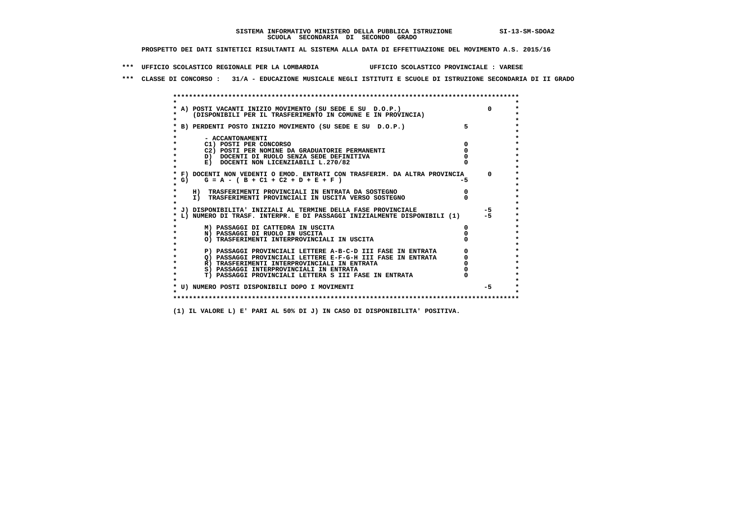SISTEMA INFORMATIVO MINISTERO DELLA PUBBLICA ISTRUZIONE SI-13-SM-SDOA2
SCUOLA SECONDARIA DI SECONDO GRADO

PROSPETTO DEI DATI SINTETICI RISULTANTI AL SISTEMA ALLA DATA DI EFFETTUAZIONE DEL MOVIMENTO A.S. 2015/16

*** UFFICIO SCOLASTICO REGIONALE PER LA LOMBARDIA UFFICIO SCOLASTICO PROVINCIALE : VARESE

*** CLASSE DI CONCORSO : 31/A - EDUCAZIONE MUSICALE NEGLI ISTITUTI E SCUOLE DI ISTRUZIONE SECONDARIA DI II GRADO

```
******************************************************************************************
*                                                                                        *
* A) POSTI VACANTI INIZIO MOVIMENTO (SU SEDE E SU  D.O.P.)                       0      *
*     (DISPONIBILI PER IL TRASFERIMENTO IN COMUNE E IN PROVINCIA)                        *
*                                                                                        *
* B) PERDENTI POSTO INIZIO MOVIMENTO (SU SEDE E SU  D.O.P.)              5               *
*                                                                                        *
*       - ACCANTONAMENTI                                                                 *
*       C1) POSTI PER CONCORSO                                           0               *
*       C2) POSTI PER NOMINE DA GRADUATORIE PERMANENTI                   0               *
*       D)  DOCENTI DI RUOLO SENZA SEDE DEFINITIVA                       0               *
*       E)  DOCENTI NON LICENZIABILI L.270/82                            0               *
*                                                                                        *
* F) DOCENTI NON VEDENTI O EMOD. ENTRATI CON TRASFERIM. DA ALTRA PROVINCIA      0        *
* G)    G = A - ( B + C1 + C2 + D + E + F )                              -5              *
*                                                                                        *
*    H)  TRASFERIMENTI PROVINCIALI IN ENTRATA DA SOSTEGNO                0               *
*    I)  TRASFERIMENTI PROVINCIALI IN USCITA VERSO SOSTEGNO              0               *
*                                                                                        *
* J) DISPONIBILITA' INIZIALI AL TERMINE DELLA FASE PROVINCIALE                  -5       *
* L) NUMERO DI TRASF. INTERPR. E DI PASSAGGI INIZIALMENTE DISPONIBILI (1)       -5       *
*                                                                                        *
*       M) PASSAGGI DI CATTEDRA IN USCITA                                0               *
*       N) PASSAGGI DI RUOLO IN USCITA                                   0               *
*       O) TRASFERIMENTI INTERPROVINCIALI IN USCITA                      0               *
*                                                                                        *
*       P) PASSAGGI PROVINCIALI LETTERE A-B-C-D III FASE IN ENTRATA      0               *
*       Q) PASSAGGI PROVINCIALI LETTERE E-F-G-H III FASE IN ENTRATA      0               *
*       R) TRASFERIMENTI INTERPROVINCIALI IN ENTRATA                     0               *
*       S) PASSAGGI INTERPROVINCIALI IN ENTRATA                          0               *
*       T) PASSAGGI PROVINCIALI LETTERA S III FASE IN ENTRATA            0               *
*                                                                                        *
* U) NUMERO POSTI DISPONIBILI DOPO I MOVIMENTI                                  -5       *
*                                                                                        *
******************************************************************************************
```

(1) IL VALORE L) E' PARI AL 50% DI J) IN CASO DI DISPONIBILITA' POSITIVA.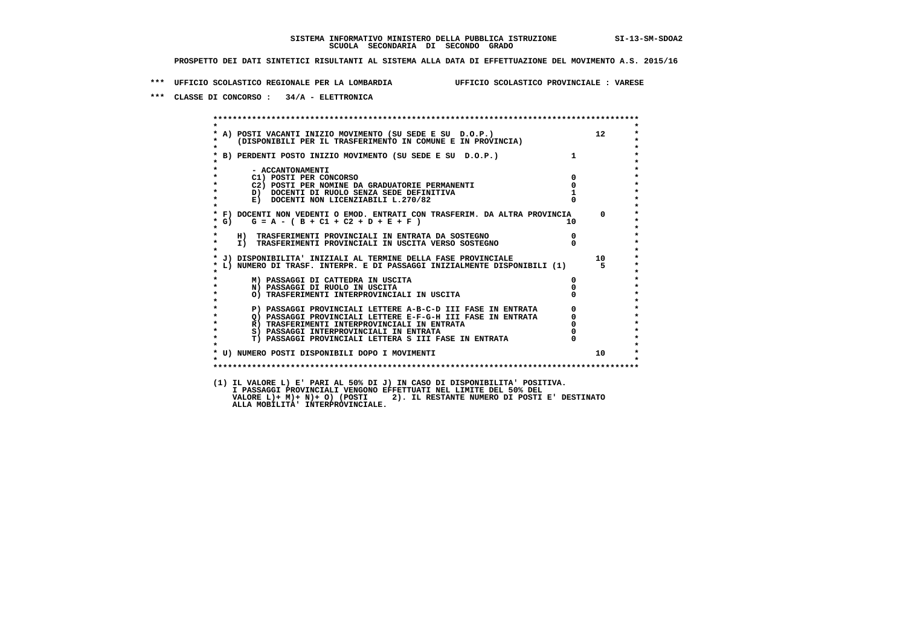**SISTEMA INFORMATIVO MINISTERO DELLA PUBBLICA ISTRUZIONE SI-13-SM-SDOA2**
**SCUOLA SECONDARIA DI SECONDO GRADO**

**PROSPETTO DEI DATI SINTETICI RISULTANTI AL SISTEMA ALLA DATA DI EFFETTUAZIONE DEL MOVIMENTO A.S. 2015/16**

**\*\*\* UFFICIO SCOLASTICO REGIONALE PER LA LOMBARDIA UFFICIO SCOLASTICO PROVINCIALE : VARESE**

**\*\*\* CLASSE DI CONCORSO : 34/A - ELETTRONICA**

```
******************************************************************************************
*                                                                                        *
* A) POSTI VACANTI INIZIO MOVIMENTO (SU SEDE E SU  D.O.P.)                      12      *
*     (DISPONIBILI PER IL TRASFERIMENTO IN COMUNE E IN PROVINCIA)                        *
*                                                                                        *
* B) PERDENTI POSTO INIZIO MOVIMENTO (SU SEDE E SU  D.O.P.)              1                *
*                                                                                        *
*       - ACCANTONAMENTI                                                                 *
*       C1) POSTI PER CONCORSO                                           0               *
*       C2) POSTI PER NOMINE DA GRADUATORIE PERMANENTI                   0               *
*       D)  DOCENTI DI RUOLO SENZA SEDE DEFINITIVA                       1               *
*       E)  DOCENTI NON LICENZIABILI L.270/82                            0               *
*                                                                                        *
* F) DOCENTI NON VEDENTI O EMOD. ENTRATI CON TRASFERIM. DA ALTRA PROVINCIA      0       *
* G)    G = A - ( B + C1 + C2 + D + E + F )                             10               *
*                                                                                        *
*    H)  TRASFERIMENTI PROVINCIALI IN ENTRATA DA SOSTEGNO                0               *
*    I)  TRASFERIMENTI PROVINCIALI IN USCITA VERSO SOSTEGNO              0               *
*                                                                                        *
* J) DISPONIBILITA' INIZIALI AL TERMINE DELLA FASE PROVINCIALE                  10      *
* L) NUMERO DI TRASF. INTERPR. E DI PASSAGGI INIZIALMENTE DISPONIBILI (1)        5      *
*                                                                                        *
*       M) PASSAGGI DI CATTEDRA IN USCITA                                0               *
*       N) PASSAGGI DI RUOLO IN USCITA                                   0               *
*       O) TRASFERIMENTI INTERPROVINCIALI IN USCITA                      0               *
*                                                                                        *
*       P) PASSAGGI PROVINCIALI LETTERE A-B-C-D III FASE IN ENTRATA      0               *
*       Q) PASSAGGI PROVINCIALI LETTERE E-F-G-H III FASE IN ENTRATA      0               *
*       R) TRASFERIMENTI INTERPROVINCIALI IN ENTRATA                     0               *
*       S) PASSAGGI INTERPROVINCIALI IN ENTRATA                          0               *
*       T) PASSAGGI PROVINCIALI LETTERA S III FASE IN ENTRATA            0               *
*                                                                                        *
* U) NUMERO POSTI DISPONIBILI DOPO I MOVIMENTI                                  10      *
*                                                                                        *
******************************************************************************************
```

(1) IL VALORE L) E' PARI AL 50% DI J) IN CASO DI DISPONIBILITA' POSITIVA.
I PASSAGGI PROVINCIALI VENGONO EFFETTUATI NEL LIMITE DEL 50% DEL
VALORE L)+ M)+ N)+ O) (POSTI 2). IL RESTANTE NUMERO DI POSTI E' DESTINATO
ALLA MOBILITA' INTERPROVINCIALE.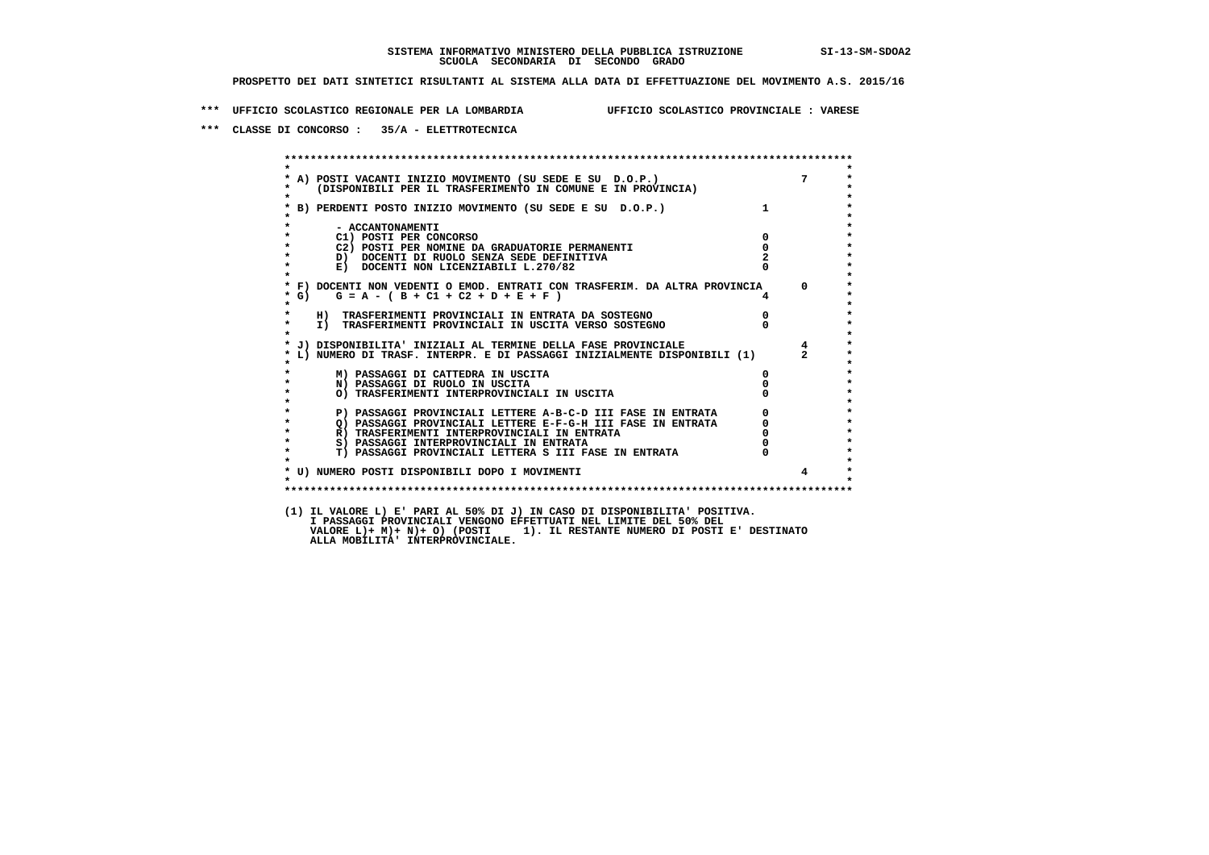SISTEMA INFORMATIVO MINISTERO DELLA PUBBLICA ISTRUZIONE SI-13-SM-SDOA2
SCUOLA SECONDARIA DI SECONDO GRADO

PROSPETTO DEI DATI SINTETICI RISULTANTI AL SISTEMA ALLA DATA DI EFFETTUAZIONE DEL MOVIMENTO A.S. 2015/16

*** UFFICIO SCOLASTICO REGIONALE PER LA LOMBARDIA UFFICIO SCOLASTICO PROVINCIALE : VARESE

*** CLASSE DI CONCORSO : 35/A - ELETTROTECNICA

| | | |
|---|---|---|
| A) POSTI VACANTI INIZIO MOVIMENTO (SU SEDE E SU D.O.P.) (DISPONIBILI PER IL TRASFERIMENTO IN COMUNE E IN PROVINCIA) | | 7 |
| B) PERDENTI POSTO INIZIO MOVIMENTO (SU SEDE E SU D.O.P.) | 1 | |
| - ACCANTONAMENTI | | |
| C1) POSTI PER CONCORSO | 0 | |
| C2) POSTI PER NOMINE DA GRADUATORIE PERMANENTI | 0 | |
| D) DOCENTI DI RUOLO SENZA SEDE DEFINITIVA | 2 | |
| E) DOCENTI NON LICENZIABILI L.270/82 | 0 | |
| F) DOCENTI NON VEDENTI O EMOD. ENTRATI CON TRASFERIM. DA ALTRA PROVINCIA | | 0 |
| G) G = A - ( B + C1 + C2 + D + E + F ) | 4 | |
| H) TRASFERIMENTI PROVINCIALI IN ENTRATA DA SOSTEGNO | 0 | |
| I) TRASFERIMENTI PROVINCIALI IN USCITA VERSO SOSTEGNO | 0 | |
| J) DISPONIBILITA' INIZIALI AL TERMINE DELLA FASE PROVINCIALE | | 4 |
| L) NUMERO DI TRASF. INTERPR. E DI PASSAGGI INIZIALMENTE DISPONIBILI (1) | | 2 |
| M) PASSAGGI DI CATTEDRA IN USCITA | 0 | |
| N) PASSAGGI DI RUOLO IN USCITA | 0 | |
| O) TRASFERIMENTI INTERPROVINCIALI IN USCITA | 0 | |
| P) PASSAGGI PROVINCIALI LETTERE A-B-C-D III FASE IN ENTRATA | 0 | |
| Q) PASSAGGI PROVINCIALI LETTERE E-F-G-H III FASE IN ENTRATA | 0 | |
| R) TRASFERIMENTI INTERPROVINCIALI IN ENTRATA | 0 | |
| S) PASSAGGI INTERPROVINCIALI IN ENTRATA | 0 | |
| T) PASSAGGI PROVINCIALI LETTERA S III FASE IN ENTRATA | 0 | |
| U) NUMERO POSTI DISPONIBILI DOPO I MOVIMENTI | | 4 |

(1) IL VALORE L) E' PARI AL 50% DI J) IN CASO DI DISPONIBILITA' POSITIVA.
I PASSAGGI PROVINCIALI VENGONO EFFETTUATI NEL LIMITE DEL 50% DEL
VALORE L)+ M)+ N)+ O) (POSTI 1). IL RESTANTE NUMERO DI POSTI E' DESTINATO
ALLA MOBILITA' INTERPROVINCIALE.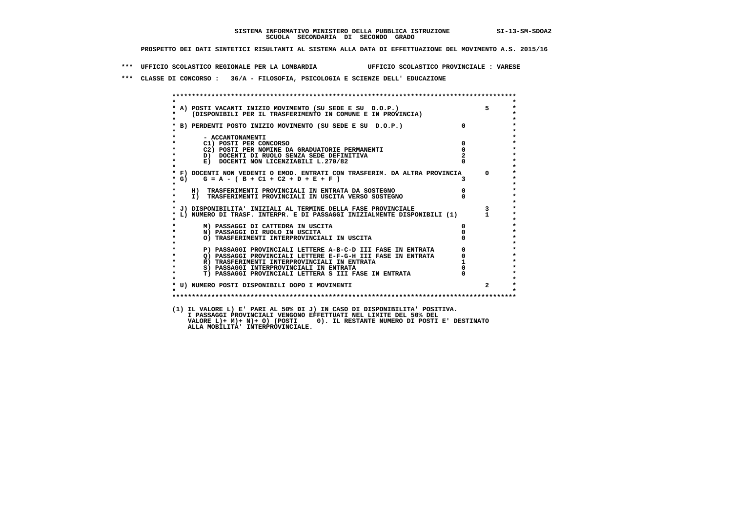**SISTEMA INFORMATIVO MINISTERO DELLA PUBBLICA ISTRUZIONE SI-13-SM-SDOA2**
**SCUOLA SECONDARIA DI SECONDO GRADO**

**PROSPETTO DEI DATI SINTETICI RISULTANTI AL SISTEMA ALLA DATA DI EFFETTUAZIONE DEL MOVIMENTO A.S. 2015/16**

**\*\*\* UFFICIO SCOLASTICO REGIONALE PER LA LOMBARDIA UFFICIO SCOLASTICO PROVINCIALE : VARESE**

**\*\*\* CLASSE DI CONCORSO : 36/A - FILOSOFIA, PSICOLOGIA E SCIENZE DELL' EDUCAZIONE**

| Voce | | Valore |
|---|---|---|
| A) POSTI VACANTI INIZIO MOVIMENTO (SU SEDE E SU D.O.P.) (DISPONIBILI PER IL TRASFERIMENTO IN COMUNE E IN PROVINCIA) | | 5 |
| B) PERDENTI POSTO INIZIO MOVIMENTO (SU SEDE E SU D.O.P.) | 0 | |
| - ACCANTONAMENTI | | |
| C1) POSTI PER CONCORSO | 0 | |
| C2) POSTI PER NOMINE DA GRADUATORIE PERMANENTI | 0 | |
| D) DOCENTI DI RUOLO SENZA SEDE DEFINITIVA | 2 | |
| E) DOCENTI NON LICENZIABILI L.270/82 | 0 | |
| F) DOCENTI NON VEDENTI O EMOD. ENTRATI CON TRASFERIM. DA ALTRA PROVINCIA | | 0 |
| G) G = A - ( B + C1 + C2 + D + E + F ) | 3 | |
| H) TRASFERIMENTI PROVINCIALI IN ENTRATA DA SOSTEGNO | 0 | |
| I) TRASFERIMENTI PROVINCIALI IN USCITA VERSO SOSTEGNO | 0 | |
| J) DISPONIBILITA' INIZIALI AL TERMINE DELLA FASE PROVINCIALE | | 3 |
| L) NUMERO DI TRASF. INTERPR. E DI PASSAGGI INIZIALMENTE DISPONIBILI (1) | | 1 |
| M) PASSAGGI DI CATTEDRA IN USCITA | 0 | |
| N) PASSAGGI DI RUOLO IN USCITA | 0 | |
| O) TRASFERIMENTI INTERPROVINCIALI IN USCITA | 0 | |
| P) PASSAGGI PROVINCIALI LETTERE A-B-C-D III FASE IN ENTRATA | 0 | |
| Q) PASSAGGI PROVINCIALI LETTERE E-F-G-H III FASE IN ENTRATA | 0 | |
| R) TRASFERIMENTI INTERPROVINCIALI IN ENTRATA | 1 | |
| S) PASSAGGI INTERPROVINCIALI IN ENTRATA | 0 | |
| T) PASSAGGI PROVINCIALI LETTERA S III FASE IN ENTRATA | 0 | |
| U) NUMERO POSTI DISPONIBILI DOPO I MOVIMENTI | | 2 |

(1) IL VALORE L) E' PARI AL 50% DI J) IN CASO DI DISPONIBILITA' POSITIVA.
I PASSAGGI PROVINCIALI VENGONO EFFETTUATI NEL LIMITE DEL 50% DEL
VALORE L)+ M)+ N)+ O) (POSTI 0). IL RESTANTE NUMERO DI POSTI E' DESTINATO
ALLA MOBILITA' INTERPROVINCIALE.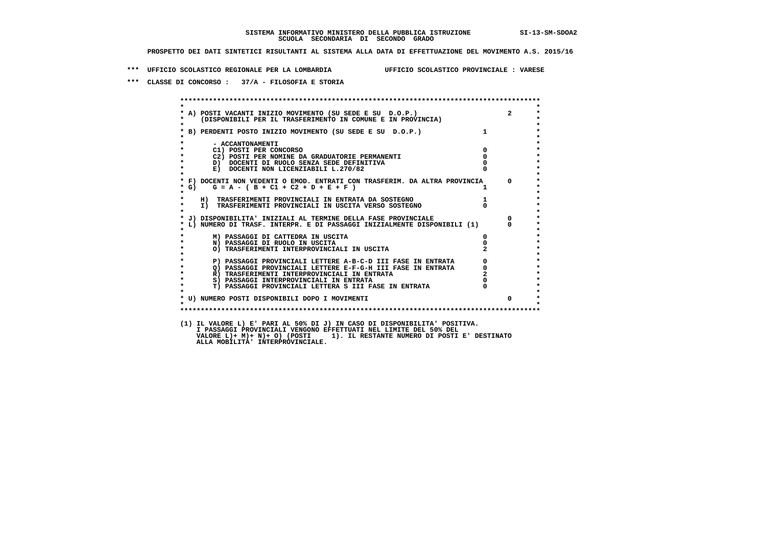**SISTEMA INFORMATIVO MINISTERO DELLA PUBBLICA ISTRUZIONE SI-13-SM-SDOA2**
**SCUOLA SECONDARIA DI SECONDO GRADO**

**PROSPETTO DEI DATI SINTETICI RISULTANTI AL SISTEMA ALLA DATA DI EFFETTUAZIONE DEL MOVIMENTO A.S. 2015/16**

**\*\*\* UFFICIO SCOLASTICO REGIONALE PER LA LOMBARDIA UFFICIO SCOLASTICO PROVINCIALE : VARESE**

**\*\*\* CLASSE DI CONCORSO : 37/A - FILOSOFIA E STORIA**

| Voce | | |
|---|---|---|
| A) POSTI VACANTI INIZIO MOVIMENTO (SU SEDE E SU D.O.P.) (DISPONIBILI PER IL TRASFERIMENTO IN COMUNE E IN PROVINCIA) | | 2 |
| B) PERDENTI POSTO INIZIO MOVIMENTO (SU SEDE E SU D.O.P.) | 1 | |
| - ACCANTONAMENTI | | |
| C1) POSTI PER CONCORSO | 0 | |
| C2) POSTI PER NOMINE DA GRADUATORIE PERMANENTI | 0 | |
| D) DOCENTI DI RUOLO SENZA SEDE DEFINITIVA | 0 | |
| E) DOCENTI NON LICENZIABILI L.270/82 | 0 | |
| F) DOCENTI NON VEDENTI O EMOD. ENTRATI CON TRASFERIM. DA ALTRA PROVINCIA | | 0 |
| G) G = A - ( B + C1 + C2 + D + E + F ) | 1 | |
| H) TRASFERIMENTI PROVINCIALI IN ENTRATA DA SOSTEGNO | 1 | |
| I) TRASFERIMENTI PROVINCIALI IN USCITA VERSO SOSTEGNO | 0 | |
| J) DISPONIBILITA' INIZIALI AL TERMINE DELLA FASE PROVINCIALE | | 0 |
| L) NUMERO DI TRASF. INTERPR. E DI PASSAGGI INIZIALMENTE DISPONIBILI (1) | | 0 |
| M) PASSAGGI DI CATTEDRA IN USCITA | 0 | |
| N) PASSAGGI DI RUOLO IN USCITA | 0 | |
| O) TRASFERIMENTI INTERPROVINCIALI IN USCITA | 2 | |
| P) PASSAGGI PROVINCIALI LETTERE A-B-C-D III FASE IN ENTRATA | 0 | |
| Q) PASSAGGI PROVINCIALI LETTERE E-F-G-H III FASE IN ENTRATA | 0 | |
| R) TRASFERIMENTI INTERPROVINCIALI IN ENTRATA | 2 | |
| S) PASSAGGI INTERPROVINCIALI IN ENTRATA | 0 | |
| T) PASSAGGI PROVINCIALI LETTERA S III FASE IN ENTRATA | 0 | |
| U) NUMERO POSTI DISPONIBILI DOPO I MOVIMENTI | | 0 |

(1) IL VALORE L) E' PARI AL 50% DI J) IN CASO DI DISPONIBILITA' POSITIVA.
I PASSAGGI PROVINCIALI VENGONO EFFETTUATI NEL LIMITE DEL 50% DEL
VALORE L)+ M)+ N)+ O) (POSTI 1). IL RESTANTE NUMERO DI POSTI E' DESTINATO
ALLA MOBILITA' INTERPROVINCIALE.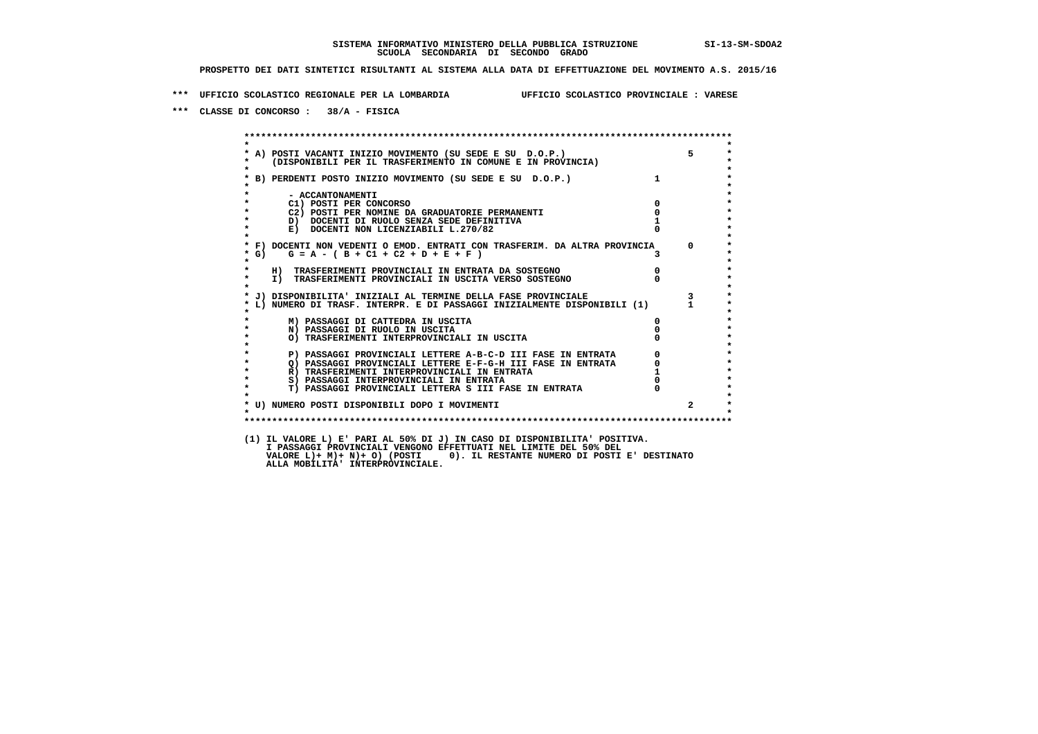**SISTEMA INFORMATIVO MINISTERO DELLA PUBBLICA ISTRUZIONE SI-13-SM-SDOA2**
**SCUOLA SECONDARIA DI SECONDO GRADO**

**PROSPETTO DEI DATI SINTETICI RISULTANTI AL SISTEMA ALLA DATA DI EFFETTUAZIONE DEL MOVIMENTO A.S. 2015/16**

**\*\*\* UFFICIO SCOLASTICO REGIONALE PER LA LOMBARDIA UFFICIO SCOLASTICO PROVINCIALE : VARESE**

**\*\*\* CLASSE DI CONCORSO : 38/A - FISICA**

| Voce | | |
|---|---|---|
| A) POSTI VACANTI INIZIO MOVIMENTO (SU SEDE E SU D.O.P.) (DISPONIBILI PER IL TRASFERIMENTO IN COMUNE E IN PROVINCIA) | | 5 |
| B) PERDENTI POSTO INIZIO MOVIMENTO (SU SEDE E SU D.O.P.) | 1 | |
| - ACCANTONAMENTI | | |
| C1) POSTI PER CONCORSO | 0 | |
| C2) POSTI PER NOMINE DA GRADUATORIE PERMANENTI | 0 | |
| D) DOCENTI DI RUOLO SENZA SEDE DEFINITIVA | 1 | |
| E) DOCENTI NON LICENZIABILI L.270/82 | 0 | |
| F) DOCENTI NON VEDENTI O EMOD. ENTRATI CON TRASFERIM. DA ALTRA PROVINCIA | | 0 |
| G) G = A - ( B + C1 + C2 + D + E + F ) | 3 | |
| H) TRASFERIMENTI PROVINCIALI IN ENTRATA DA SOSTEGNO | 0 | |
| I) TRASFERIMENTI PROVINCIALI IN USCITA VERSO SOSTEGNO | 0 | |
| J) DISPONIBILITA' INIZIALI AL TERMINE DELLA FASE PROVINCIALE | | 3 |
| L) NUMERO DI TRASF. INTERPR. E DI PASSAGGI INIZIALMENTE DISPONIBILI (1) | | 1 |
| M) PASSAGGI DI CATTEDRA IN USCITA | 0 | |
| N) PASSAGGI DI RUOLO IN USCITA | 0 | |
| O) TRASFERIMENTI INTERPROVINCIALI IN USCITA | 0 | |
| P) PASSAGGI PROVINCIALI LETTERE A-B-C-D III FASE IN ENTRATA | 0 | |
| Q) PASSAGGI PROVINCIALI LETTERE E-F-G-H III FASE IN ENTRATA | 0 | |
| R) TRASFERIMENTI INTERPROVINCIALI IN ENTRATA | 1 | |
| S) PASSAGGI INTERPROVINCIALI IN ENTRATA | 0 | |
| T) PASSAGGI PROVINCIALI LETTERA S III FASE IN ENTRATA | 0 | |
| U) NUMERO POSTI DISPONIBILI DOPO I MOVIMENTI | | 2 |

(1) IL VALORE L) E' PARI AL 50% DI J) IN CASO DI DISPONIBILITA' POSITIVA.
I PASSAGGI PROVINCIALI VENGONO EFFETTUATI NEL LIMITE DEL 50% DEL
VALORE L)+ M)+ N)+ O) (POSTI 0). IL RESTANTE NUMERO DI POSTI E' DESTINATO
ALLA MOBILITA' INTERPROVINCIALE.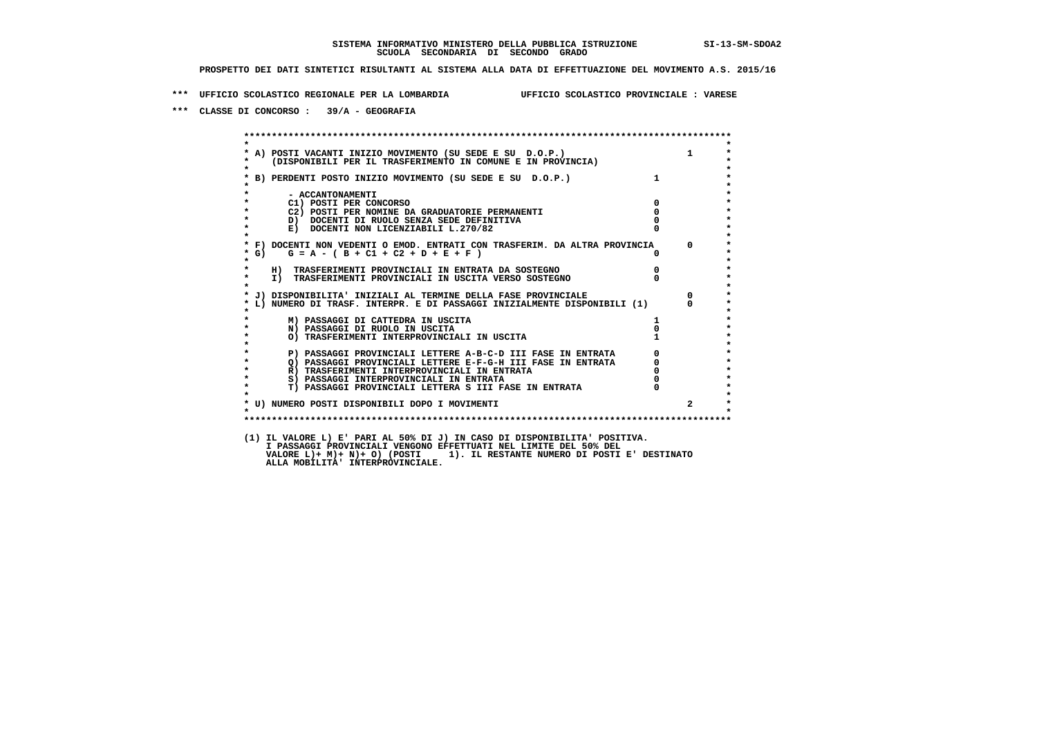**SISTEMA INFORMATIVO MINISTERO DELLA PUBBLICA ISTRUZIONE SI-13-SM-SDOA2**
**SCUOLA SECONDARIA DI SECONDO GRADO**

**PROSPETTO DEI DATI SINTETICI RISULTANTI AL SISTEMA ALLA DATA DI EFFETTUAZIONE DEL MOVIMENTO A.S. 2015/16**

**\*\*\* UFFICIO SCOLASTICO REGIONALE PER LA LOMBARDIA UFFICIO SCOLASTICO PROVINCIALE : VARESE**

**\*\*\* CLASSE DI CONCORSO : 39/A - GEOGRAFIA**

| Voce | | |
|---|---|---|
| A) POSTI VACANTI INIZIO MOVIMENTO (SU SEDE E SU D.O.P.) (DISPONIBILI PER IL TRASFERIMENTO IN COMUNE E IN PROVINCIA) | | 1 |
| B) PERDENTI POSTO INIZIO MOVIMENTO (SU SEDE E SU D.O.P.) | 1 | |
| - ACCANTONAMENTI | | |
| C1) POSTI PER CONCORSO | 0 | |
| C2) POSTI PER NOMINE DA GRADUATORIE PERMANENTI | 0 | |
| D) DOCENTI DI RUOLO SENZA SEDE DEFINITIVA | 0 | |
| E) DOCENTI NON LICENZIABILI L.270/82 | 0 | |
| F) DOCENTI NON VEDENTI O EMOD. ENTRATI CON TRASFERIM. DA ALTRA PROVINCIA | | 0 |
| G) G = A - ( B + C1 + C2 + D + E + F ) | 0 | |
| H) TRASFERIMENTI PROVINCIALI IN ENTRATA DA SOSTEGNO | 0 | |
| I) TRASFERIMENTI PROVINCIALI IN USCITA VERSO SOSTEGNO | 0 | |
| J) DISPONIBILITA' INIZIALI AL TERMINE DELLA FASE PROVINCIALE | | 0 |
| L) NUMERO DI TRASF. INTERPR. E DI PASSAGGI INIZIALMENTE DISPONIBILI (1) | | 0 |
| M) PASSAGGI DI CATTEDRA IN USCITA | 1 | |
| N) PASSAGGI DI RUOLO IN USCITA | 0 | |
| O) TRASFERIMENTI INTERPROVINCIALI IN USCITA | 1 | |
| P) PASSAGGI PROVINCIALI LETTERE A-B-C-D III FASE IN ENTRATA | 0 | |
| Q) PASSAGGI PROVINCIALI LETTERE E-F-G-H III FASE IN ENTRATA | 0 | |
| R) TRASFERIMENTI INTERPROVINCIALI IN ENTRATA | 0 | |
| S) PASSAGGI INTERPROVINCIALI IN ENTRATA | 0 | |
| T) PASSAGGI PROVINCIALI LETTERA S III FASE IN ENTRATA | 0 | |
| U) NUMERO POSTI DISPONIBILI DOPO I MOVIMENTI | | 2 |

(1) IL VALORE L) E' PARI AL 50% DI J) IN CASO DI DISPONIBILITA' POSITIVA.
I PASSAGGI PROVINCIALI VENGONO EFFETTUATI NEL LIMITE DEL 50% DEL
VALORE L)+ M)+ N)+ O) (POSTI 1). IL RESTANTE NUMERO DI POSTI E' DESTINATO
ALLA MOBILITA' INTERPROVINCIALE.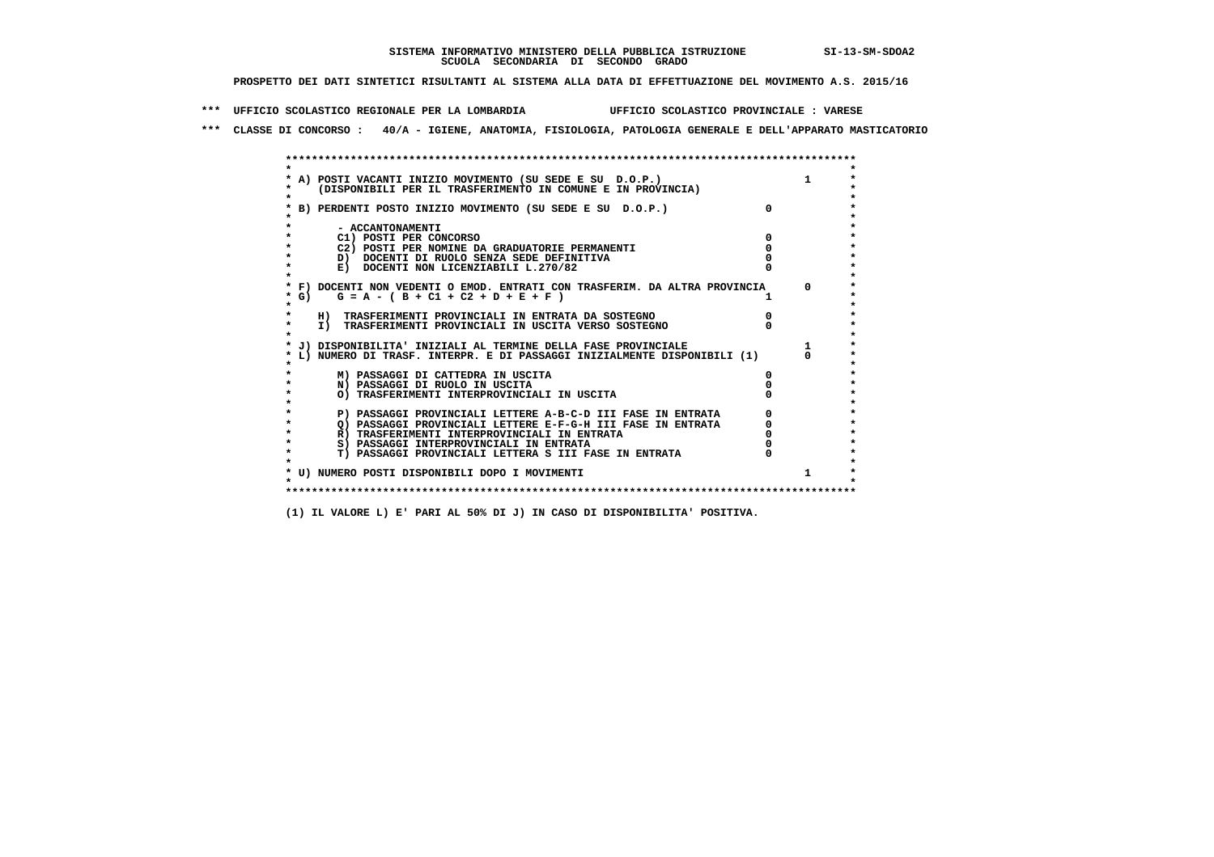**SISTEMA INFORMATIVO MINISTERO DELLA PUBBLICA ISTRUZIONE SI-13-SM-SDOA2**
**SCUOLA SECONDARIA DI SECONDO GRADO**

**PROSPETTO DEI DATI SINTETICI RISULTANTI AL SISTEMA ALLA DATA DI EFFETTUAZIONE DEL MOVIMENTO A.S. 2015/16**

**\*\*\* UFFICIO SCOLASTICO REGIONALE PER LA LOMBARDIA UFFICIO SCOLASTICO PROVINCIALE : VARESE**

**\*\*\* CLASSE DI CONCORSO : 40/A - IGIENE, ANATOMIA, FISIOLOGIA, PATOLOGIA GENERALE E DELL'APPARATO MASTICATORIO**

| Voce | | |
|---|---|---|
| A) POSTI VACANTI INIZIO MOVIMENTO (SU SEDE E SU D.O.P.) (DISPONIBILI PER IL TRASFERIMENTO IN COMUNE E IN PROVINCIA) | | 1 |
| B) PERDENTI POSTO INIZIO MOVIMENTO (SU SEDE E SU D.O.P.) | 0 | |
| - ACCANTONAMENTI | | |
| C1) POSTI PER CONCORSO | 0 | |
| C2) POSTI PER NOMINE DA GRADUATORIE PERMANENTI | 0 | |
| D) DOCENTI DI RUOLO SENZA SEDE DEFINITIVA | 0 | |
| E) DOCENTI NON LICENZIABILI L.270/82 | 0 | |
| F) DOCENTI NON VEDENTI O EMOD. ENTRATI CON TRASFERIM. DA ALTRA PROVINCIA | | 0 |
| G) G = A - ( B + C1 + C2 + D + E + F ) | 1 | |
| H) TRASFERIMENTI PROVINCIALI IN ENTRATA DA SOSTEGNO | 0 | |
| I) TRASFERIMENTI PROVINCIALI IN USCITA VERSO SOSTEGNO | 0 | |
| J) DISPONIBILITA' INIZIALI AL TERMINE DELLA FASE PROVINCIALE | | 1 |
| L) NUMERO DI TRASF. INTERPR. E DI PASSAGGI INIZIALMENTE DISPONIBILI (1) | | 0 |
| M) PASSAGGI DI CATTEDRA IN USCITA | 0 | |
| N) PASSAGGI DI RUOLO IN USCITA | 0 | |
| O) TRASFERIMENTI INTERPROVINCIALI IN USCITA | 0 | |
| P) PASSAGGI PROVINCIALI LETTERE A-B-C-D III FASE IN ENTRATA | 0 | |
| Q) PASSAGGI PROVINCIALI LETTERE E-F-G-H III FASE IN ENTRATA | 0 | |
| R) TRASFERIMENTI INTERPROVINCIALI IN ENTRATA | 0 | |
| S) PASSAGGI INTERPROVINCIALI IN ENTRATA | 0 | |
| T) PASSAGGI PROVINCIALI LETTERA S III FASE IN ENTRATA | 0 | |
| U) NUMERO POSTI DISPONIBILI DOPO I MOVIMENTI | | 1 |

**(1) IL VALORE L) E' PARI AL 50% DI J) IN CASO DI DISPONIBILITA' POSITIVA.**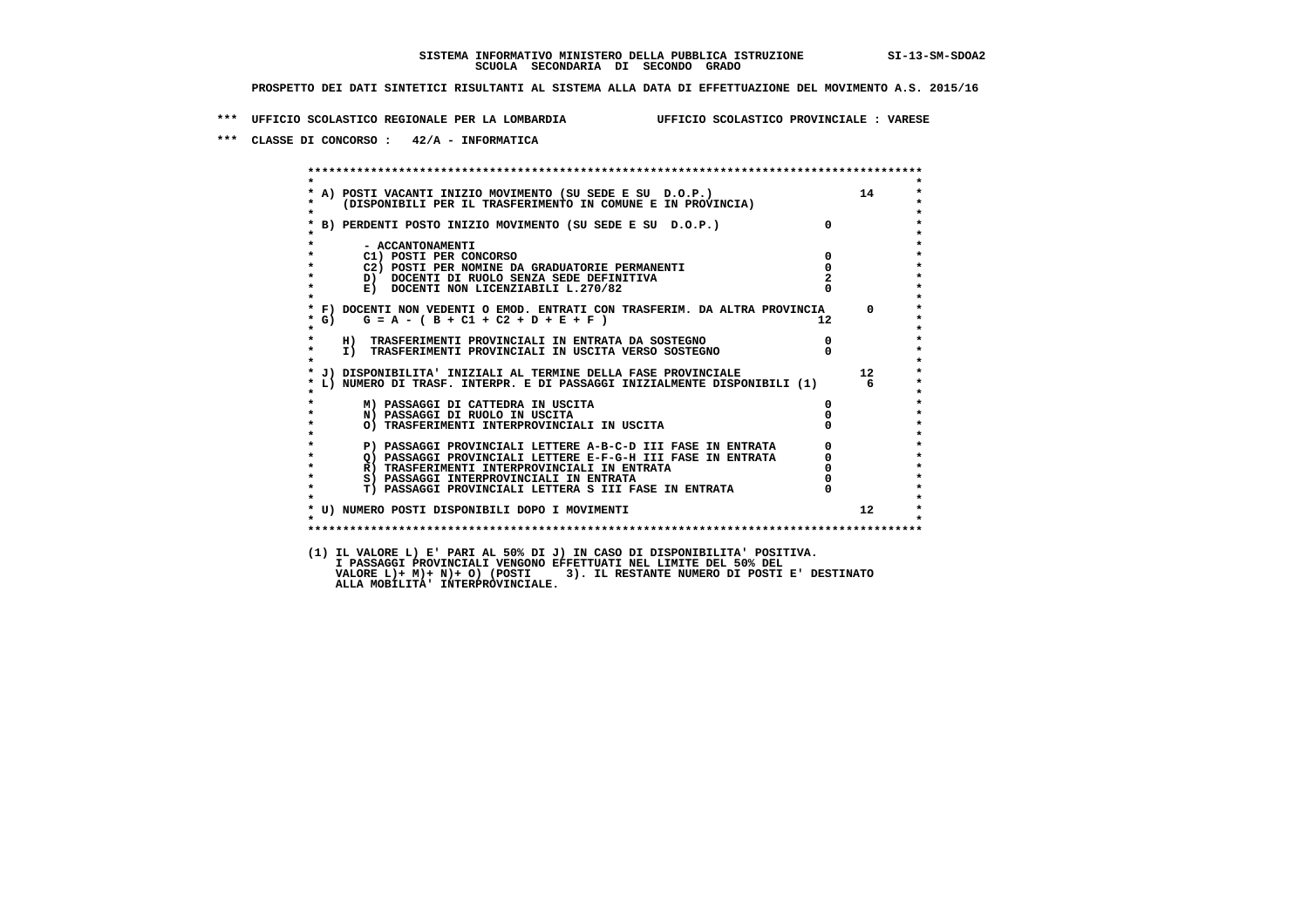**SISTEMA INFORMATIVO MINISTERO DELLA PUBBLICA ISTRUZIONE SI-13-SM-SDOA2**
**SCUOLA SECONDARIA DI SECONDO GRADO**

**PROSPETTO DEI DATI SINTETICI RISULTANTI AL SISTEMA ALLA DATA DI EFFETTUAZIONE DEL MOVIMENTO A.S. 2015/16**

**\*\*\* UFFICIO SCOLASTICO REGIONALE PER LA LOMBARDIA UFFICIO SCOLASTICO PROVINCIALE : VARESE**

**\*\*\* CLASSE DI CONCORSO : 42/A - INFORMATICA**

| Voce | | |
|---|---|---|
| A) POSTI VACANTI INIZIO MOVIMENTO (SU SEDE E SU D.O.P.) (DISPONIBILI PER IL TRASFERIMENTO IN COMUNE E IN PROVINCIA) | | 14 |
| B) PERDENTI POSTO INIZIO MOVIMENTO (SU SEDE E SU D.O.P.) | 0 | |
| - ACCANTONAMENTI | | |
| C1) POSTI PER CONCORSO | 0 | |
| C2) POSTI PER NOMINE DA GRADUATORIE PERMANENTI | 0 | |
| D) DOCENTI DI RUOLO SENZA SEDE DEFINITIVA | 2 | |
| E) DOCENTI NON LICENZIABILI L.270/82 | 0 | |
| F) DOCENTI NON VEDENTI O EMOD. ENTRATI CON TRASFERIM. DA ALTRA PROVINCIA | | 0 |
| G) G = A - ( B + C1 + C2 + D + E + F ) | 12 | |
| H) TRASFERIMENTI PROVINCIALI IN ENTRATA DA SOSTEGNO | 0 | |
| I) TRASFERIMENTI PROVINCIALI IN USCITA VERSO SOSTEGNO | 0 | |
| J) DISPONIBILITA' INIZIALI AL TERMINE DELLA FASE PROVINCIALE | | 12 |
| L) NUMERO DI TRASF. INTERPR. E DI PASSAGGI INIZIALMENTE DISPONIBILI (1) | | 6 |
| M) PASSAGGI DI CATTEDRA IN USCITA | 0 | |
| N) PASSAGGI DI RUOLO IN USCITA | 0 | |
| O) TRASFERIMENTI INTERPROVINCIALI IN USCITA | 0 | |
| P) PASSAGGI PROVINCIALI LETTERE A-B-C-D III FASE IN ENTRATA | 0 | |
| Q) PASSAGGI PROVINCIALI LETTERE E-F-G-H III FASE IN ENTRATA | 0 | |
| R) TRASFERIMENTI INTERPROVINCIALI IN ENTRATA | 0 | |
| S) PASSAGGI INTERPROVINCIALI IN ENTRATA | 0 | |
| T) PASSAGGI PROVINCIALI LETTERA S III FASE IN ENTRATA | 0 | |
| U) NUMERO POSTI DISPONIBILI DOPO I MOVIMENTI | | 12 |

(1) IL VALORE L) E' PARI AL 50% DI J) IN CASO DI DISPONIBILITA' POSITIVA.
I PASSAGGI PROVINCIALI VENGONO EFFETTUATI NEL LIMITE DEL 50% DEL
VALORE L)+ M)+ N)+ O) (POSTI 3). IL RESTANTE NUMERO DI POSTI E' DESTINATO
ALLA MOBILITA' INTERPROVINCIALE.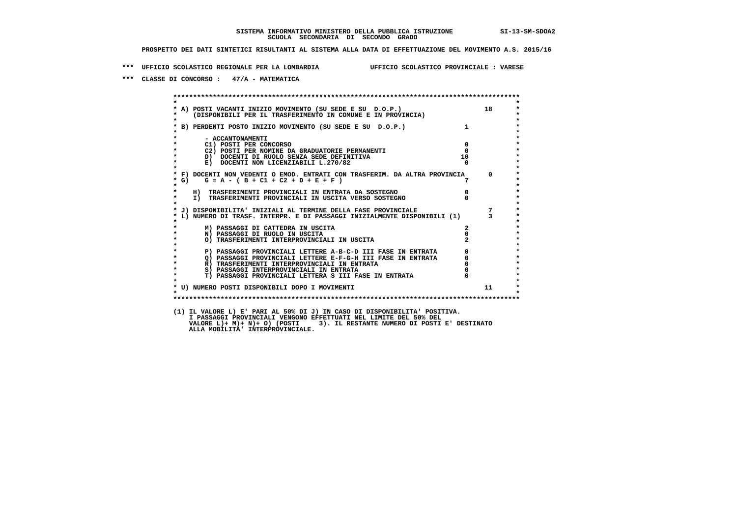SISTEMA INFORMATIVO MINISTERO DELLA PUBBLICA ISTRUZIONE SI-13-SM-SDOA2
SCUOLA SECONDARIA DI SECONDO GRADO

PROSPETTO DEI DATI SINTETICI RISULTANTI AL SISTEMA ALLA DATA DI EFFETTUAZIONE DEL MOVIMENTO A.S. 2015/16

*** UFFICIO SCOLASTICO REGIONALE PER LA LOMBARDIA UFFICIO SCOLASTICO PROVINCIALE : VARESE

*** CLASSE DI CONCORSO : 47/A - MATEMATICA

| Voce | | |
|---|---|---|
| A) POSTI VACANTI INIZIO MOVIMENTO (SU SEDE E SU D.O.P.) (DISPONIBILI PER IL TRASFERIMENTO IN COMUNE E IN PROVINCIA) | | 18 |
| B) PERDENTI POSTO INIZIO MOVIMENTO (SU SEDE E SU D.O.P.) | 1 | |
| - ACCANTONAMENTI | | |
| C1) POSTI PER CONCORSO | 0 | |
| C2) POSTI PER NOMINE DA GRADUATORIE PERMANENTI | 0 | |
| D) DOCENTI DI RUOLO SENZA SEDE DEFINITIVA | 10 | |
| E) DOCENTI NON LICENZIABILI L.270/82 | 0 | |
| F) DOCENTI NON VEDENTI O EMOD. ENTRATI CON TRASFERIM. DA ALTRA PROVINCIA | | 0 |
| G) G = A - ( B + C1 + C2 + D + E + F ) | 7 | |
| H) TRASFERIMENTI PROVINCIALI IN ENTRATA DA SOSTEGNO | 0 | |
| I) TRASFERIMENTI PROVINCIALI IN USCITA VERSO SOSTEGNO | 0 | |
| J) DISPONIBILITA' INIZIALI AL TERMINE DELLA FASE PROVINCIALE | | 7 |
| L) NUMERO DI TRASF. INTERPR. E DI PASSAGGI INIZIALMENTE DISPONIBILI (1) | | 3 |
| M) PASSAGGI DI CATTEDRA IN USCITA | 2 | |
| N) PASSAGGI DI RUOLO IN USCITA | 0 | |
| O) TRASFERIMENTI INTERPROVINCIALI IN USCITA | 2 | |
| P) PASSAGGI PROVINCIALI LETTERE A-B-C-D III FASE IN ENTRATA | 0 | |
| Q) PASSAGGI PROVINCIALI LETTERE E-F-G-H III FASE IN ENTRATA | 0 | |
| R) TRASFERIMENTI INTERPROVINCIALI IN ENTRATA | 0 | |
| S) PASSAGGI INTERPROVINCIALI IN ENTRATA | 0 | |
| T) PASSAGGI PROVINCIALI LETTERA S III FASE IN ENTRATA | 0 | |
| U) NUMERO POSTI DISPONIBILI DOPO I MOVIMENTI | | 11 |

(1) IL VALORE L) E' PARI AL 50% DI J) IN CASO DI DISPONIBILITA' POSITIVA.
I PASSAGGI PROVINCIALI VENGONO EFFETTUATI NEL LIMITE DEL 50% DEL
VALORE L)+ M)+ N)+ O) (POSTI 3). IL RESTANTE NUMERO DI POSTI E' DESTINATO
ALLA MOBILITA' INTERPROVINCIALE.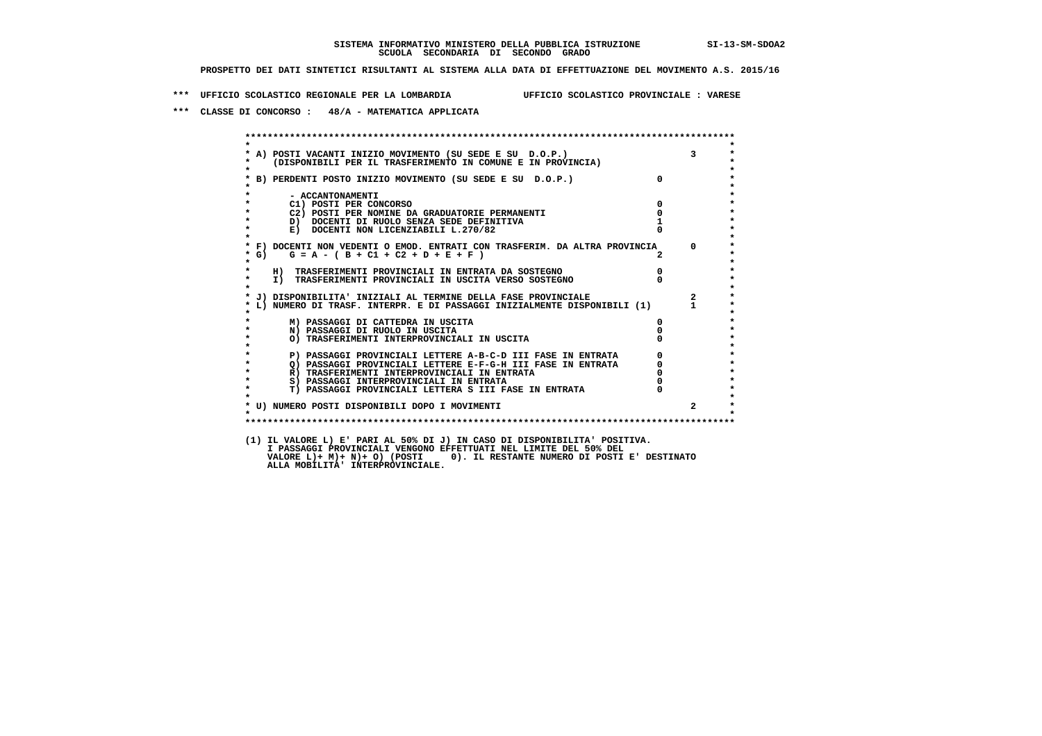SISTEMA INFORMATIVO MINISTERO DELLA PUBBLICA ISTRUZIONE SI-13-SM-SDOA2
SCUOLA SECONDARIA DI SECONDO GRADO

PROSPETTO DEI DATI SINTETICI RISULTANTI AL SISTEMA ALLA DATA DI EFFETTUAZIONE DEL MOVIMENTO A.S. 2015/16

*** UFFICIO SCOLASTICO REGIONALE PER LA LOMBARDIA UFFICIO SCOLASTICO PROVINCIALE : VARESE

*** CLASSE DI CONCORSO : 48/A - MATEMATICA APPLICATA

| Voce | | |
|---|---|---|
| A) POSTI VACANTI INIZIO MOVIMENTO (SU SEDE E SU D.O.P.) (DISPONIBILI PER IL TRASFERIMENTO IN COMUNE E IN PROVINCIA) | | 3 |
| B) PERDENTI POSTO INIZIO MOVIMENTO (SU SEDE E SU D.O.P.) | 0 | |
| - ACCANTONAMENTI | | |
| C1) POSTI PER CONCORSO | 0 | |
| C2) POSTI PER NOMINE DA GRADUATORIE PERMANENTI | 0 | |
| D) DOCENTI DI RUOLO SENZA SEDE DEFINITIVA | 1 | |
| E) DOCENTI NON LICENZIABILI L.270/82 | 0 | |
| F) DOCENTI NON VEDENTI O EMOD. ENTRATI CON TRASFERIM. DA ALTRA PROVINCIA | | 0 |
| G) G = A - ( B + C1 + C2 + D + E + F ) | 2 | |
| H) TRASFERIMENTI PROVINCIALI IN ENTRATA DA SOSTEGNO | 0 | |
| I) TRASFERIMENTI PROVINCIALI IN USCITA VERSO SOSTEGNO | 0 | |
| J) DISPONIBILITA' INIZIALI AL TERMINE DELLA FASE PROVINCIALE | | 2 |
| L) NUMERO DI TRASF. INTERPR. E DI PASSAGGI INIZIALMENTE DISPONIBILI (1) | | 1 |
| M) PASSAGGI DI CATTEDRA IN USCITA | 0 | |
| N) PASSAGGI DI RUOLO IN USCITA | 0 | |
| O) TRASFERIMENTI INTERPROVINCIALI IN USCITA | 0 | |
| P) PASSAGGI PROVINCIALI LETTERE A-B-C-D III FASE IN ENTRATA | 0 | |
| Q) PASSAGGI PROVINCIALI LETTERE E-F-G-H III FASE IN ENTRATA | 0 | |
| R) TRASFERIMENTI INTERPROVINCIALI IN ENTRATA | 0 | |
| S) PASSAGGI INTERPROVINCIALI IN ENTRATA | 0 | |
| T) PASSAGGI PROVINCIALI LETTERA S III FASE IN ENTRATA | 0 | |
| U) NUMERO POSTI DISPONIBILI DOPO I MOVIMENTI | | 2 |

(1) IL VALORE L) E' PARI AL 50% DI J) IN CASO DI DISPONIBILITA' POSITIVA.
I PASSAGGI PROVINCIALI VENGONO EFFETTUATI NEL LIMITE DEL 50% DEL
VALORE L)+ M)+ N)+ O) (POSTI 0). IL RESTANTE NUMERO DI POSTI E' DESTINATO
ALLA MOBILITA' INTERPROVINCIALE.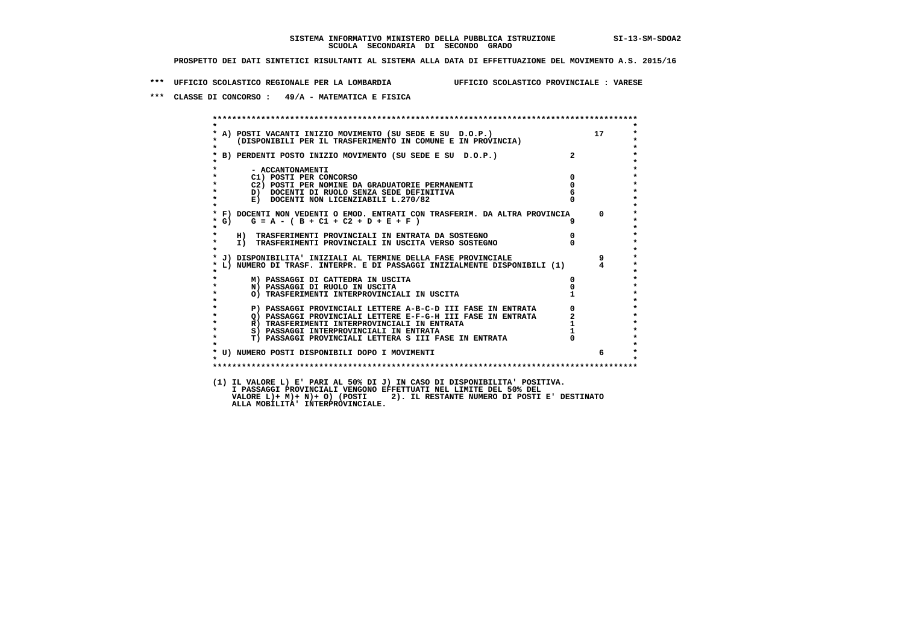SISTEMA INFORMATIVO MINISTERO DELLA PUBBLICA ISTRUZIONE SI-13-SM-SDOA2
SCUOLA SECONDARIA DI SECONDO GRADO

PROSPETTO DEI DATI SINTETICI RISULTANTI AL SISTEMA ALLA DATA DI EFFETTUAZIONE DEL MOVIMENTO A.S. 2015/16

*** UFFICIO SCOLASTICO REGIONALE PER LA LOMBARDIA UFFICIO SCOLASTICO PROVINCIALE : VARESE

*** CLASSE DI CONCORSO : 49/A - MATEMATICA E FISICA

| | | |
|---|---|---|
| A) POSTI VACANTI INIZIO MOVIMENTO (SU SEDE E SU D.O.P.) (DISPONIBILI PER IL TRASFERIMENTO IN COMUNE E IN PROVINCIA) | | 17 |
| B) PERDENTI POSTO INIZIO MOVIMENTO (SU SEDE E SU D.O.P.) | 2 | |
| - ACCANTONAMENTI | | |
| C1) POSTI PER CONCORSO | 0 | |
| C2) POSTI PER NOMINE DA GRADUATORIE PERMANENTI | 0 | |
| D) DOCENTI DI RUOLO SENZA SEDE DEFINITIVA | 6 | |
| E) DOCENTI NON LICENZIABILI L.270/82 | 0 | |
| F) DOCENTI NON VEDENTI O EMOD. ENTRATI CON TRASFERIM. DA ALTRA PROVINCIA | | 0 |
| G) G = A - ( B + C1 + C2 + D + E + F ) | 9 | |
| H) TRASFERIMENTI PROVINCIALI IN ENTRATA DA SOSTEGNO | 0 | |
| I) TRASFERIMENTI PROVINCIALI IN USCITA VERSO SOSTEGNO | 0 | |
| J) DISPONIBILITA' INIZIALI AL TERMINE DELLA FASE PROVINCIALE | | 9 |
| L) NUMERO DI TRASF. INTERPR. E DI PASSAGGI INIZIALMENTE DISPONIBILI (1) | | 4 |
| M) PASSAGGI DI CATTEDRA IN USCITA | 0 | |
| N) PASSAGGI DI RUOLO IN USCITA | 0 | |
| O) TRASFERIMENTI INTERPROVINCIALI IN USCITA | 1 | |
| P) PASSAGGI PROVINCIALI LETTERE A-B-C-D III FASE IN ENTRATA | 0 | |
| Q) PASSAGGI PROVINCIALI LETTERE E-F-G-H III FASE IN ENTRATA | 2 | |
| R) TRASFERIMENTI INTERPROVINCIALI IN ENTRATA | 1 | |
| S) PASSAGGI INTERPROVINCIALI IN ENTRATA | 1 | |
| T) PASSAGGI PROVINCIALI LETTERA S III FASE IN ENTRATA | 0 | |
| U) NUMERO POSTI DISPONIBILI DOPO I MOVIMENTI | | 6 |

(1) IL VALORE L) E' PARI AL 50% DI J) IN CASO DI DISPONIBILITA' POSITIVA.
I PASSAGGI PROVINCIALI VENGONO EFFETTUATI NEL LIMITE DEL 50% DEL
VALORE L)+ M)+ N)+ O) (POSTI 2). IL RESTANTE NUMERO DI POSTI E' DESTINATO
ALLA MOBILITA' INTERPROVINCIALE.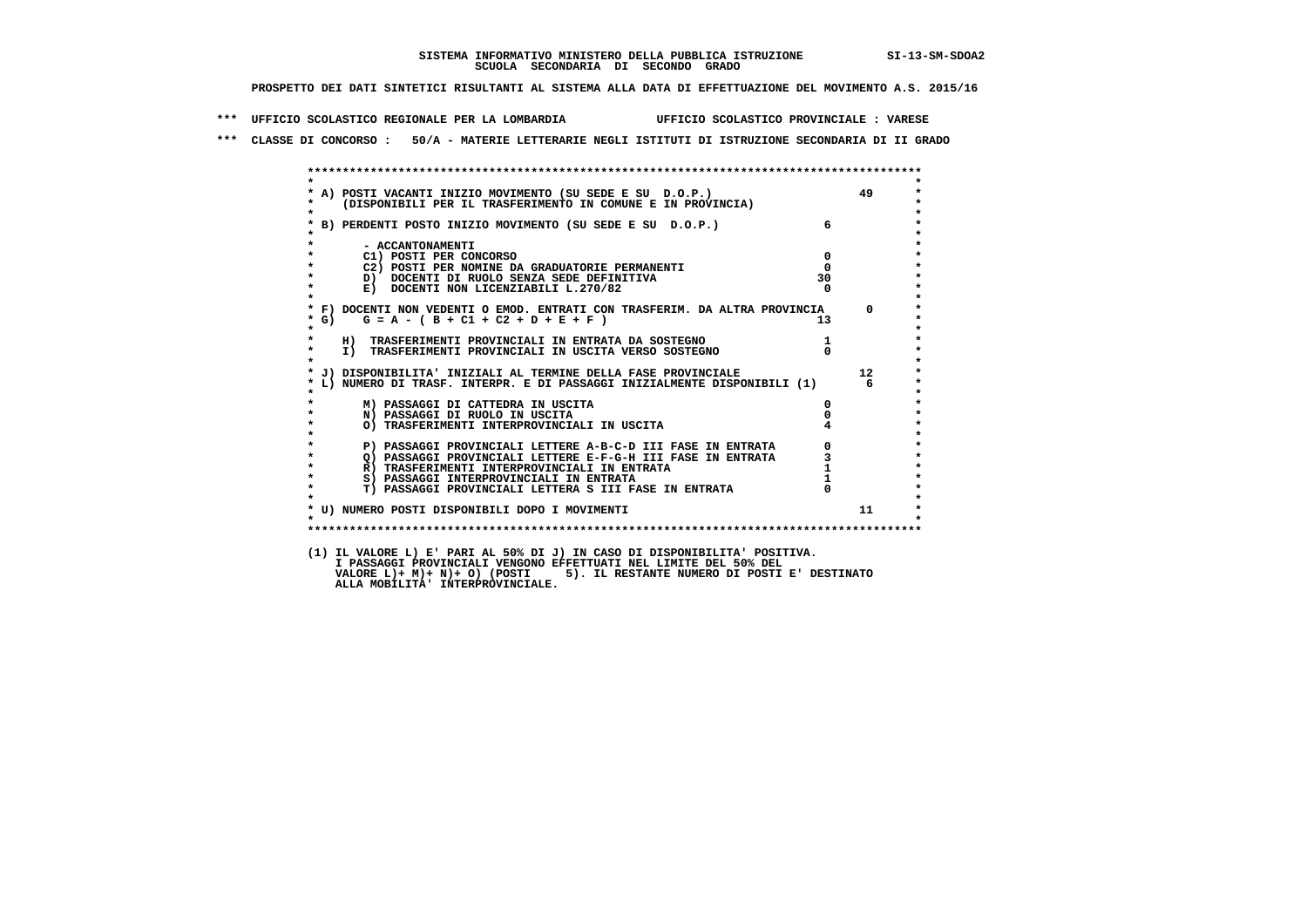SISTEMA INFORMATIVO MINISTERO DELLA PUBBLICA ISTRUZIONE SI-13-SM-SDOA2
SCUOLA SECONDARIA DI SECONDO GRADO

PROSPETTO DEI DATI SINTETICI RISULTANTI AL SISTEMA ALLA DATA DI EFFETTUAZIONE DEL MOVIMENTO A.S. 2015/16

*** UFFICIO SCOLASTICO REGIONALE PER LA LOMBARDIA UFFICIO SCOLASTICO PROVINCIALE : VARESE

*** CLASSE DI CONCORSO : 50/A - MATERIE LETTERARIE NEGLI ISTITUTI DI ISTRUZIONE SECONDARIA DI II GRADO

| | | |
|---|---|---|
| A) POSTI VACANTI INIZIO MOVIMENTO (SU SEDE E SU D.O.P.) (DISPONIBILI PER IL TRASFERIMENTO IN COMUNE E IN PROVINCIA) | | 49 |
| B) PERDENTI POSTO INIZIO MOVIMENTO (SU SEDE E SU D.O.P.) | 6 | |
| - ACCANTONAMENTI | | |
| C1) POSTI PER CONCORSO | 0 | |
| C2) POSTI PER NOMINE DA GRADUATORIE PERMANENTI | 0 | |
| D) DOCENTI DI RUOLO SENZA SEDE DEFINITIVA | 30 | |
| E) DOCENTI NON LICENZIABILI L.270/82 | 0 | |
| F) DOCENTI NON VEDENTI O EMOD. ENTRATI CON TRASFERIM. DA ALTRA PROVINCIA | | 0 |
| G) G = A - ( B + C1 + C2 + D + E + F ) | 13 | |
| H) TRASFERIMENTI PROVINCIALI IN ENTRATA DA SOSTEGNO | 1 | |
| I) TRASFERIMENTI PROVINCIALI IN USCITA VERSO SOSTEGNO | 0 | |
| J) DISPONIBILITA' INIZIALI AL TERMINE DELLA FASE PROVINCIALE | | 12 |
| L) NUMERO DI TRASF. INTERPR. E DI PASSAGGI INIZIALMENTE DISPONIBILI (1) | | 6 |
| M) PASSAGGI DI CATTEDRA IN USCITA | 0 | |
| N) PASSAGGI DI RUOLO IN USCITA | 0 | |
| O) TRASFERIMENTI INTERPROVINCIALI IN USCITA | 4 | |
| P) PASSAGGI PROVINCIALI LETTERE A-B-C-D III FASE IN ENTRATA | 0 | |
| Q) PASSAGGI PROVINCIALI LETTERE E-F-G-H III FASE IN ENTRATA | 3 | |
| R) TRASFERIMENTI INTERPROVINCIALI IN ENTRATA | 1 | |
| S) PASSAGGI INTERPROVINCIALI IN ENTRATA | 1 | |
| T) PASSAGGI PROVINCIALI LETTERA S III FASE IN ENTRATA | 0 | |
| U) NUMERO POSTI DISPONIBILI DOPO I MOVIMENTI | | 11 |

(1) IL VALORE L) E' PARI AL 50% DI J) IN CASO DI DISPONIBILITA' POSITIVA.
I PASSAGGI PROVINCIALI VENGONO EFFETTUATI NEL LIMITE DEL 50% DEL VALORE L)+ M)+ N)+ O) (POSTI 5). IL RESTANTE NUMERO DI POSTI E' DESTINATO ALLA MOBILITA' INTERPROVINCIALE.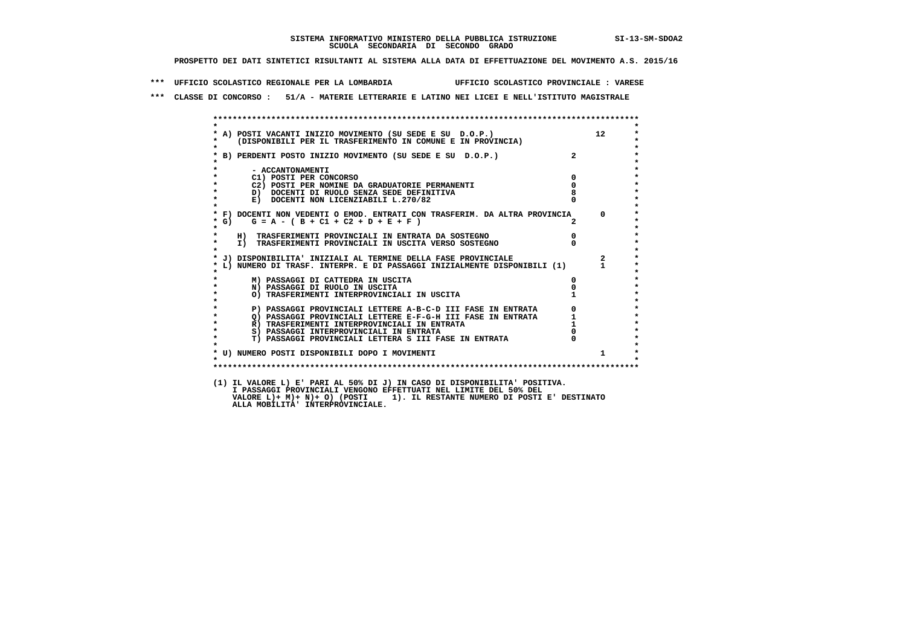SISTEMA INFORMATIVO MINISTERO DELLA PUBBLICA ISTRUZIONE SI-13-SM-SDOA2
SCUOLA SECONDARIA DI SECONDO GRADO

PROSPETTO DEI DATI SINTETICI RISULTANTI AL SISTEMA ALLA DATA DI EFFETTUAZIONE DEL MOVIMENTO A.S. 2015/16

*** UFFICIO SCOLASTICO REGIONALE PER LA LOMBARDIA UFFICIO SCOLASTICO PROVINCIALE : VARESE

*** CLASSE DI CONCORSO : 51/A - MATERIE LETTERARIE E LATINO NEI LICEI E NELL'ISTITUTO MAGISTRALE

```
A) POSTI VACANTI INIZIO MOVIMENTO (SU SEDE E SU  D.O.P.)                       12
   (DISPONIBILI PER IL TRASFERIMENTO IN COMUNE E IN PROVINCIA)

B) PERDENTI POSTO INIZIO MOVIMENTO (SU SEDE E SU  D.O.P.)              2

     - ACCANTONAMENTI
     C1) POSTI PER CONCORSO                                            0
     C2) POSTI PER NOMINE DA GRADUATORIE PERMANENTI                    0
     D)  DOCENTI DI RUOLO SENZA SEDE DEFINITIVA                        8
     E)  DOCENTI NON LICENZIABILI L.270/82                             0

F) DOCENTI NON VEDENTI O EMOD. ENTRATI CON TRASFERIM. DA ALTRA PROVINCIA      0
G)    G = A - ( B + C1 + C2 + D + E + F )                              2

   H)  TRASFERIMENTI PROVINCIALI IN ENTRATA DA SOSTEGNO                0
   I)  TRASFERIMENTI PROVINCIALI IN USCITA VERSO SOSTEGNO              0

J) DISPONIBILITA' INIZIALI AL TERMINE DELLA FASE PROVINCIALE                  2
L) NUMERO DI TRASF. INTERPR. E DI PASSAGGI INIZIALMENTE DISPONIBILI (1)       1

     M) PASSAGGI DI CATTEDRA IN USCITA                                 0
     N) PASSAGGI DI RUOLO IN USCITA                                    0
     O) TRASFERIMENTI INTERPROVINCIALI IN USCITA                       1

     P) PASSAGGI PROVINCIALI LETTERE A-B-C-D III FASE IN ENTRATA       0
     Q) PASSAGGI PROVINCIALI LETTERE E-F-G-H III FASE IN ENTRATA       1
     R) TRASFERIMENTI INTERPROVINCIALI IN ENTRATA                      1
     S) PASSAGGI INTERPROVINCIALI IN ENTRATA                           0
     T) PASSAGGI PROVINCIALI LETTERA S III FASE IN ENTRATA             0

U) NUMERO POSTI DISPONIBILI DOPO I MOVIMENTI                                  1
```

(1) IL VALORE L) E' PARI AL 50% DI J) IN CASO DI DISPONIBILITA' POSITIVA.
I PASSAGGI PROVINCIALI VENGONO EFFETTUATI NEL LIMITE DEL 50% DEL
VALORE L)+ M)+ N)+ O) (POSTI 1). IL RESTANTE NUMERO DI POSTI E' DESTINATO
ALLA MOBILITA' INTERPROVINCIALE.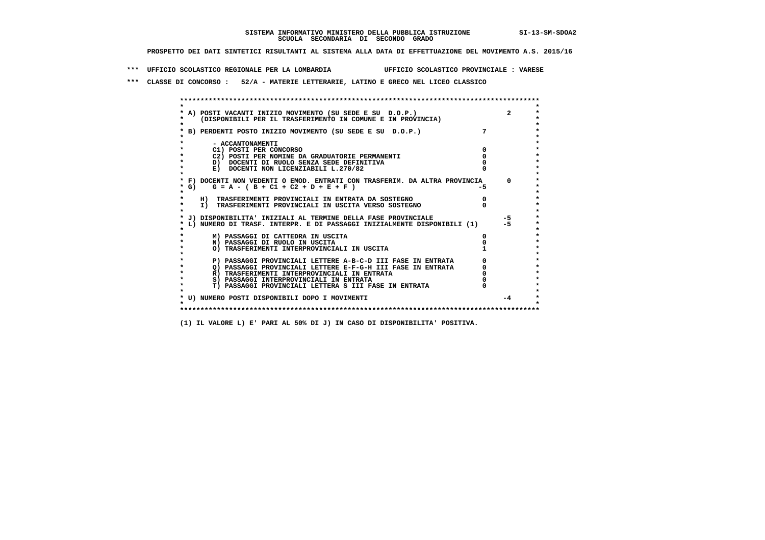**SISTEMA INFORMATIVO MINISTERO DELLA PUBBLICA ISTRUZIONE SI-13-SM-SDOA2**
**SCUOLA SECONDARIA DI SECONDO GRADO**

**PROSPETTO DEI DATI SINTETICI RISULTANTI AL SISTEMA ALLA DATA DI EFFETTUAZIONE DEL MOVIMENTO A.S. 2015/16**

**\*\*\* UFFICIO SCOLASTICO REGIONALE PER LA LOMBARDIA UFFICIO SCOLASTICO PROVINCIALE : VARESE**

**\*\*\* CLASSE DI CONCORSO : 52/A - MATERIE LETTERARIE, LATINO E GRECO NEL LICEO CLASSICO**

| Voce | | |
|---|---|---|
| A) POSTI VACANTI INIZIO MOVIMENTO (SU SEDE E SU D.O.P.) (DISPONIBILI PER IL TRASFERIMENTO IN COMUNE E IN PROVINCIA) | | 2 |
| B) PERDENTI POSTO INIZIO MOVIMENTO (SU SEDE E SU D.O.P.) | 7 | |
| - ACCANTONAMENTI | | |
| C1) POSTI PER CONCORSO | 0 | |
| C2) POSTI PER NOMINE DA GRADUATORIE PERMANENTI | 0 | |
| D) DOCENTI DI RUOLO SENZA SEDE DEFINITIVA | 0 | |
| E) DOCENTI NON LICENZIABILI L.270/82 | 0 | |
| F) DOCENTI NON VEDENTI O EMOD. ENTRATI CON TRASFERIM. DA ALTRA PROVINCIA | | 0 |
| G) G = A - ( B + C1 + C2 + D + E + F ) | -5 | |
| H) TRASFERIMENTI PROVINCIALI IN ENTRATA DA SOSTEGNO | 0 | |
| I) TRASFERIMENTI PROVINCIALI IN USCITA VERSO SOSTEGNO | 0 | |
| J) DISPONIBILITA' INIZIALI AL TERMINE DELLA FASE PROVINCIALE | | -5 |
| L) NUMERO DI TRASF. INTERPR. E DI PASSAGGI INIZIALMENTE DISPONIBILI (1) | | -5 |
| M) PASSAGGI DI CATTEDRA IN USCITA | 0 | |
| N) PASSAGGI DI RUOLO IN USCITA | 0 | |
| O) TRASFERIMENTI INTERPROVINCIALI IN USCITA | 1 | |
| P) PASSAGGI PROVINCIALI LETTERE A-B-C-D III FASE IN ENTRATA | 0 | |
| Q) PASSAGGI PROVINCIALI LETTERE E-F-G-H III FASE IN ENTRATA | 0 | |
| R) TRASFERIMENTI INTERPROVINCIALI IN ENTRATA | 0 | |
| S) PASSAGGI INTERPROVINCIALI IN ENTRATA | 0 | |
| T) PASSAGGI PROVINCIALI LETTERA S III FASE IN ENTRATA | 0 | |
| U) NUMERO POSTI DISPONIBILI DOPO I MOVIMENTI | | -4 |

(1) IL VALORE L) E' PARI AL 50% DI J) IN CASO DI DISPONIBILITA' POSITIVA.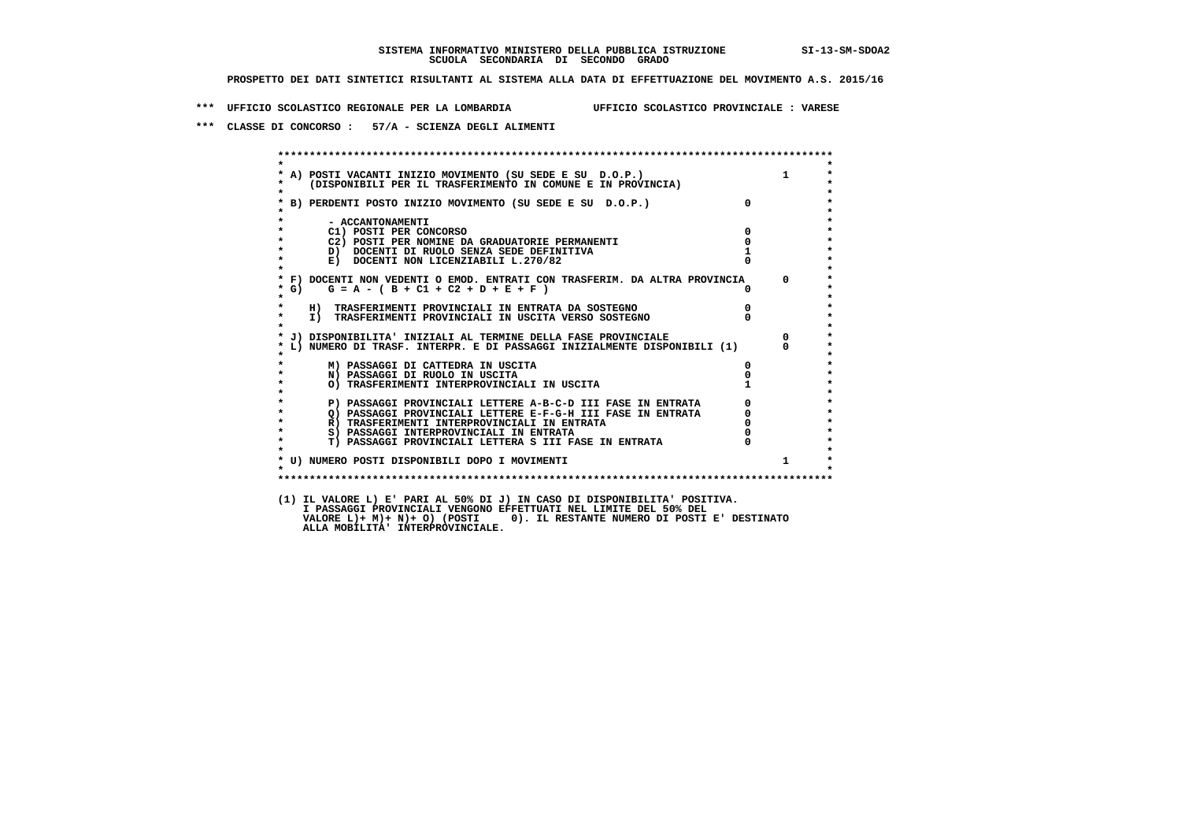SISTEMA INFORMATIVO MINISTERO DELLA PUBBLICA ISTRUZIONE SI-13-SM-SDOA2
SCUOLA SECONDARIA DI SECONDO GRADO

PROSPETTO DEI DATI SINTETICI RISULTANTI AL SISTEMA ALLA DATA DI EFFETTUAZIONE DEL MOVIMENTO A.S. 2015/16

*** UFFICIO SCOLASTICO REGIONALE PER LA LOMBARDIA UFFICIO SCOLASTICO PROVINCIALE : VARESE

*** CLASSE DI CONCORSO : 57/A - SCIENZA DEGLI ALIMENTI

| Voce | | |
|---|---|---|
| A) POSTI VACANTI INIZIO MOVIMENTO (SU SEDE E SU D.O.P.) (DISPONIBILI PER IL TRASFERIMENTO IN COMUNE E IN PROVINCIA) | | 1 |
| B) PERDENTI POSTO INIZIO MOVIMENTO (SU SEDE E SU D.O.P.) | 0 | |
| - ACCANTONAMENTI | | |
| C1) POSTI PER CONCORSO | 0 | |
| C2) POSTI PER NOMINE DA GRADUATORIE PERMANENTI | 0 | |
| D) DOCENTI DI RUOLO SENZA SEDE DEFINITIVA | 1 | |
| E) DOCENTI NON LICENZIABILI L.270/82 | 0 | |
| F) DOCENTI NON VEDENTI O EMOD. ENTRATI CON TRASFERIM. DA ALTRA PROVINCIA | | 0 |
| G) G = A - ( B + C1 + C2 + D + E + F ) | 0 | |
| H) TRASFERIMENTI PROVINCIALI IN ENTRATA DA SOSTEGNO | 0 | |
| I) TRASFERIMENTI PROVINCIALI IN USCITA VERSO SOSTEGNO | 0 | |
| J) DISPONIBILITA' INIZIALI AL TERMINE DELLA FASE PROVINCIALE | | 0 |
| L) NUMERO DI TRASF. INTERPR. E DI PASSAGGI INIZIALMENTE DISPONIBILI (1) | | 0 |
| M) PASSAGGI DI CATTEDRA IN USCITA | 0 | |
| N) PASSAGGI DI RUOLO IN USCITA | 0 | |
| O) TRASFERIMENTI INTERPROVINCIALI IN USCITA | 1 | |
| P) PASSAGGI PROVINCIALI LETTERE A-B-C-D III FASE IN ENTRATA | 0 | |
| Q) PASSAGGI PROVINCIALI LETTERE E-F-G-H III FASE IN ENTRATA | 0 | |
| R) TRASFERIMENTI INTERPROVINCIALI IN ENTRATA | 0 | |
| S) PASSAGGI INTERPROVINCIALI IN ENTRATA | 0 | |
| T) PASSAGGI PROVINCIALI LETTERA S III FASE IN ENTRATA | 0 | |
| U) NUMERO POSTI DISPONIBILI DOPO I MOVIMENTI | | 1 |

(1) IL VALORE L) E' PARI AL 50% DI J) IN CASO DI DISPONIBILITA' POSITIVA.
I PASSAGGI PROVINCIALI VENGONO EFFETTUATI NEL LIMITE DEL 50% DEL
VALORE L)+ M)+ N)+ O) (POSTI 0). IL RESTANTE NUMERO DI POSTI E' DESTINATO
ALLA MOBILITA' INTERPROVINCIALE.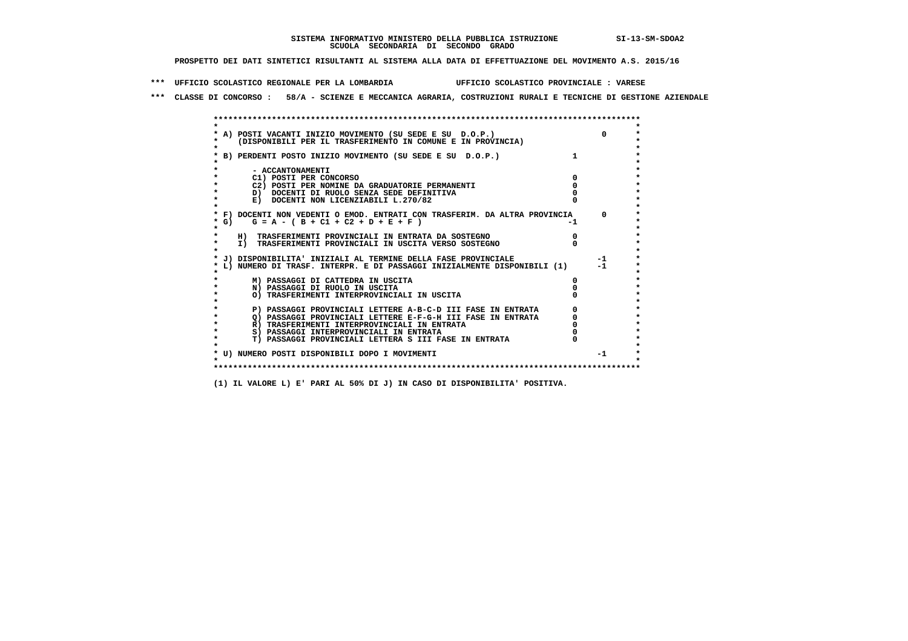SISTEMA INFORMATIVO MINISTERO DELLA PUBBLICA ISTRUZIONE SI-13-SM-SDOA2
SCUOLA SECONDARIA DI SECONDO GRADO

PROSPETTO DEI DATI SINTETICI RISULTANTI AL SISTEMA ALLA DATA DI EFFETTUAZIONE DEL MOVIMENTO A.S. 2015/16

*** UFFICIO SCOLASTICO REGIONALE PER LA LOMBARDIA UFFICIO SCOLASTICO PROVINCIALE : VARESE

*** CLASSE DI CONCORSO : 58/A - SCIENZE E MECCANICA AGRARIA, COSTRUZIONI RURALI E TECNICHE DI GESTIONE AZIENDALE

| Voce | | |
|---|---|---|
| A) POSTI VACANTI INIZIO MOVIMENTO (SU SEDE E SU D.O.P.) (DISPONIBILI PER IL TRASFERIMENTO IN COMUNE E IN PROVINCIA) | | 0 |
| B) PERDENTI POSTO INIZIO MOVIMENTO (SU SEDE E SU D.O.P.) | 1 | |
| - ACCANTONAMENTI | | |
| C1) POSTI PER CONCORSO | 0 | |
| C2) POSTI PER NOMINE DA GRADUATORIE PERMANENTI | 0 | |
| D) DOCENTI DI RUOLO SENZA SEDE DEFINITIVA | 0 | |
| E) DOCENTI NON LICENZIABILI L.270/82 | 0 | |
| F) DOCENTI NON VEDENTI O EMOD. ENTRATI CON TRASFERIM. DA ALTRA PROVINCIA | | 0 |
| G) G = A - ( B + C1 + C2 + D + E + F ) | -1 | |
| H) TRASFERIMENTI PROVINCIALI IN ENTRATA DA SOSTEGNO | 0 | |
| I) TRASFERIMENTI PROVINCIALI IN USCITA VERSO SOSTEGNO | 0 | |
| J) DISPONIBILITA' INIZIALI AL TERMINE DELLA FASE PROVINCIALE | | -1 |
| L) NUMERO DI TRASF. INTERPR. E DI PASSAGGI INIZIALMENTE DISPONIBILI (1) | | -1 |
| M) PASSAGGI DI CATTEDRA IN USCITA | 0 | |
| N) PASSAGGI DI RUOLO IN USCITA | 0 | |
| O) TRASFERIMENTI INTERPROVINCIALI IN USCITA | 0 | |
| P) PASSAGGI PROVINCIALI LETTERE A-B-C-D III FASE IN ENTRATA | 0 | |
| Q) PASSAGGI PROVINCIALI LETTERE E-F-G-H III FASE IN ENTRATA | 0 | |
| R) TRASFERIMENTI INTERPROVINCIALI IN ENTRATA | 0 | |
| S) PASSAGGI INTERPROVINCIALI IN ENTRATA | 0 | |
| T) PASSAGGI PROVINCIALI LETTERA S III FASE IN ENTRATA | 0 | |
| U) NUMERO POSTI DISPONIBILI DOPO I MOVIMENTI | | -1 |

(1) IL VALORE L) E' PARI AL 50% DI J) IN CASO DI DISPONIBILITA' POSITIVA.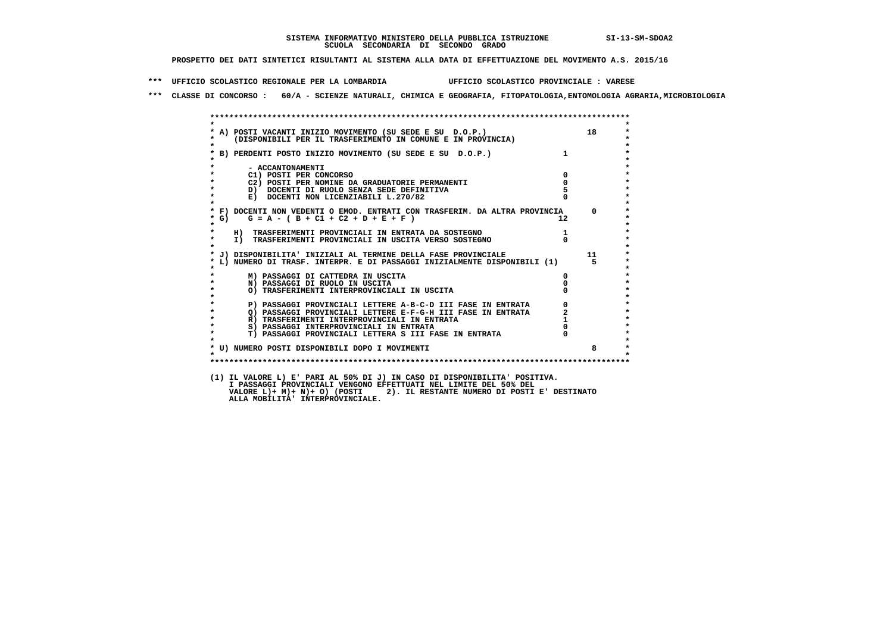**SISTEMA INFORMATIVO MINISTERO DELLA PUBBLICA ISTRUZIONE SI-13-SM-SDOA2**
**SCUOLA SECONDARIA DI SECONDO GRADO**

**PROSPETTO DEI DATI SINTETICI RISULTANTI AL SISTEMA ALLA DATA DI EFFETTUAZIONE DEL MOVIMENTO A.S. 2015/16**

**\*\*\* UFFICIO SCOLASTICO REGIONALE PER LA LOMBARDIA UFFICIO SCOLASTICO PROVINCIALE : VARESE**

**\*\*\* CLASSE DI CONCORSO : 60/A - SCIENZE NATURALI, CHIMICA E GEOGRAFIA, FITOPATOLOGIA,ENTOMOLOGIA AGRARIA,MICROBIOLOGIA**

| | | |
|---|---|---|
| A) POSTI VACANTI INIZIO MOVIMENTO (SU SEDE E SU D.O.P.) (DISPONIBILI PER IL TRASFERIMENTO IN COMUNE E IN PROVINCIA) | | 18 |
| B) PERDENTI POSTO INIZIO MOVIMENTO (SU SEDE E SU D.O.P.) | 1 | |
| - ACCANTONAMENTI | | |
| C1) POSTI PER CONCORSO | 0 | |
| C2) POSTI PER NOMINE DA GRADUATORIE PERMANENTI | 0 | |
| D) DOCENTI DI RUOLO SENZA SEDE DEFINITIVA | 5 | |
| E) DOCENTI NON LICENZIABILI L.270/82 | 0 | |
| F) DOCENTI NON VEDENTI O EMOD. ENTRATI CON TRASFERIM. DA ALTRA PROVINCIA | | 0 |
| G) G = A - ( B + C1 + C2 + D + E + F ) | 12 | |
| H) TRASFERIMENTI PROVINCIALI IN ENTRATA DA SOSTEGNO | 1 | |
| I) TRASFERIMENTI PROVINCIALI IN USCITA VERSO SOSTEGNO | 0 | |
| J) DISPONIBILITA' INIZIALI AL TERMINE DELLA FASE PROVINCIALE | | 11 |
| L) NUMERO DI TRASF. INTERPR. E DI PASSAGGI INIZIALMENTE DISPONIBILI (1) | | 5 |
| M) PASSAGGI DI CATTEDRA IN USCITA | 0 | |
| N) PASSAGGI DI RUOLO IN USCITA | 0 | |
| O) TRASFERIMENTI INTERPROVINCIALI IN USCITA | 0 | |
| P) PASSAGGI PROVINCIALI LETTERE A-B-C-D III FASE IN ENTRATA | 0 | |
| Q) PASSAGGI PROVINCIALI LETTERE E-F-G-H III FASE IN ENTRATA | 2 | |
| R) TRASFERIMENTI INTERPROVINCIALI IN ENTRATA | 1 | |
| S) PASSAGGI INTERPROVINCIALI IN ENTRATA | 0 | |
| T) PASSAGGI PROVINCIALI LETTERA S III FASE IN ENTRATA | 0 | |
| U) NUMERO POSTI DISPONIBILI DOPO I MOVIMENTI | | 8 |

(1) IL VALORE L) E' PARI AL 50% DI J) IN CASO DI DISPONIBILITA' POSITIVA. I PASSAGGI PROVINCIALI VENGONO EFFETTUATI NEL LIMITE DEL 50% DEL VALORE L)+ M)+ N)+ O) (POSTI 2). IL RESTANTE NUMERO DI POSTI E' DESTINATO ALLA MOBILITA' INTERPROVINCIALE.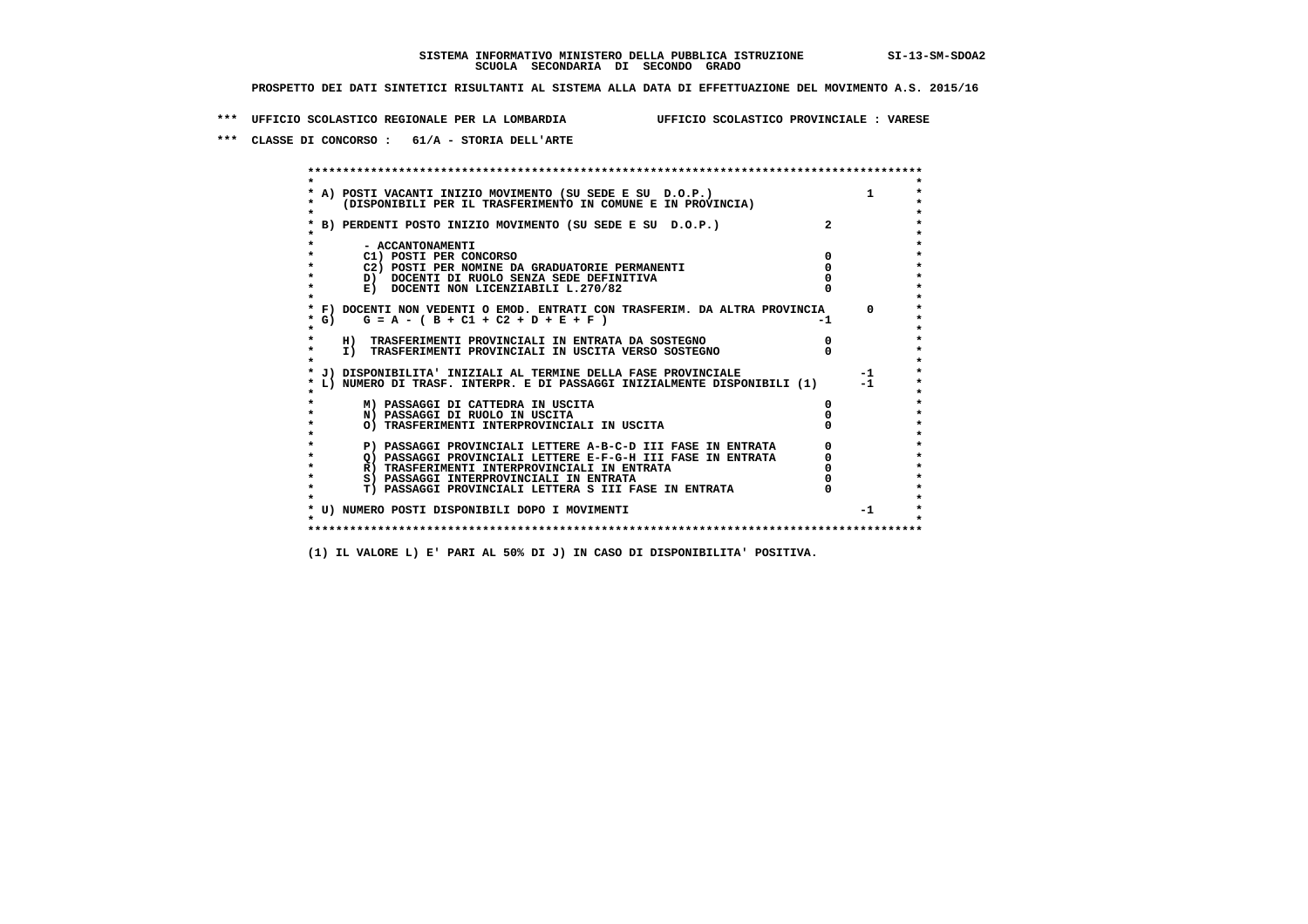**SISTEMA INFORMATIVO MINISTERO DELLA PUBBLICA ISTRUZIONE SI-13-SM-SDOA2**
**SCUOLA SECONDARIA DI SECONDO GRADO**

**PROSPETTO DEI DATI SINTETICI RISULTANTI AL SISTEMA ALLA DATA DI EFFETTUAZIONE DEL MOVIMENTO A.S. 2015/16**

**\*\*\* UFFICIO SCOLASTICO REGIONALE PER LA LOMBARDIA UFFICIO SCOLASTICO PROVINCIALE : VARESE**

**\*\*\* CLASSE DI CONCORSO : 61/A - STORIA DELL'ARTE**

| | | |
|---|---|---|
| A) POSTI VACANTI INIZIO MOVIMENTO (SU SEDE E SU D.O.P.) (DISPONIBILI PER IL TRASFERIMENTO IN COMUNE E IN PROVINCIA) | | 1 |
| B) PERDENTI POSTO INIZIO MOVIMENTO (SU SEDE E SU D.O.P.) | 2 | |
| - ACCANTONAMENTI | | |
| C1) POSTI PER CONCORSO | 0 | |
| C2) POSTI PER NOMINE DA GRADUATORIE PERMANENTI | 0 | |
| D) DOCENTI DI RUOLO SENZA SEDE DEFINITIVA | 0 | |
| E) DOCENTI NON LICENZIABILI L.270/82 | 0 | |
| F) DOCENTI NON VEDENTI O EMOD. ENTRATI CON TRASFERIM. DA ALTRA PROVINCIA | | 0 |
| G) G = A - ( B + C1 + C2 + D + E + F ) | -1 | |
| H) TRASFERIMENTI PROVINCIALI IN ENTRATA DA SOSTEGNO | 0 | |
| I) TRASFERIMENTI PROVINCIALI IN USCITA VERSO SOSTEGNO | 0 | |
| J) DISPONIBILITA' INIZIALI AL TERMINE DELLA FASE PROVINCIALE | | -1 |
| L) NUMERO DI TRASF. INTERPR. E DI PASSAGGI INIZIALMENTE DISPONIBILI (1) | | -1 |
| M) PASSAGGI DI CATTEDRA IN USCITA | 0 | |
| N) PASSAGGI DI RUOLO IN USCITA | 0 | |
| O) TRASFERIMENTI INTERPROVINCIALI IN USCITA | 0 | |
| P) PASSAGGI PROVINCIALI LETTERE A-B-C-D III FASE IN ENTRATA | 0 | |
| Q) PASSAGGI PROVINCIALI LETTERE E-F-G-H III FASE IN ENTRATA | 0 | |
| R) TRASFERIMENTI INTERPROVINCIALI IN ENTRATA | 0 | |
| S) PASSAGGI INTERPROVINCIALI IN ENTRATA | 0 | |
| T) PASSAGGI PROVINCIALI LETTERA S III FASE IN ENTRATA | 0 | |
| U) NUMERO POSTI DISPONIBILI DOPO I MOVIMENTI | | -1 |

(1) IL VALORE L) E' PARI AL 50% DI J) IN CASO DI DISPONIBILITA' POSITIVA.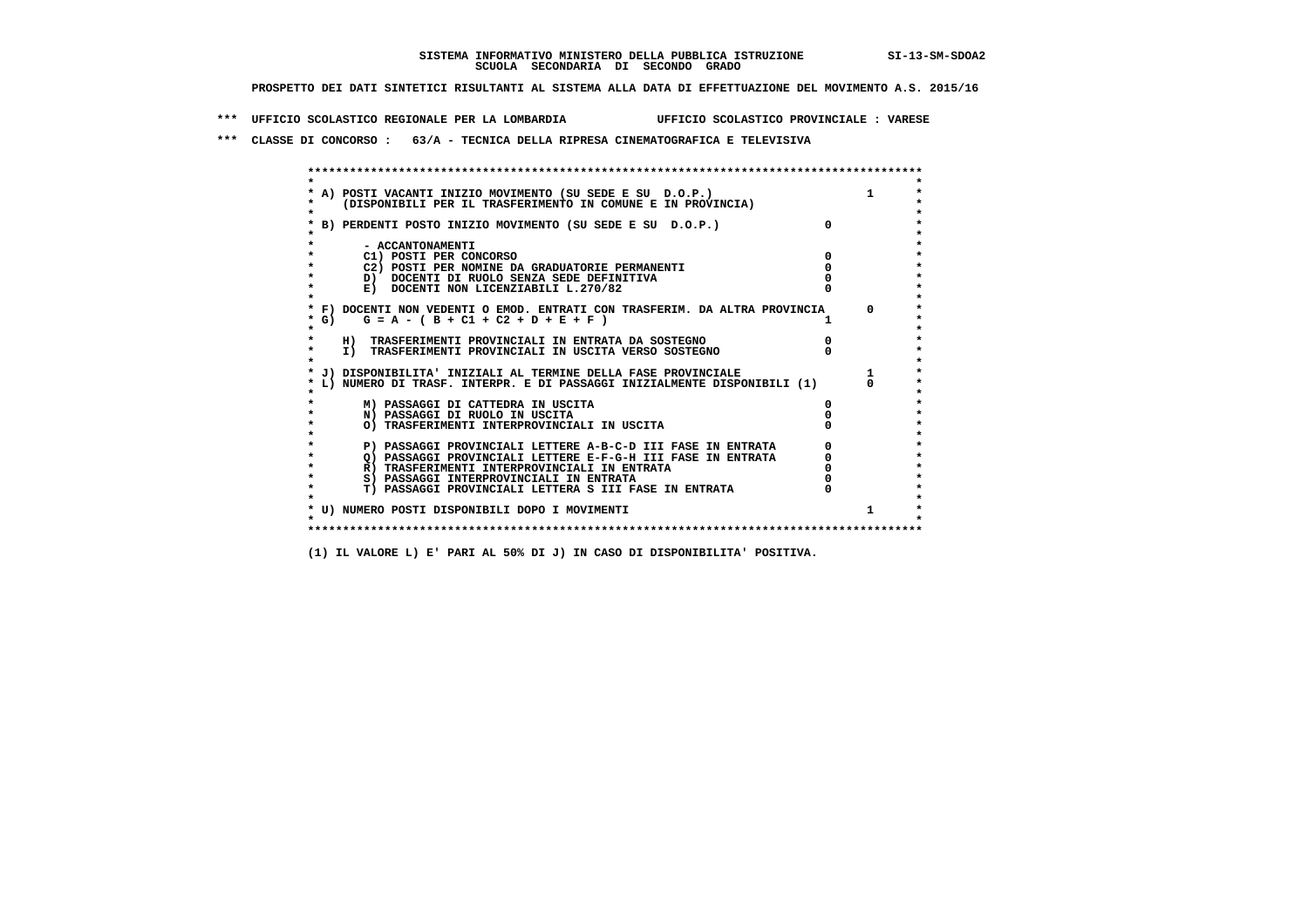**SISTEMA INFORMATIVO MINISTERO DELLA PUBBLICA ISTRUZIONE SI-13-SM-SDOA2**
**SCUOLA SECONDARIA DI SECONDO GRADO**

**PROSPETTO DEI DATI SINTETICI RISULTANTI AL SISTEMA ALLA DATA DI EFFETTUAZIONE DEL MOVIMENTO A.S. 2015/16**

**\*\*\* UFFICIO SCOLASTICO REGIONALE PER LA LOMBARDIA UFFICIO SCOLASTICO PROVINCIALE : VARESE**

**\*\*\* CLASSE DI CONCORSO : 63/A - TECNICA DELLA RIPRESA CINEMATOGRAFICA E TELEVISIVA**

| Voce | | |
|---|---|---|
| A) POSTI VACANTI INIZIO MOVIMENTO (SU SEDE E SU D.O.P.) (DISPONIBILI PER IL TRASFERIMENTO IN COMUNE E IN PROVINCIA) | | 1 |
| B) PERDENTI POSTO INIZIO MOVIMENTO (SU SEDE E SU D.O.P.) | 0 | |
| - ACCANTONAMENTI | | |
| C1) POSTI PER CONCORSO | 0 | |
| C2) POSTI PER NOMINE DA GRADUATORIE PERMANENTI | 0 | |
| D) DOCENTI DI RUOLO SENZA SEDE DEFINITIVA | 0 | |
| E) DOCENTI NON LICENZIABILI L.270/82 | 0 | |
| F) DOCENTI NON VEDENTI O EMOD. ENTRATI CON TRASFERIM. DA ALTRA PROVINCIA | | 0 |
| G) G = A - ( B + C1 + C2 + D + E + F ) | 1 | |
| H) TRASFERIMENTI PROVINCIALI IN ENTRATA DA SOSTEGNO | 0 | |
| I) TRASFERIMENTI PROVINCIALI IN USCITA VERSO SOSTEGNO | 0 | |
| J) DISPONIBILITA' INIZIALI AL TERMINE DELLA FASE PROVINCIALE | | 1 |
| L) NUMERO DI TRASF. INTERPR. E DI PASSAGGI INIZIALMENTE DISPONIBILI (1) | | 0 |
| M) PASSAGGI DI CATTEDRA IN USCITA | 0 | |
| N) PASSAGGI DI RUOLO IN USCITA | 0 | |
| O) TRASFERIMENTI INTERPROVINCIALI IN USCITA | 0 | |
| P) PASSAGGI PROVINCIALI LETTERE A-B-C-D III FASE IN ENTRATA | 0 | |
| Q) PASSAGGI PROVINCIALI LETTERE E-F-G-H III FASE IN ENTRATA | 0 | |
| R) TRASFERIMENTI INTERPROVINCIALI IN ENTRATA | 0 | |
| S) PASSAGGI INTERPROVINCIALI IN ENTRATA | 0 | |
| T) PASSAGGI PROVINCIALI LETTERA S III FASE IN ENTRATA | 0 | |
| U) NUMERO POSTI DISPONIBILI DOPO I MOVIMENTI | | 1 |

(1) IL VALORE L) E' PARI AL 50% DI J) IN CASO DI DISPONIBILITA' POSITIVA.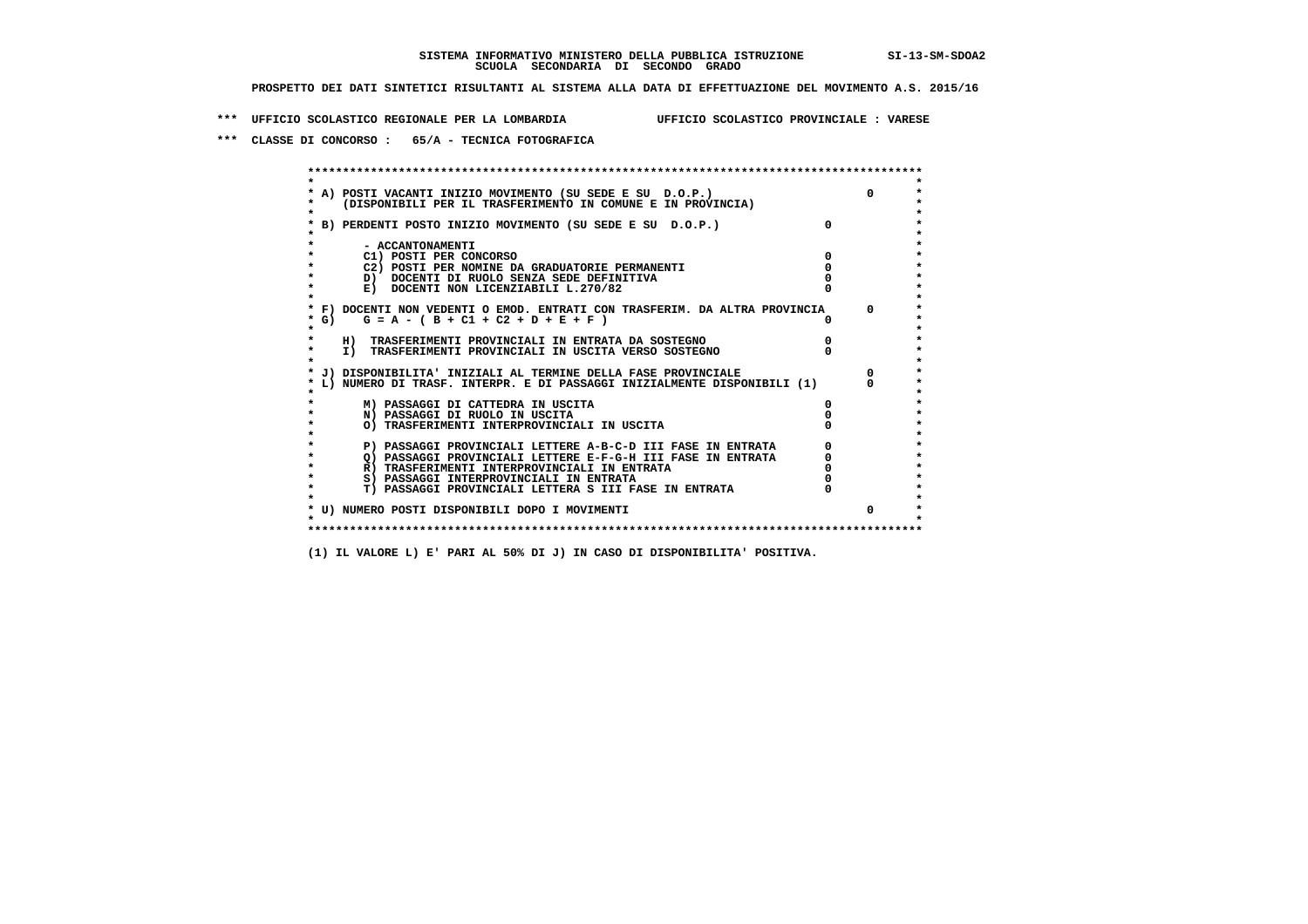**SISTEMA INFORMATIVO MINISTERO DELLA PUBBLICA ISTRUZIONE SI-13-SM-SDOA2**
**SCUOLA SECONDARIA DI SECONDO GRADO**

**PROSPETTO DEI DATI SINTETICI RISULTANTI AL SISTEMA ALLA DATA DI EFFETTUAZIONE DEL MOVIMENTO A.S. 2015/16**

**\*\*\* UFFICIO SCOLASTICO REGIONALE PER LA LOMBARDIA UFFICIO SCOLASTICO PROVINCIALE : VARESE**

**\*\*\* CLASSE DI CONCORSO : 65/A - TECNICA FOTOGRAFICA**

| Voce | | |
|---|---|---|
| A) POSTI VACANTI INIZIO MOVIMENTO (SU SEDE E SU D.O.P.) (DISPONIBILI PER IL TRASFERIMENTO IN COMUNE E IN PROVINCIA) | | 0 |
| B) PERDENTI POSTO INIZIO MOVIMENTO (SU SEDE E SU D.O.P.) | 0 | |
| - ACCANTONAMENTI | | |
| C1) POSTI PER CONCORSO | 0 | |
| C2) POSTI PER NOMINE DA GRADUATORIE PERMANENTI | 0 | |
| D) DOCENTI DI RUOLO SENZA SEDE DEFINITIVA | 0 | |
| E) DOCENTI NON LICENZIABILI L.270/82 | 0 | |
| F) DOCENTI NON VEDENTI O EMOD. ENTRATI CON TRASFERIM. DA ALTRA PROVINCIA | | 0 |
| G) G = A - ( B + C1 + C2 + D + E + F ) | 0 | |
| H) TRASFERIMENTI PROVINCIALI IN ENTRATA DA SOSTEGNO | 0 | |
| I) TRASFERIMENTI PROVINCIALI IN USCITA VERSO SOSTEGNO | 0 | |
| J) DISPONIBILITA' INIZIALI AL TERMINE DELLA FASE PROVINCIALE | | 0 |
| L) NUMERO DI TRASF. INTERPR. E DI PASSAGGI INIZIALMENTE DISPONIBILI (1) | | 0 |
| M) PASSAGGI DI CATTEDRA IN USCITA | 0 | |
| N) PASSAGGI DI RUOLO IN USCITA | 0 | |
| O) TRASFERIMENTI INTERPROVINCIALI IN USCITA | 0 | |
| P) PASSAGGI PROVINCIALI LETTERE A-B-C-D III FASE IN ENTRATA | 0 | |
| Q) PASSAGGI PROVINCIALI LETTERE E-F-G-H III FASE IN ENTRATA | 0 | |
| R) TRASFERIMENTI INTERPROVINCIALI IN ENTRATA | 0 | |
| S) PASSAGGI INTERPROVINCIALI IN ENTRATA | 0 | |
| T) PASSAGGI PROVINCIALI LETTERA S III FASE IN ENTRATA | 0 | |
| U) NUMERO POSTI DISPONIBILI DOPO I MOVIMENTI | | 0 |

**(1) IL VALORE L) E' PARI AL 50% DI J) IN CASO DI DISPONIBILITA' POSITIVA.**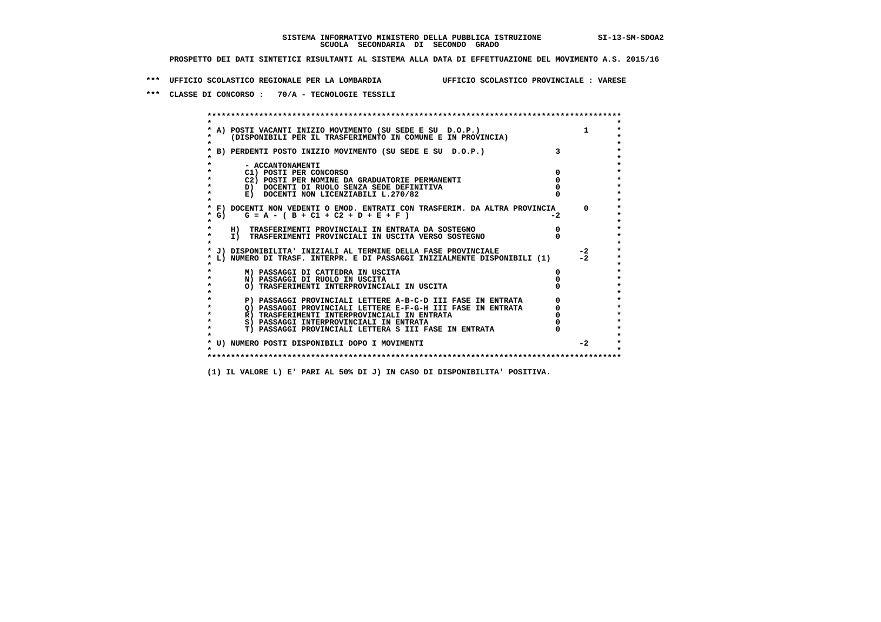**SISTEMA INFORMATIVO MINISTERO DELLA PUBBLICA ISTRUZIONE SI-13-SM-SDOA2**
**SCUOLA SECONDARIA DI SECONDO GRADO**

**PROSPETTO DEI DATI SINTETICI RISULTANTI AL SISTEMA ALLA DATA DI EFFETTUAZIONE DEL MOVIMENTO A.S. 2015/16**

**\*\*\* UFFICIO SCOLASTICO REGIONALE PER LA LOMBARDIA UFFICIO SCOLASTICO PROVINCIALE : VARESE**

**\*\*\* CLASSE DI CONCORSO : 70/A - TECNOLOGIE TESSILI**

| Voce | Valore | Totale |
|---|---|---|
| A) POSTI VACANTI INIZIO MOVIMENTO (SU SEDE E SU D.O.P.) (DISPONIBILI PER IL TRASFERIMENTO IN COMUNE E IN PROVINCIA) | | 1 |
| B) PERDENTI POSTO INIZIO MOVIMENTO (SU SEDE E SU D.O.P.) | 3 | |
| - ACCANTONAMENTI | | |
| C1) POSTI PER CONCORSO | 0 | |
| C2) POSTI PER NOMINE DA GRADUATORIE PERMANENTI | 0 | |
| D) DOCENTI DI RUOLO SENZA SEDE DEFINITIVA | 0 | |
| E) DOCENTI NON LICENZIABILI L.270/82 | 0 | |
| F) DOCENTI NON VEDENTI O EMOD. ENTRATI CON TRASFERIM. DA ALTRA PROVINCIA | | 0 |
| G) G = A - ( B + C1 + C2 + D + E + F ) | -2 | |
| H) TRASFERIMENTI PROVINCIALI IN ENTRATA DA SOSTEGNO | 0 | |
| I) TRASFERIMENTI PROVINCIALI IN USCITA VERSO SOSTEGNO | 0 | |
| J) DISPONIBILITA' INIZIALI AL TERMINE DELLA FASE PROVINCIALE | | -2 |
| L) NUMERO DI TRASF. INTERPR. E DI PASSAGGI INIZIALMENTE DISPONIBILI (1) | | -2 |
| M) PASSAGGI DI CATTEDRA IN USCITA | 0 | |
| N) PASSAGGI DI RUOLO IN USCITA | 0 | |
| O) TRASFERIMENTI INTERPROVINCIALI IN USCITA | 0 | |
| P) PASSAGGI PROVINCIALI LETTERE A-B-C-D III FASE IN ENTRATA | 0 | |
| Q) PASSAGGI PROVINCIALI LETTERE E-F-G-H III FASE IN ENTRATA | 0 | |
| R) TRASFERIMENTI INTERPROVINCIALI IN ENTRATA | 0 | |
| S) PASSAGGI INTERPROVINCIALI IN ENTRATA | 0 | |
| T) PASSAGGI PROVINCIALI LETTERA S III FASE IN ENTRATA | 0 | |
| U) NUMERO POSTI DISPONIBILI DOPO I MOVIMENTI | | -2 |

**(1) IL VALORE L) E' PARI AL 50% DI J) IN CASO DI DISPONIBILITA' POSITIVA.**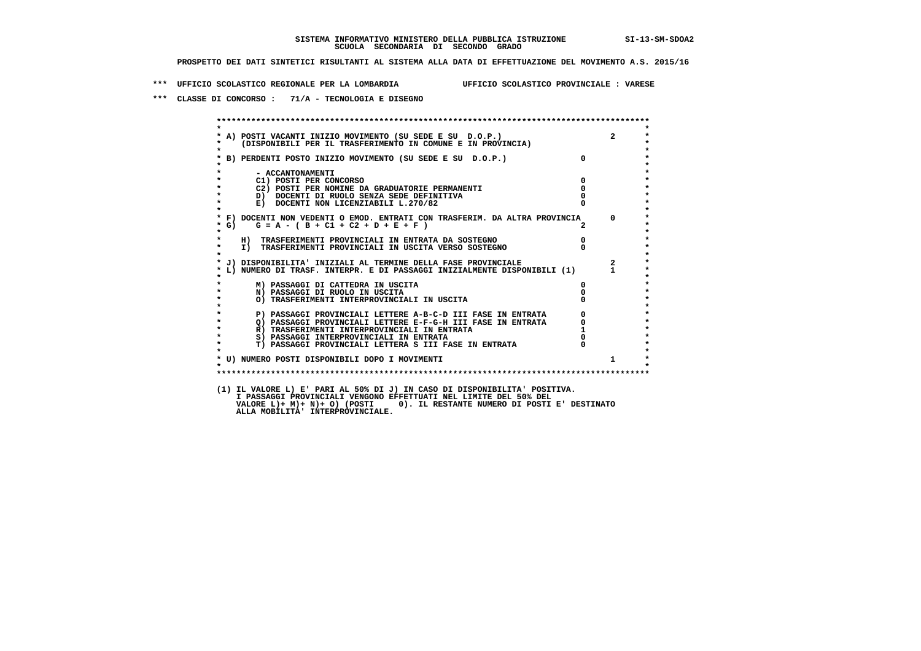**SISTEMA INFORMATIVO MINISTERO DELLA PUBBLICA ISTRUZIONE** SI-13-SM-SDOA2
**SCUOLA SECONDARIA DI SECONDO GRADO**

**PROSPETTO DEI DATI SINTETICI RISULTANTI AL SISTEMA ALLA DATA DI EFFETTUAZIONE DEL MOVIMENTO A.S. 2015/16**

**\*\*\* UFFICIO SCOLASTICO REGIONALE PER LA LOMBARDIA UFFICIO SCOLASTICO PROVINCIALE : VARESE**

**\*\*\* CLASSE DI CONCORSO : 71/A - TECNOLOGIA E DISEGNO**

| Voce | | Valore |
|---|---|---|
| A) POSTI VACANTI INIZIO MOVIMENTO (SU SEDE E SU D.O.P.) (DISPONIBILI PER IL TRASFERIMENTO IN COMUNE E IN PROVINCIA) | | 2 |
| B) PERDENTI POSTO INIZIO MOVIMENTO (SU SEDE E SU D.O.P.) | 0 | |
| - ACCANTONAMENTI | | |
| C1) POSTI PER CONCORSO | 0 | |
| C2) POSTI PER NOMINE DA GRADUATORIE PERMANENTI | 0 | |
| D) DOCENTI DI RUOLO SENZA SEDE DEFINITIVA | 0 | |
| E) DOCENTI NON LICENZIABILI L.270/82 | 0 | |
| F) DOCENTI NON VEDENTI O EMOD. ENTRATI CON TRASFERIM. DA ALTRA PROVINCIA | | 0 |
| G) G = A - ( B + C1 + C2 + D + E + F ) | 2 | |
| H) TRASFERIMENTI PROVINCIALI IN ENTRATA DA SOSTEGNO | 0 | |
| I) TRASFERIMENTI PROVINCIALI IN USCITA VERSO SOSTEGNO | 0 | |
| J) DISPONIBILITA' INIZIALI AL TERMINE DELLA FASE PROVINCIALE | | 2 |
| L) NUMERO DI TRASF. INTERPR. E DI PASSAGGI INIZIALMENTE DISPONIBILI (1) | | 1 |
| M) PASSAGGI DI CATTEDRA IN USCITA | 0 | |
| N) PASSAGGI DI RUOLO IN USCITA | 0 | |
| O) TRASFERIMENTI INTERPROVINCIALI IN USCITA | 0 | |
| P) PASSAGGI PROVINCIALI LETTERE A-B-C-D III FASE IN ENTRATA | 0 | |
| Q) PASSAGGI PROVINCIALI LETTERE E-F-G-H III FASE IN ENTRATA | 0 | |
| R) TRASFERIMENTI INTERPROVINCIALI IN ENTRATA | 1 | |
| S) PASSAGGI INTERPROVINCIALI IN ENTRATA | 0 | |
| T) PASSAGGI PROVINCIALI LETTERA S III FASE IN ENTRATA | 0 | |
| U) NUMERO POSTI DISPONIBILI DOPO I MOVIMENTI | | 1 |

(1) IL VALORE L) E' PARI AL 50% DI J) IN CASO DI DISPONIBILITA' POSITIVA.
I PASSAGGI PROVINCIALI VENGONO EFFETTUATI NEL LIMITE DEL 50% DEL
VALORE L)+ M)+ N)+ O) (POSTI 0). IL RESTANTE NUMERO DI POSTI E' DESTINATO
ALLA MOBILITA' INTERPROVINCIALE.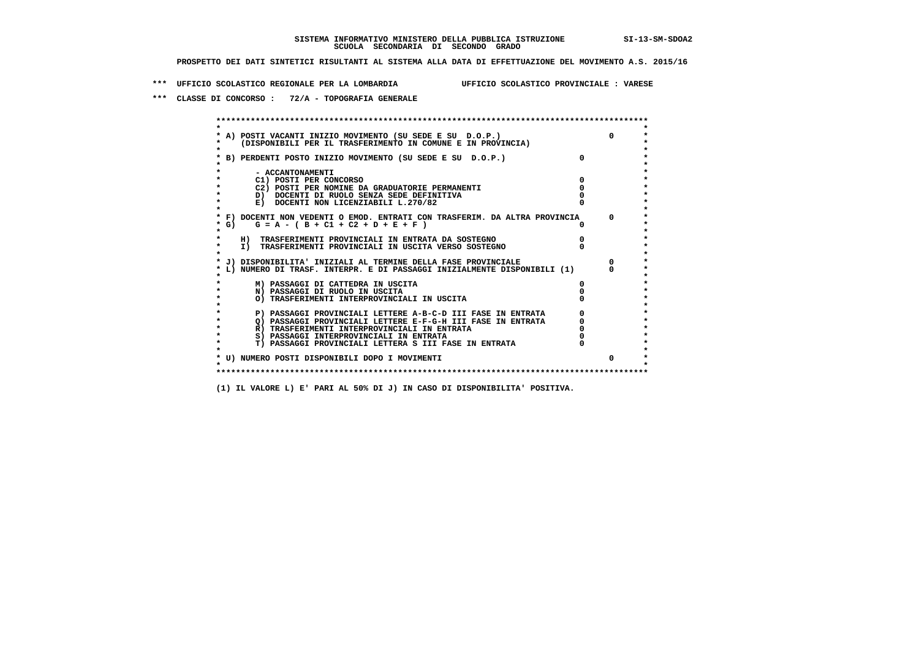**SISTEMA INFORMATIVO MINISTERO DELLA PUBBLICA ISTRUZIONE SI-13-SM-SDOA2**
**SCUOLA SECONDARIA DI SECONDO GRADO**

**PROSPETTO DEI DATI SINTETICI RISULTANTI AL SISTEMA ALLA DATA DI EFFETTUAZIONE DEL MOVIMENTO A.S. 2015/16**

**\*\*\* UFFICIO SCOLASTICO REGIONALE PER LA LOMBARDIA UFFICIO SCOLASTICO PROVINCIALE : VARESE**

**\*\*\* CLASSE DI CONCORSO : 72/A - TOPOGRAFIA GENERALE**

| Voce | | |
|---|---|---|
| A) POSTI VACANTI INIZIO MOVIMENTO (SU SEDE E SU D.O.P.) (DISPONIBILI PER IL TRASFERIMENTO IN COMUNE E IN PROVINCIA) | | 0 |
| B) PERDENTI POSTO INIZIO MOVIMENTO (SU SEDE E SU D.O.P.) | 0 | |
| - ACCANTONAMENTI | | |
| C1) POSTI PER CONCORSO | 0 | |
| C2) POSTI PER NOMINE DA GRADUATORIE PERMANENTI | 0 | |
| D) DOCENTI DI RUOLO SENZA SEDE DEFINITIVA | 0 | |
| E) DOCENTI NON LICENZIABILI L.270/82 | 0 | |
| F) DOCENTI NON VEDENTI O EMOD. ENTRATI CON TRASFERIM. DA ALTRA PROVINCIA | | 0 |
| G) G = A - ( B + C1 + C2 + D + E + F ) | 0 | |
| H) TRASFERIMENTI PROVINCIALI IN ENTRATA DA SOSTEGNO | 0 | |
| I) TRASFERIMENTI PROVINCIALI IN USCITA VERSO SOSTEGNO | 0 | |
| J) DISPONIBILITA' INIZIALI AL TERMINE DELLA FASE PROVINCIALE | | 0 |
| L) NUMERO DI TRASF. INTERPR. E DI PASSAGGI INIZIALMENTE DISPONIBILI (1) | | 0 |
| M) PASSAGGI DI CATTEDRA IN USCITA | 0 | |
| N) PASSAGGI DI RUOLO IN USCITA | 0 | |
| O) TRASFERIMENTI INTERPROVINCIALI IN USCITA | 0 | |
| P) PASSAGGI PROVINCIALI LETTERE A-B-C-D III FASE IN ENTRATA | 0 | |
| Q) PASSAGGI PROVINCIALI LETTERE E-F-G-H III FASE IN ENTRATA | 0 | |
| R) TRASFERIMENTI INTERPROVINCIALI IN ENTRATA | 0 | |
| S) PASSAGGI INTERPROVINCIALI IN ENTRATA | 0 | |
| T) PASSAGGI PROVINCIALI LETTERA S III FASE IN ENTRATA | 0 | |
| U) NUMERO POSTI DISPONIBILI DOPO I MOVIMENTI | | 0 |

**(1) IL VALORE L) E' PARI AL 50% DI J) IN CASO DI DISPONIBILITA' POSITIVA.**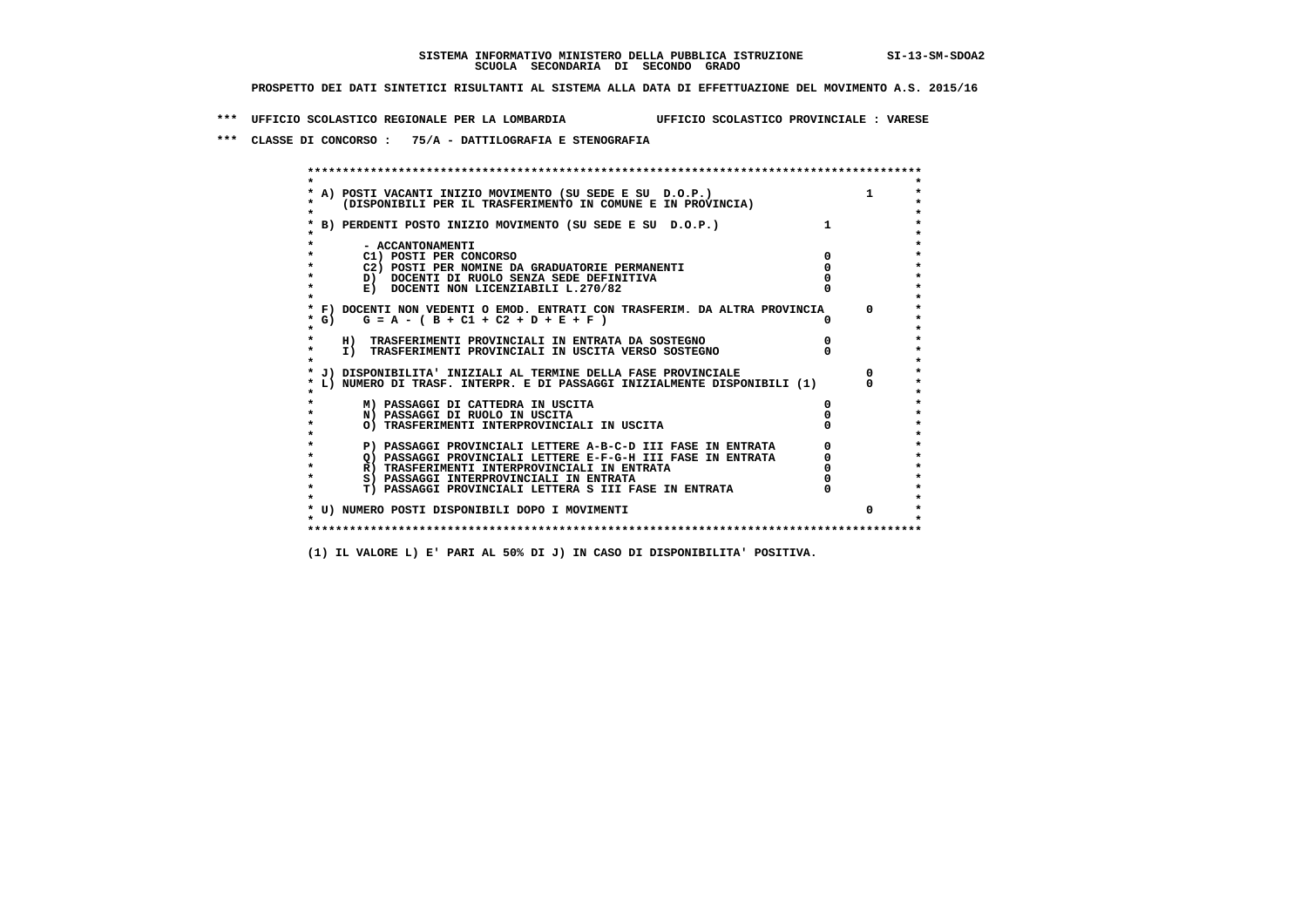**SISTEMA INFORMATIVO MINISTERO DELLA PUBBLICA ISTRUZIONE SI-13-SM-SDOA2**
**SCUOLA SECONDARIA DI SECONDO GRADO**

**PROSPETTO DEI DATI SINTETICI RISULTANTI AL SISTEMA ALLA DATA DI EFFETTUAZIONE DEL MOVIMENTO A.S. 2015/16**

**\*\*\* UFFICIO SCOLASTICO REGIONALE PER LA LOMBARDIA UFFICIO SCOLASTICO PROVINCIALE : VARESE**

**\*\*\* CLASSE DI CONCORSO : 75/A - DATTILOGRAFIA E STENOGRAFIA**

```
******************************************************************************************
*                                                                                        *
* A) POSTI VACANTI INIZIO MOVIMENTO (SU SEDE E SU  D.O.P.)                        1      *
*     (DISPONIBILI PER IL TRASFERIMENTO IN COMUNE E IN PROVINCIA)                        *
*                                                                                        *
* B) PERDENTI POSTO INIZIO MOVIMENTO (SU SEDE E SU  D.O.P.)              1               *
*                                                                                        *
*       - ACCANTONAMENTI                                                                 *
*       C1) POSTI PER CONCORSO                                           0               *
*       C2) POSTI PER NOMINE DA GRADUATORIE PERMANENTI                   0               *
*       D)  DOCENTI DI RUOLO SENZA SEDE DEFINITIVA                       0               *
*       E)  DOCENTI NON LICENZIABILI L.270/82                            0               *
*                                                                                        *
* F) DOCENTI NON VEDENTI O EMOD. ENTRATI CON TRASFERIM. DA ALTRA PROVINCIA       0       *
* G)    G = A - ( B + C1 + C2 + D + E + F )                              0               *
*                                                                                        *
*    H)  TRASFERIMENTI PROVINCIALI IN ENTRATA DA SOSTEGNO                0               *
*    I)  TRASFERIMENTI PROVINCIALI IN USCITA VERSO SOSTEGNO              0               *
*                                                                                        *
* J) DISPONIBILITA' INIZIALI AL TERMINE DELLA FASE PROVINCIALE                   0       *
* L) NUMERO DI TRASF. INTERPR. E DI PASSAGGI INIZIALMENTE DISPONIBILI (1)        0       *
*                                                                                        *
*       M) PASSAGGI DI CATTEDRA IN USCITA                                0               *
*       N) PASSAGGI DI RUOLO IN USCITA                                   0               *
*       O) TRASFERIMENTI INTERPROVINCIALI IN USCITA                      0               *
*                                                                                        *
*       P) PASSAGGI PROVINCIALI LETTERE A-B-C-D III FASE IN ENTRATA      0               *
*       Q) PASSAGGI PROVINCIALI LETTERE E-F-G-H III FASE IN ENTRATA      0               *
*       R) TRASFERIMENTI INTERPROVINCIALI IN ENTRATA                     0               *
*       S) PASSAGGI INTERPROVINCIALI IN ENTRATA                          0               *
*       T) PASSAGGI PROVINCIALI LETTERA S III FASE IN ENTRATA            0               *
*                                                                                        *
* U) NUMERO POSTI DISPONIBILI DOPO I MOVIMENTI                                   0       *
*                                                                                        *
******************************************************************************************
```

**(1) IL VALORE L) E' PARI AL 50% DI J) IN CASO DI DISPONIBILITA' POSITIVA.**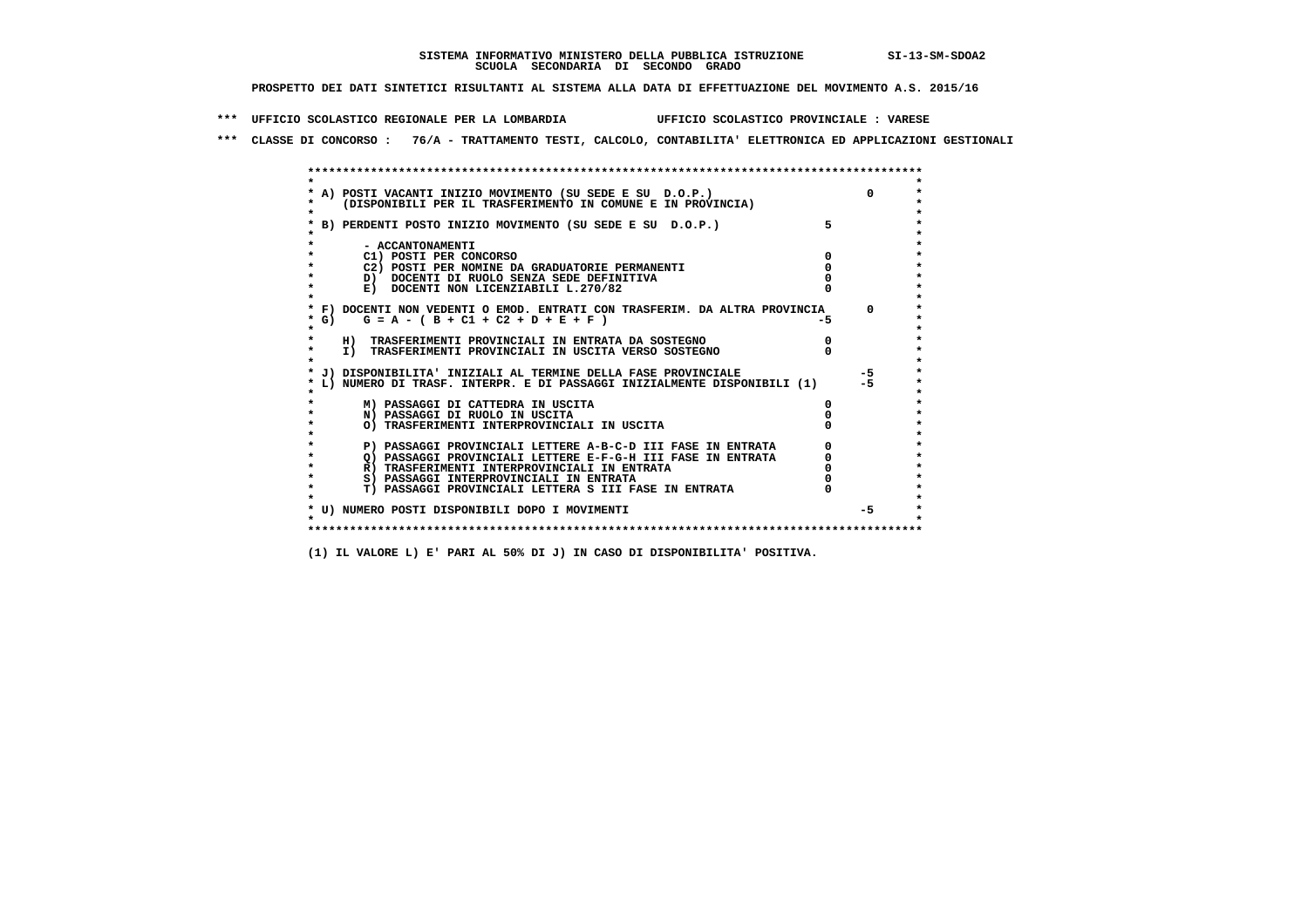SISTEMA INFORMATIVO MINISTERO DELLA PUBBLICA ISTRUZIONE SI-13-SM-SDOA2
SCUOLA SECONDARIA DI SECONDO GRADO

PROSPETTO DEI DATI SINTETICI RISULTANTI AL SISTEMA ALLA DATA DI EFFETTUAZIONE DEL MOVIMENTO A.S. 2015/16

*** UFFICIO SCOLASTICO REGIONALE PER LA LOMBARDIA UFFICIO SCOLASTICO PROVINCIALE : VARESE

*** CLASSE DI CONCORSO : 76/A - TRATTAMENTO TESTI, CALCOLO, CONTABILITA' ELETTRONICA ED APPLICAZIONI GESTIONALI

| | | |
|---|---|---|
| A) POSTI VACANTI INIZIO MOVIMENTO (SU SEDE E SU D.O.P.) (DISPONIBILI PER IL TRASFERIMENTO IN COMUNE E IN PROVINCIA) | | 0 |
| B) PERDENTI POSTO INIZIO MOVIMENTO (SU SEDE E SU D.O.P.) | 5 | |
| - ACCANTONAMENTI | | |
| C1) POSTI PER CONCORSO | 0 | |
| C2) POSTI PER NOMINE DA GRADUATORIE PERMANENTI | 0 | |
| D) DOCENTI DI RUOLO SENZA SEDE DEFINITIVA | 0 | |
| E) DOCENTI NON LICENZIABILI L.270/82 | 0 | |
| F) DOCENTI NON VEDENTI O EMOD. ENTRATI CON TRASFERIM. DA ALTRA PROVINCIA | | 0 |
| G) G = A - ( B + C1 + C2 + D + E + F ) | -5 | |
| H) TRASFERIMENTI PROVINCIALI IN ENTRATA DA SOSTEGNO | 0 | |
| I) TRASFERIMENTI PROVINCIALI IN USCITA VERSO SOSTEGNO | 0 | |
| J) DISPONIBILITA' INIZIALI AL TERMINE DELLA FASE PROVINCIALE | | -5 |
| L) NUMERO DI TRASF. INTERPR. E DI PASSAGGI INIZIALMENTE DISPONIBILI (1) | | -5 |
| M) PASSAGGI DI CATTEDRA IN USCITA | 0 | |
| N) PASSAGGI DI RUOLO IN USCITA | 0 | |
| O) TRASFERIMENTI INTERPROVINCIALI IN USCITA | 0 | |
| P) PASSAGGI PROVINCIALI LETTERE A-B-C-D III FASE IN ENTRATA | 0 | |
| Q) PASSAGGI PROVINCIALI LETTERE E-F-G-H III FASE IN ENTRATA | 0 | |
| R) TRASFERIMENTI INTERPROVINCIALI IN ENTRATA | 0 | |
| S) PASSAGGI INTERPROVINCIALI IN ENTRATA | 0 | |
| T) PASSAGGI PROVINCIALI LETTERA S III FASE IN ENTRATA | 0 | |
| U) NUMERO POSTI DISPONIBILI DOPO I MOVIMENTI | | -5 |

(1) IL VALORE L) E' PARI AL 50% DI J) IN CASO DI DISPONIBILITA' POSITIVA.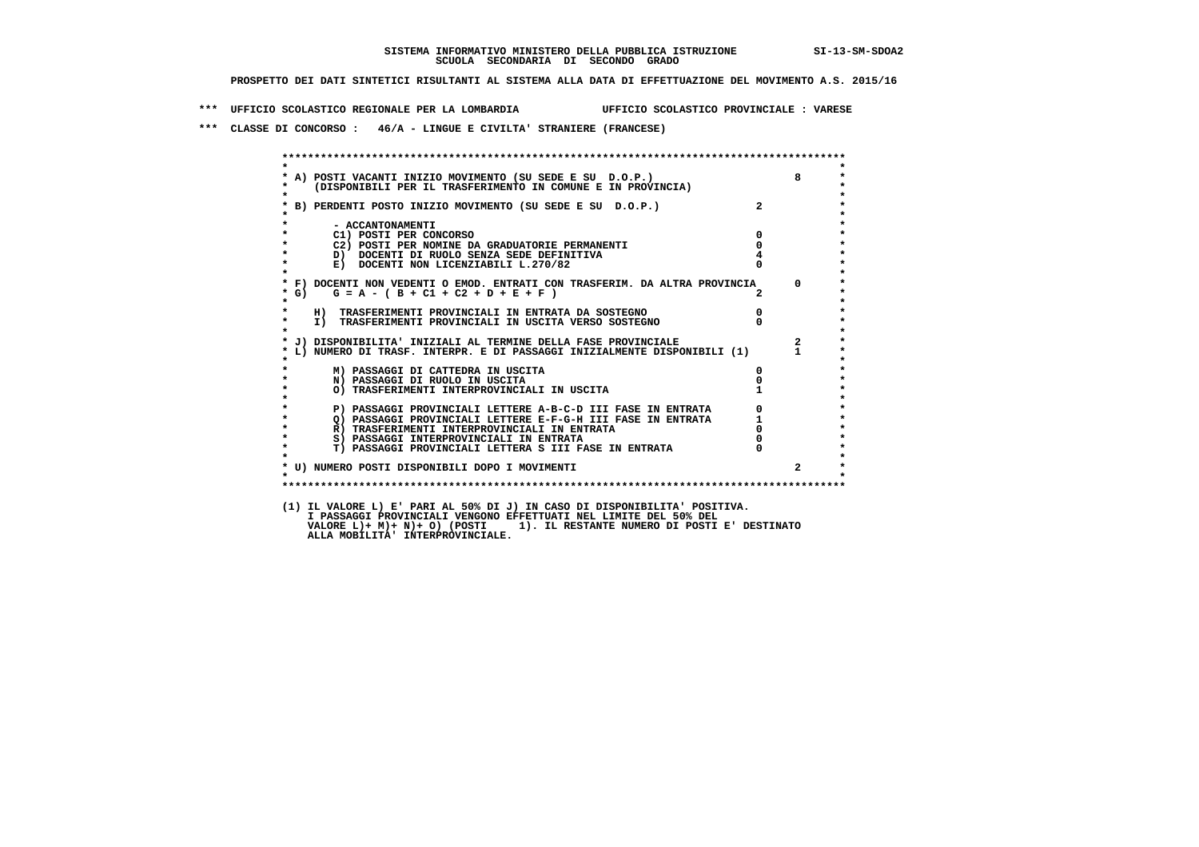SISTEMA INFORMATIVO MINISTERO DELLA PUBBLICA ISTRUZIONE SI-13-SM-SDOA2
SCUOLA SECONDARIA DI SECONDO GRADO

PROSPETTO DEI DATI SINTETICI RISULTANTI AL SISTEMA ALLA DATA DI EFFETTUAZIONE DEL MOVIMENTO A.S. 2015/16

*** UFFICIO SCOLASTICO REGIONALE PER LA LOMBARDIA UFFICIO SCOLASTICO PROVINCIALE : VARESE

*** CLASSE DI CONCORSO : 46/A - LINGUE E CIVILTA' STRANIERE (FRANCESE)

| | | |
|---|---|---|
| A) POSTI VACANTI INIZIO MOVIMENTO (SU SEDE E SU D.O.P.) (DISPONIBILI PER IL TRASFERIMENTO IN COMUNE E IN PROVINCIA) | | 8 |
| B) PERDENTI POSTO INIZIO MOVIMENTO (SU SEDE E SU D.O.P.) | 2 | |
| - ACCANTONAMENTI | | |
| C1) POSTI PER CONCORSO | 0 | |
| C2) POSTI PER NOMINE DA GRADUATORIE PERMANENTI | 0 | |
| D) DOCENTI DI RUOLO SENZA SEDE DEFINITIVA | 4 | |
| E) DOCENTI NON LICENZIABILI L.270/82 | 0 | |
| F) DOCENTI NON VEDENTI O EMOD. ENTRATI CON TRASFERIM. DA ALTRA PROVINCIA | | 0 |
| G) G = A - ( B + C1 + C2 + D + E + F ) | 2 | |
| H) TRASFERIMENTI PROVINCIALI IN ENTRATA DA SOSTEGNO | 0 | |
| I) TRASFERIMENTI PROVINCIALI IN USCITA VERSO SOSTEGNO | 0 | |
| J) DISPONIBILITA' INIZIALI AL TERMINE DELLA FASE PROVINCIALE | | 2 |
| L) NUMERO DI TRASF. INTERPR. E DI PASSAGGI INIZIALMENTE DISPONIBILI (1) | | 1 |
| M) PASSAGGI DI CATTEDRA IN USCITA | 0 | |
| N) PASSAGGI DI RUOLO IN USCITA | 0 | |
| O) TRASFERIMENTI INTERPROVINCIALI IN USCITA | 1 | |
| P) PASSAGGI PROVINCIALI LETTERE A-B-C-D III FASE IN ENTRATA | 0 | |
| Q) PASSAGGI PROVINCIALI LETTERE E-F-G-H III FASE IN ENTRATA | 1 | |
| R) TRASFERIMENTI INTERPROVINCIALI IN ENTRATA | 0 | |
| S) PASSAGGI INTERPROVINCIALI IN ENTRATA | 0 | |
| T) PASSAGGI PROVINCIALI LETTERA S III FASE IN ENTRATA | 0 | |
| U) NUMERO POSTI DISPONIBILI DOPO I MOVIMENTI | | 2 |

(1) IL VALORE L) E' PARI AL 50% DI J) IN CASO DI DISPONIBILITA' POSITIVA.
I PASSAGGI PROVINCIALI VENGONO EFFETTUATI NEL LIMITE DEL 50% DEL
VALORE L)+ M)+ N)+ O) (POSTI 1). IL RESTANTE NUMERO DI POSTI E' DESTINATO
ALLA MOBILITA' INTERPROVINCIALE.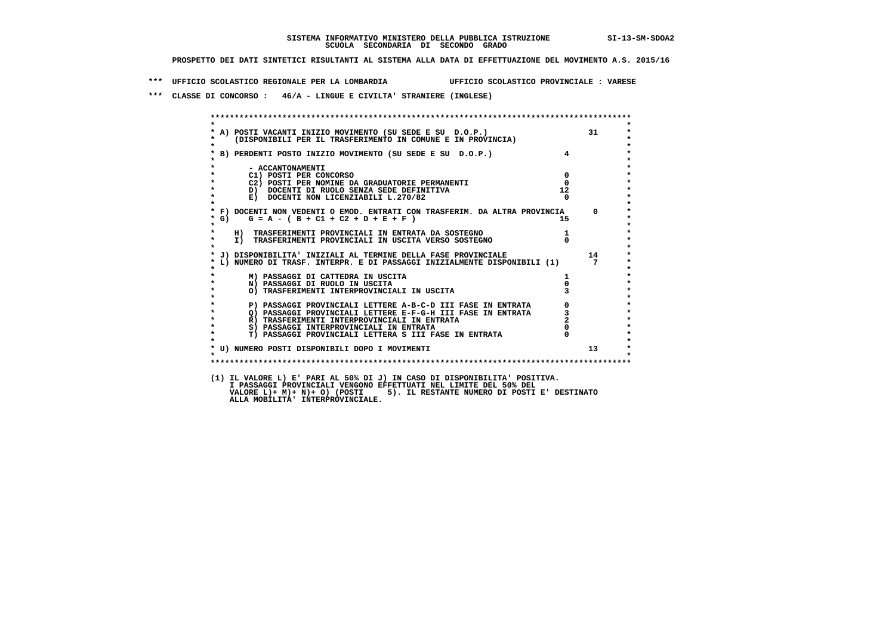SISTEMA INFORMATIVO MINISTERO DELLA PUBBLICA ISTRUZIONE SI-13-SM-SDOA2
SCUOLA SECONDARIA DI SECONDO GRADO

PROSPETTO DEI DATI SINTETICI RISULTANTI AL SISTEMA ALLA DATA DI EFFETTUAZIONE DEL MOVIMENTO A.S. 2015/16

*** UFFICIO SCOLASTICO REGIONALE PER LA LOMBARDIA UFFICIO SCOLASTICO PROVINCIALE : VARESE

*** CLASSE DI CONCORSO : 46/A - LINGUE E CIVILTA' STRANIERE (INGLESE)

| | | |
|---|---|---|
| A) POSTI VACANTI INIZIO MOVIMENTO (SU SEDE E SU D.O.P.) (DISPONIBILI PER IL TRASFERIMENTO IN COMUNE E IN PROVINCIA) | | 31 |
| B) PERDENTI POSTO INIZIO MOVIMENTO (SU SEDE E SU D.O.P.) | 4 | |
| - ACCANTONAMENTI | | |
| C1) POSTI PER CONCORSO | 0 | |
| C2) POSTI PER NOMINE DA GRADUATORIE PERMANENTI | 0 | |
| D) DOCENTI DI RUOLO SENZA SEDE DEFINITIVA | 12 | |
| E) DOCENTI NON LICENZIABILI L.270/82 | 0 | |
| F) DOCENTI NON VEDENTI O EMOD. ENTRATI CON TRASFERIM. DA ALTRA PROVINCIA | | 0 |
| G) G = A - ( B + C1 + C2 + D + E + F ) | 15 | |
| H) TRASFERIMENTI PROVINCIALI IN ENTRATA DA SOSTEGNO | 1 | |
| I) TRASFERIMENTI PROVINCIALI IN USCITA VERSO SOSTEGNO | 0 | |
| J) DISPONIBILITA' INIZIALI AL TERMINE DELLA FASE PROVINCIALE | | 14 |
| L) NUMERO DI TRASF. INTERPR. E DI PASSAGGI INIZIALMENTE DISPONIBILI (1) | | 7 |
| M) PASSAGGI DI CATTEDRA IN USCITA | 1 | |
| N) PASSAGGI DI RUOLO IN USCITA | 0 | |
| O) TRASFERIMENTI INTERPROVINCIALI IN USCITA | 3 | |
| P) PASSAGGI PROVINCIALI LETTERE A-B-C-D III FASE IN ENTRATA | 0 | |
| Q) PASSAGGI PROVINCIALI LETTERE E-F-G-H III FASE IN ENTRATA | 3 | |
| R) TRASFERIMENTI INTERPROVINCIALI IN ENTRATA | 2 | |
| S) PASSAGGI INTERPROVINCIALI IN ENTRATA | 0 | |
| T) PASSAGGI PROVINCIALI LETTERA S III FASE IN ENTRATA | 0 | |
| U) NUMERO POSTI DISPONIBILI DOPO I MOVIMENTI | | 13 |

(1) IL VALORE L) E' PARI AL 50% DI J) IN CASO DI DISPONIBILITA' POSITIVA.
I PASSAGGI PROVINCIALI VENGONO EFFETTUATI NEL LIMITE DEL 50% DEL
VALORE L)+ M)+ N)+ O) (POSTI 5). IL RESTANTE NUMERO DI POSTI E' DESTINATO
ALLA MOBILITA' INTERPROVINCIALE.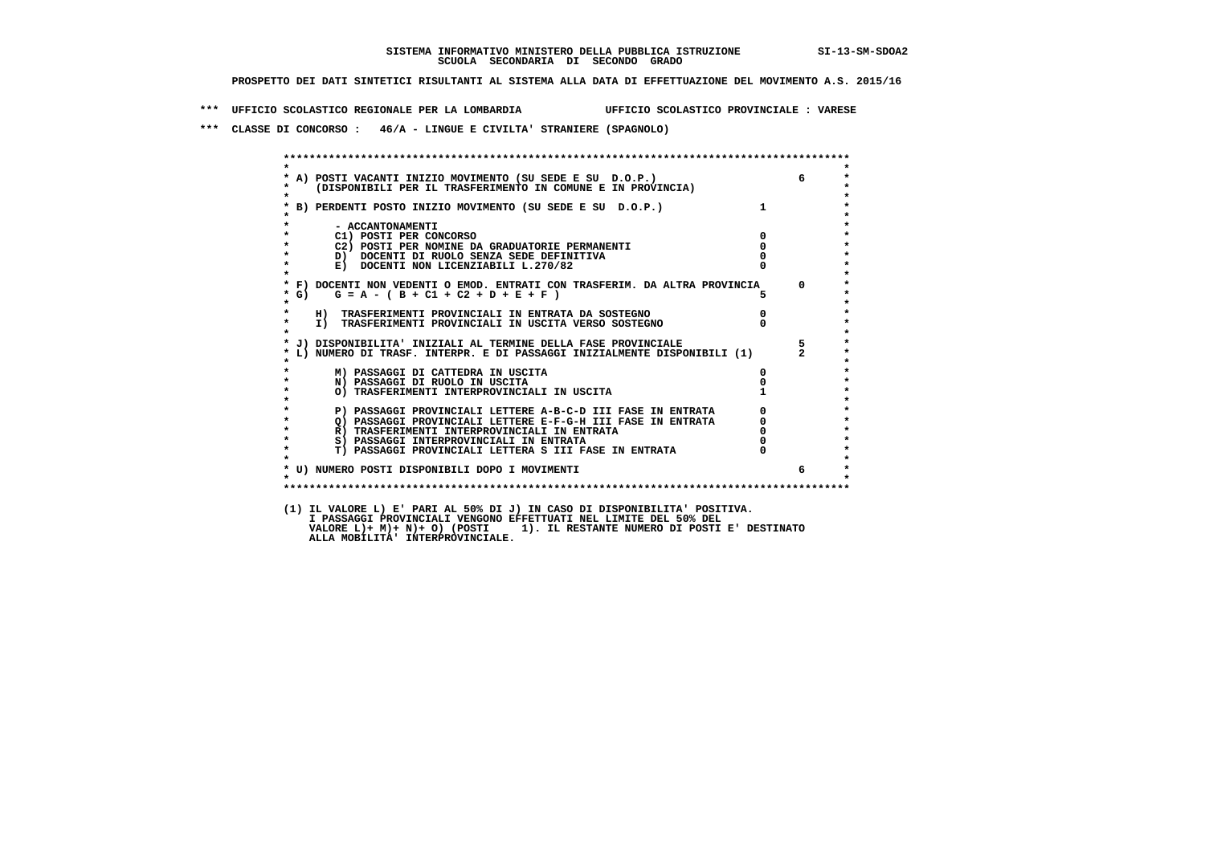**SISTEMA INFORMATIVO MINISTERO DELLA PUBBLICA ISTRUZIONE SI-13-SM-SDOA2**
**SCUOLA SECONDARIA DI SECONDO GRADO**

**PROSPETTO DEI DATI SINTETICI RISULTANTI AL SISTEMA ALLA DATA DI EFFETTUAZIONE DEL MOVIMENTO A.S. 2015/16**

**\*\*\* UFFICIO SCOLASTICO REGIONALE PER LA LOMBARDIA UFFICIO SCOLASTICO PROVINCIALE : VARESE**

**\*\*\* CLASSE DI CONCORSO : 46/A - LINGUE E CIVILTA' STRANIERE (SPAGNOLO)**

| Voce | | |
|---|---|---|
| A) POSTI VACANTI INIZIO MOVIMENTO (SU SEDE E SU D.O.P.) (DISPONIBILI PER IL TRASFERIMENTO IN COMUNE E IN PROVINCIA) | | 6 |
| B) PERDENTI POSTO INIZIO MOVIMENTO (SU SEDE E SU D.O.P.) | 1 | |
| - ACCANTONAMENTI | | |
| C1) POSTI PER CONCORSO | 0 | |
| C2) POSTI PER NOMINE DA GRADUATORIE PERMANENTI | 0 | |
| D) DOCENTI DI RUOLO SENZA SEDE DEFINITIVA | 0 | |
| E) DOCENTI NON LICENZIABILI L.270/82 | 0 | |
| F) DOCENTI NON VEDENTI O EMOD. ENTRATI CON TRASFERIM. DA ALTRA PROVINCIA | | 0 |
| G) G = A - ( B + C1 + C2 + D + E + F ) | 5 | |
| H) TRASFERIMENTI PROVINCIALI IN ENTRATA DA SOSTEGNO | 0 | |
| I) TRASFERIMENTI PROVINCIALI IN USCITA VERSO SOSTEGNO | 0 | |
| J) DISPONIBILITA' INIZIALI AL TERMINE DELLA FASE PROVINCIALE | | 5 |
| L) NUMERO DI TRASF. INTERPR. E DI PASSAGGI INIZIALMENTE DISPONIBILI (1) | | 2 |
| M) PASSAGGI DI CATTEDRA IN USCITA | 0 | |
| N) PASSAGGI DI RUOLO IN USCITA | 0 | |
| O) TRASFERIMENTI INTERPROVINCIALI IN USCITA | 1 | |
| P) PASSAGGI PROVINCIALI LETTERE A-B-C-D III FASE IN ENTRATA | 0 | |
| Q) PASSAGGI PROVINCIALI LETTERE E-F-G-H III FASE IN ENTRATA | 0 | |
| R) TRASFERIMENTI INTERPROVINCIALI IN ENTRATA | 0 | |
| S) PASSAGGI INTERPROVINCIALI IN ENTRATA | 0 | |
| T) PASSAGGI PROVINCIALI LETTERA S III FASE IN ENTRATA | 0 | |
| U) NUMERO POSTI DISPONIBILI DOPO I MOVIMENTI | | 6 |

(1) IL VALORE L) E' PARI AL 50% DI J) IN CASO DI DISPONIBILITA' POSITIVA.
I PASSAGGI PROVINCIALI VENGONO EFFETTUATI NEL LIMITE DEL 50% DEL
VALORE L)+ M)+ N)+ O) (POSTI 1). IL RESTANTE NUMERO DI POSTI E' DESTINATO
ALLA MOBILITA' INTERPROVINCIALE.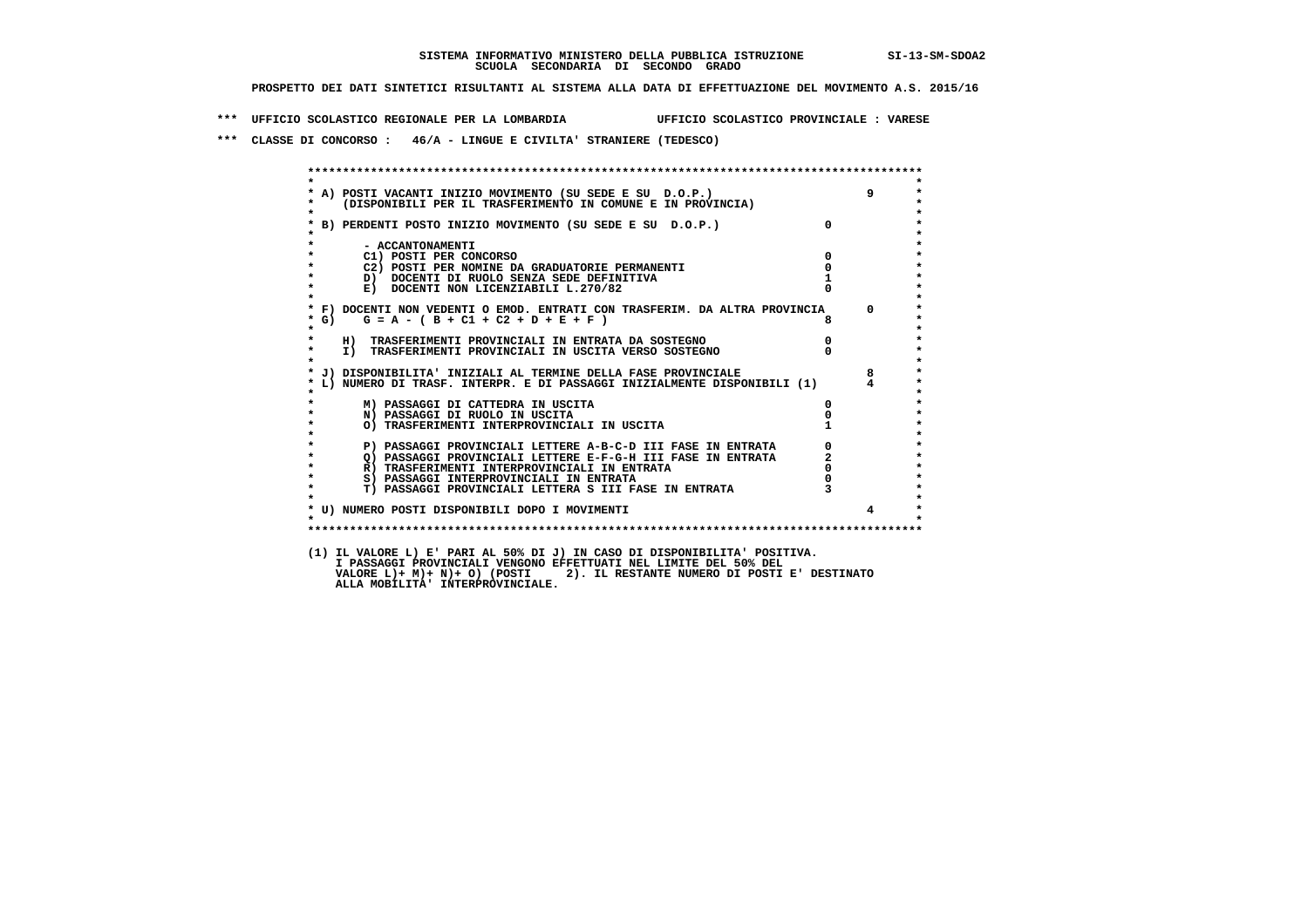SISTEMA INFORMATIVO MINISTERO DELLA PUBBLICA ISTRUZIONE SI-13-SM-SDOA2
SCUOLA SECONDARIA DI SECONDO GRADO

PROSPETTO DEI DATI SINTETICI RISULTANTI AL SISTEMA ALLA DATA DI EFFETTUAZIONE DEL MOVIMENTO A.S. 2015/16

*** UFFICIO SCOLASTICO REGIONALE PER LA LOMBARDIA UFFICIO SCOLASTICO PROVINCIALE : VARESE

*** CLASSE DI CONCORSO : 46/A - LINGUE E CIVILTA' STRANIERE (TEDESCO)

| Voce | | |
|---|---|---|
| A) POSTI VACANTI INIZIO MOVIMENTO (SU SEDE E SU D.O.P.) (DISPONIBILI PER IL TRASFERIMENTO IN COMUNE E IN PROVINCIA) | | 9 |
| B) PERDENTI POSTO INIZIO MOVIMENTO (SU SEDE E SU D.O.P.) | 0 | |
| - ACCANTONAMENTI | | |
| C1) POSTI PER CONCORSO | 0 | |
| C2) POSTI PER NOMINE DA GRADUATORIE PERMANENTI | 0 | |
| D) DOCENTI DI RUOLO SENZA SEDE DEFINITIVA | 1 | |
| E) DOCENTI NON LICENZIABILI L.270/82 | 0 | |
| F) DOCENTI NON VEDENTI O EMOD. ENTRATI CON TRASFERIM. DA ALTRA PROVINCIA | | 0 |
| G) G = A - ( B + C1 + C2 + D + E + F ) | 8 | |
| H) TRASFERIMENTI PROVINCIALI IN ENTRATA DA SOSTEGNO | 0 | |
| I) TRASFERIMENTI PROVINCIALI IN USCITA VERSO SOSTEGNO | 0 | |
| J) DISPONIBILITA' INIZIALI AL TERMINE DELLA FASE PROVINCIALE | | 8 |
| L) NUMERO DI TRASF. INTERPR. E DI PASSAGGI INIZIALMENTE DISPONIBILI (1) | | 4 |
| M) PASSAGGI DI CATTEDRA IN USCITA | 0 | |
| N) PASSAGGI DI RUOLO IN USCITA | 0 | |
| O) TRASFERIMENTI INTERPROVINCIALI IN USCITA | 1 | |
| P) PASSAGGI PROVINCIALI LETTERE A-B-C-D III FASE IN ENTRATA | 0 | |
| Q) PASSAGGI PROVINCIALI LETTERE E-F-G-H III FASE IN ENTRATA | 2 | |
| R) TRASFERIMENTI INTERPROVINCIALI IN ENTRATA | 0 | |
| S) PASSAGGI INTERPROVINCIALI IN ENTRATA | 0 | |
| T) PASSAGGI PROVINCIALI LETTERA S III FASE IN ENTRATA | 3 | |
| U) NUMERO POSTI DISPONIBILI DOPO I MOVIMENTI | | 4 |

(1) IL VALORE L) E' PARI AL 50% DI J) IN CASO DI DISPONIBILITA' POSITIVA.
I PASSAGGI PROVINCIALI VENGONO EFFETTUATI NEL LIMITE DEL 50% DEL
VALORE L)+ M)+ N)+ O) (POSTI 2). IL RESTANTE NUMERO DI POSTI E' DESTINATO
ALLA MOBILITA' INTERPROVINCIALE.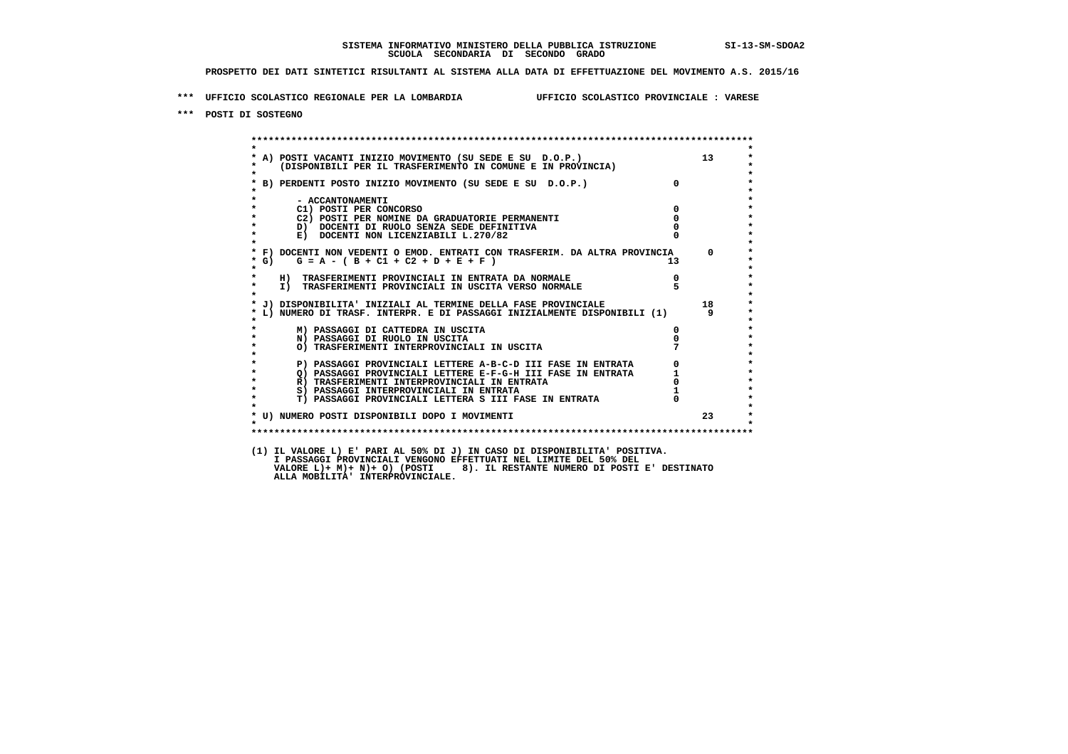SISTEMA INFORMATIVO MINISTERO DELLA PUBBLICA ISTRUZIONE SI-13-SM-SDOA2
SCUOLA SECONDARIA DI SECONDO GRADO

PROSPETTO DEI DATI SINTETICI RISULTANTI AL SISTEMA ALLA DATA DI EFFETTUAZIONE DEL MOVIMENTO A.S. 2015/16

*** UFFICIO SCOLASTICO REGIONALE PER LA LOMBARDIA UFFICIO SCOLASTICO PROVINCIALE : VARESE

*** POSTI DI SOSTEGNO

| Voce | | |
|---|---|---|
| A) POSTI VACANTI INIZIO MOVIMENTO (SU SEDE E SU D.O.P.) (DISPONIBILI PER IL TRASFERIMENTO IN COMUNE E IN PROVINCIA) | | 13 |
| B) PERDENTI POSTO INIZIO MOVIMENTO (SU SEDE E SU D.O.P.) | 0 | |
| - ACCANTONAMENTI | | |
| C1) POSTI PER CONCORSO | 0 | |
| C2) POSTI PER NOMINE DA GRADUATORIE PERMANENTI | 0 | |
| D) DOCENTI DI RUOLO SENZA SEDE DEFINITIVA | 0 | |
| E) DOCENTI NON LICENZIABILI L.270/82 | 0 | |
| F) DOCENTI NON VEDENTI O EMOD. ENTRATI CON TRASFERIM. DA ALTRA PROVINCIA | | 0 |
| G) G = A - ( B + C1 + C2 + D + E + F ) | 13 | |
| H) TRASFERIMENTI PROVINCIALI IN ENTRATA DA NORMALE | 0 | |
| I) TRASFERIMENTI PROVINCIALI IN USCITA VERSO NORMALE | 5 | |
| J) DISPONIBILITA' INIZIALI AL TERMINE DELLA FASE PROVINCIALE | | 18 |
| L) NUMERO DI TRASF. INTERPR. E DI PASSAGGI INIZIALMENTE DISPONIBILI (1) | | 9 |
| M) PASSAGGI DI CATTEDRA IN USCITA | 0 | |
| N) PASSAGGI DI RUOLO IN USCITA | 0 | |
| O) TRASFERIMENTI INTERPROVINCIALI IN USCITA | 7 | |
| P) PASSAGGI PROVINCIALI LETTERE A-B-C-D III FASE IN ENTRATA | 0 | |
| Q) PASSAGGI PROVINCIALI LETTERE E-F-G-H III FASE IN ENTRATA | 1 | |
| R) TRASFERIMENTI INTERPROVINCIALI IN ENTRATA | 0 | |
| S) PASSAGGI INTERPROVINCIALI IN ENTRATA | 1 | |
| T) PASSAGGI PROVINCIALI LETTERA S III FASE IN ENTRATA | 0 | |
| U) NUMERO POSTI DISPONIBILI DOPO I MOVIMENTI | | 23 |

(1) IL VALORE L) E' PARI AL 50% DI J) IN CASO DI DISPONIBILITA' POSITIVA.
I PASSAGGI PROVINCIALI VENGONO EFFETTUATI NEL LIMITE DEL 50% DEL
VALORE L)+ M)+ N)+ O) (POSTI 8). IL RESTANTE NUMERO DI POSTI E' DESTINATO
ALLA MOBILITA' INTERPROVINCIALE.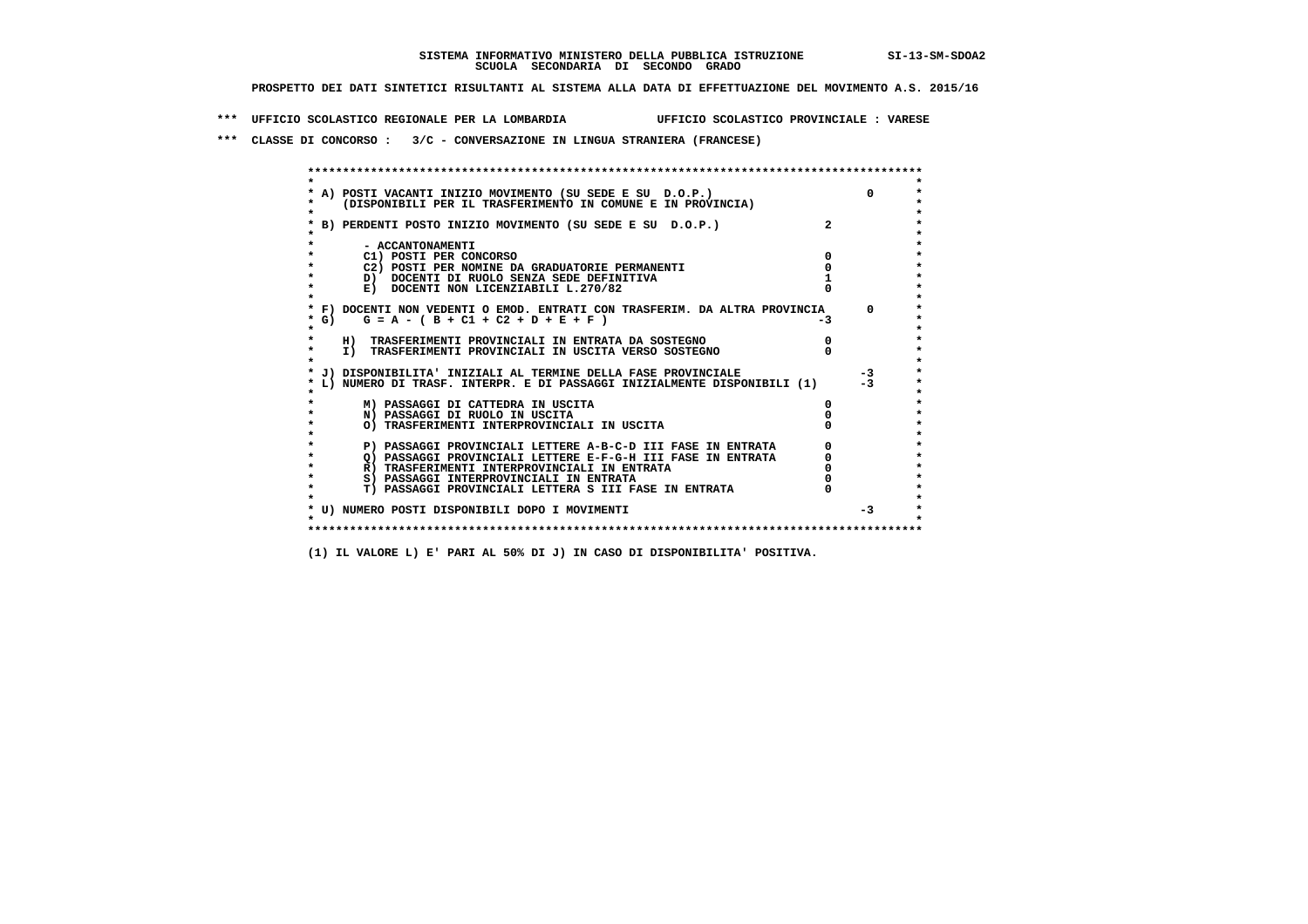**SISTEMA INFORMATIVO MINISTERO DELLA PUBBLICA ISTRUZIONE SI-13-SM-SDOA2**
**SCUOLA SECONDARIA DI SECONDO GRADO**

**PROSPETTO DEI DATI SINTETICI RISULTANTI AL SISTEMA ALLA DATA DI EFFETTUAZIONE DEL MOVIMENTO A.S. 2015/16**

**\*\*\* UFFICIO SCOLASTICO REGIONALE PER LA LOMBARDIA UFFICIO SCOLASTICO PROVINCIALE : VARESE**

**\*\*\* CLASSE DI CONCORSO : 3/C - CONVERSAZIONE IN LINGUA STRANIERA (FRANCESE)**

| Voce | | | |
|---|---|---|---|
| A) POSTI VACANTI INIZIO MOVIMENTO (SU SEDE E SU D.O.P.) (DISPONIBILI PER IL TRASFERIMENTO IN COMUNE E IN PROVINCIA) | | | 0 |
| B) PERDENTI POSTO INIZIO MOVIMENTO (SU SEDE E SU D.O.P.) | | 2 | |
| - ACCANTONAMENTI | | | |
| C1) POSTI PER CONCORSO | 0 | | |
| C2) POSTI PER NOMINE DA GRADUATORIE PERMANENTI | 0 | | |
| D) DOCENTI DI RUOLO SENZA SEDE DEFINITIVA | 1 | | |
| E) DOCENTI NON LICENZIABILI L.270/82 | 0 | | |
| F) DOCENTI NON VEDENTI O EMOD. ENTRATI CON TRASFERIM. DA ALTRA PROVINCIA | | | 0 |
| G) G = A - ( B + C1 + C2 + D + E + F ) | | -3 | |
| H) TRASFERIMENTI PROVINCIALI IN ENTRATA DA SOSTEGNO | 0 | | |
| I) TRASFERIMENTI PROVINCIALI IN USCITA VERSO SOSTEGNO | 0 | | |
| J) DISPONIBILITA' INIZIALI AL TERMINE DELLA FASE PROVINCIALE | | | -3 |
| L) NUMERO DI TRASF. INTERPR. E DI PASSAGGI INIZIALMENTE DISPONIBILI (1) | | | -3 |
| M) PASSAGGI DI CATTEDRA IN USCITA | 0 | | |
| N) PASSAGGI DI RUOLO IN USCITA | 0 | | |
| O) TRASFERIMENTI INTERPROVINCIALI IN USCITA | 0 | | |
| P) PASSAGGI PROVINCIALI LETTERE A-B-C-D III FASE IN ENTRATA | 0 | | |
| Q) PASSAGGI PROVINCIALI LETTERE E-F-G-H III FASE IN ENTRATA | 0 | | |
| R) TRASFERIMENTI INTERPROVINCIALI IN ENTRATA | 0 | | |
| S) PASSAGGI INTERPROVINCIALI IN ENTRATA | 0 | | |
| T) PASSAGGI PROVINCIALI LETTERA S III FASE IN ENTRATA | 0 | | |
| U) NUMERO POSTI DISPONIBILI DOPO I MOVIMENTI | | | -3 |

**(1) IL VALORE L) E' PARI AL 50% DI J) IN CASO DI DISPONIBILITA' POSITIVA.**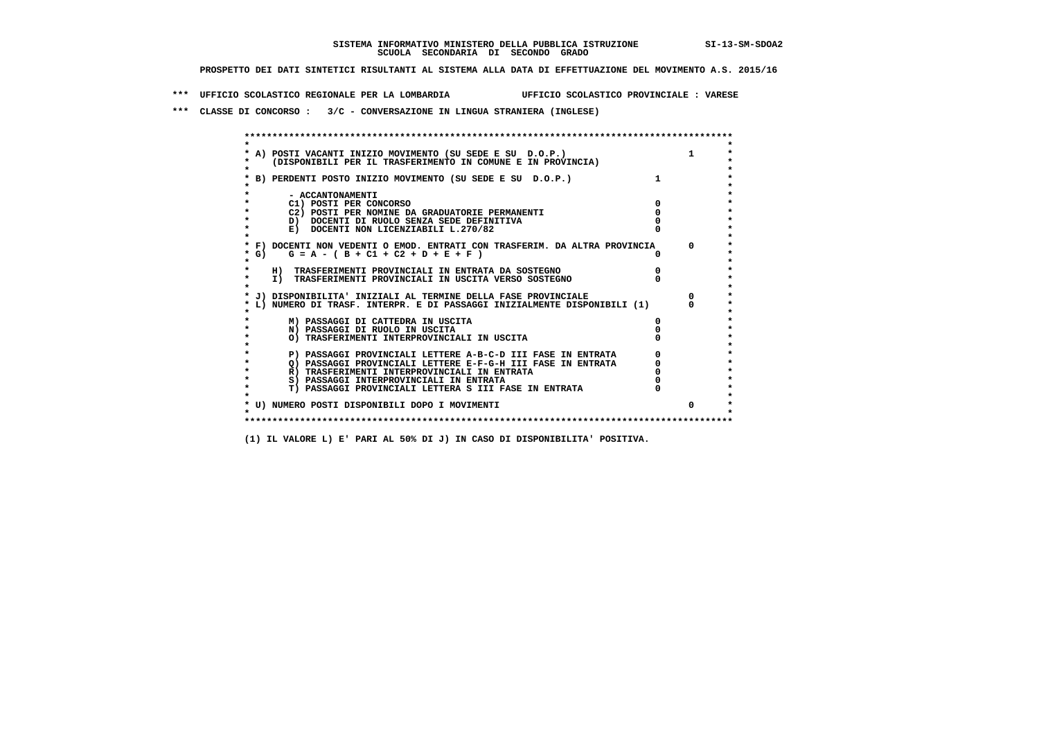SISTEMA INFORMATIVO MINISTERO DELLA PUBBLICA ISTRUZIONE SI-13-SM-SDOA2
SCUOLA SECONDARIA DI SECONDO GRADO

PROSPETTO DEI DATI SINTETICI RISULTANTI AL SISTEMA ALLA DATA DI EFFETTUAZIONE DEL MOVIMENTO A.S. 2015/16

*** UFFICIO SCOLASTICO REGIONALE PER LA LOMBARDIA UFFICIO SCOLASTICO PROVINCIALE : VARESE

*** CLASSE DI CONCORSO : 3/C - CONVERSAZIONE IN LINGUA STRANIERA (INGLESE)

```
******************************************************************************************
*                                                                                        *
* A) POSTI VACANTI INIZIO MOVIMENTO (SU SEDE E SU  D.O.P.)                      1       *
*     (DISPONIBILI PER IL TRASFERIMENTO IN COMUNE E IN PROVINCIA)                        *
*                                                                                        *
* B) PERDENTI POSTO INIZIO MOVIMENTO (SU SEDE E SU  D.O.P.)             1                *
*                                                                                        *
*       - ACCANTONAMENTI                                                                 *
*       C1) POSTI PER CONCORSO                                          0                *
*       C2) POSTI PER NOMINE DA GRADUATORIE PERMANENTI                  0                *
*       D)  DOCENTI DI RUOLO SENZA SEDE DEFINITIVA                      0                *
*       E)  DOCENTI NON LICENZIABILI L.270/82                           0                *
*                                                                                        *
* F) DOCENTI NON VEDENTI O EMOD. ENTRATI CON TRASFERIM. DA ALTRA PROVINCIA      0       *
* G)    G = A - ( B + C1 + C2 + D + E + F )                             0                *
*                                                                                        *
*    H)  TRASFERIMENTI PROVINCIALI IN ENTRATA DA SOSTEGNO               0                *
*    I)  TRASFERIMENTI PROVINCIALI IN USCITA VERSO SOSTEGNO             0                *
*                                                                                        *
* J) DISPONIBILITA' INIZIALI AL TERMINE DELLA FASE PROVINCIALE                  0       *
* L) NUMERO DI TRASF. INTERPR. E DI PASSAGGI INIZIALMENTE DISPONIBILI (1)       0       *
*                                                                                        *
*       M) PASSAGGI DI CATTEDRA IN USCITA                               0                *
*       N) PASSAGGI DI RUOLO IN USCITA                                  0                *
*       O) TRASFERIMENTI INTERPROVINCIALI IN USCITA                     0                *
*                                                                                        *
*       P) PASSAGGI PROVINCIALI LETTERE A-B-C-D III FASE IN ENTRATA     0                *
*       Q) PASSAGGI PROVINCIALI LETTERE E-F-G-H III FASE IN ENTRATA     0                *
*       R) TRASFERIMENTI INTERPROVINCIALI IN ENTRATA                    0                *
*       S) PASSAGGI INTERPROVINCIALI IN ENTRATA                         0                *
*       T) PASSAGGI PROVINCIALI LETTERA S III FASE IN ENTRATA           0                *
*                                                                                        *
* U) NUMERO POSTI DISPONIBILI DOPO I MOVIMENTI                                  0       *
*                                                                                        *
******************************************************************************************
```

(1) IL VALORE L) E' PARI AL 50% DI J) IN CASO DI DISPONIBILITA' POSITIVA.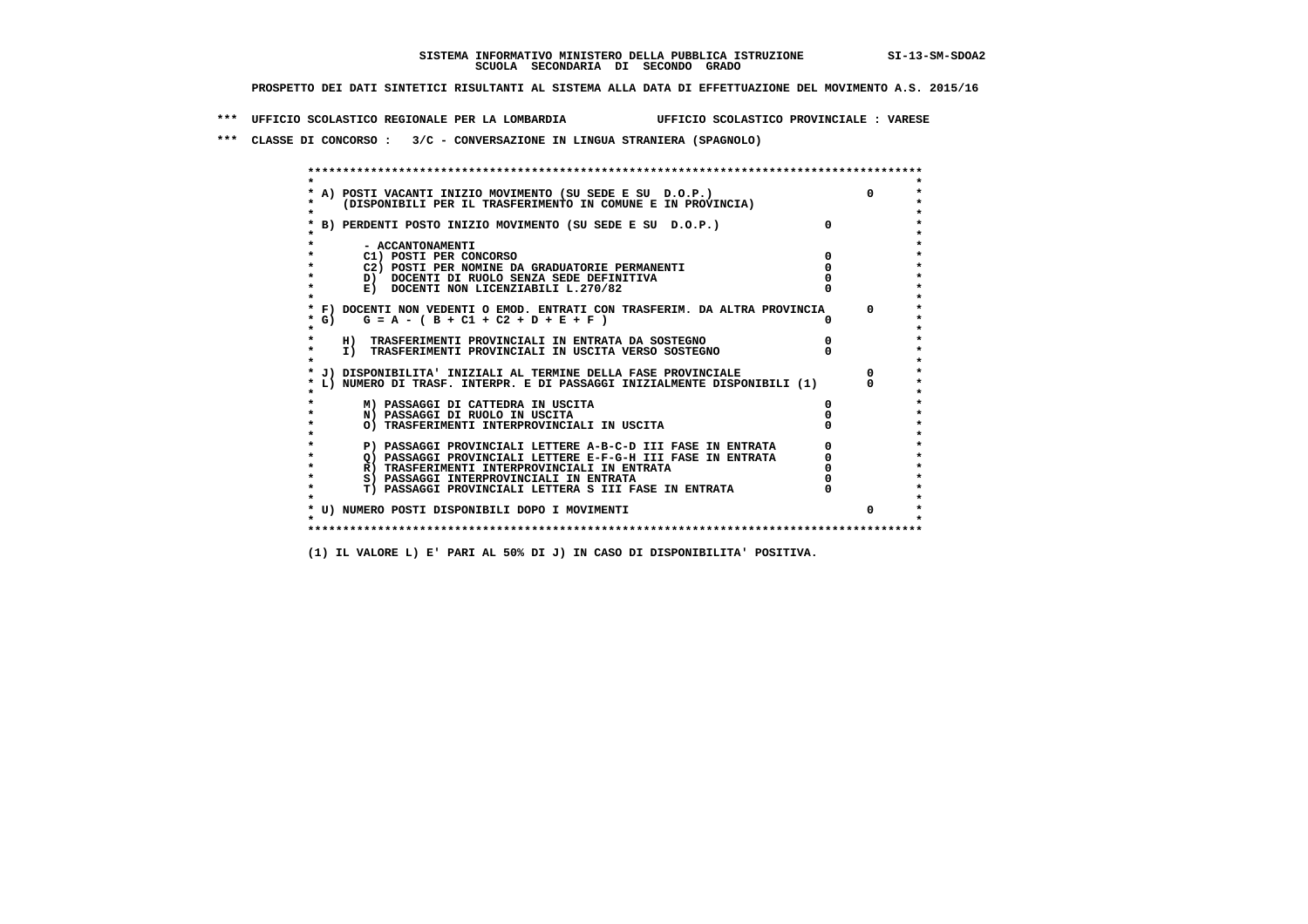**SISTEMA INFORMATIVO MINISTERO DELLA PUBBLICA ISTRUZIONE SI-13-SM-SDOA2**
**SCUOLA SECONDARIA DI SECONDO GRADO**

**PROSPETTO DEI DATI SINTETICI RISULTANTI AL SISTEMA ALLA DATA DI EFFETTUAZIONE DEL MOVIMENTO A.S. 2015/16**

**\*\*\* UFFICIO SCOLASTICO REGIONALE PER LA LOMBARDIA UFFICIO SCOLASTICO PROVINCIALE : VARESE**

**\*\*\* CLASSE DI CONCORSO : 3/C - CONVERSAZIONE IN LINGUA STRANIERA (SPAGNOLO)**

| Voce | | |
|---|---|---|
| A) POSTI VACANTI INIZIO MOVIMENTO (SU SEDE E SU D.O.P.) (DISPONIBILI PER IL TRASFERIMENTO IN COMUNE E IN PROVINCIA) | | 0 |
| B) PERDENTI POSTO INIZIO MOVIMENTO (SU SEDE E SU D.O.P.) | 0 | |
| - ACCANTONAMENTI | | |
| C1) POSTI PER CONCORSO | 0 | |
| C2) POSTI PER NOMINE DA GRADUATORIE PERMANENTI | 0 | |
| D) DOCENTI DI RUOLO SENZA SEDE DEFINITIVA | 0 | |
| E) DOCENTI NON LICENZIABILI L.270/82 | 0 | |
| F) DOCENTI NON VEDENTI O EMOD. ENTRATI CON TRASFERIM. DA ALTRA PROVINCIA | | 0 |
| G) G = A - ( B + C1 + C2 + D + E + F ) | 0 | |
| H) TRASFERIMENTI PROVINCIALI IN ENTRATA DA SOSTEGNO | 0 | |
| I) TRASFERIMENTI PROVINCIALI IN USCITA VERSO SOSTEGNO | 0 | |
| J) DISPONIBILITA' INIZIALI AL TERMINE DELLA FASE PROVINCIALE | | 0 |
| L) NUMERO DI TRASF. INTERPR. E DI PASSAGGI INIZIALMENTE DISPONIBILI (1) | | 0 |
| M) PASSAGGI DI CATTEDRA IN USCITA | 0 | |
| N) PASSAGGI DI RUOLO IN USCITA | 0 | |
| O) TRASFERIMENTI INTERPROVINCIALI IN USCITA | 0 | |
| P) PASSAGGI PROVINCIALI LETTERE A-B-C-D III FASE IN ENTRATA | 0 | |
| Q) PASSAGGI PROVINCIALI LETTERE E-F-G-H III FASE IN ENTRATA | 0 | |
| R) TRASFERIMENTI INTERPROVINCIALI IN ENTRATA | 0 | |
| S) PASSAGGI INTERPROVINCIALI IN ENTRATA | 0 | |
| T) PASSAGGI PROVINCIALI LETTERA S III FASE IN ENTRATA | 0 | |
| U) NUMERO POSTI DISPONIBILI DOPO I MOVIMENTI | | 0 |

**(1) IL VALORE L) E' PARI AL 50% DI J) IN CASO DI DISPONIBILITA' POSITIVA.**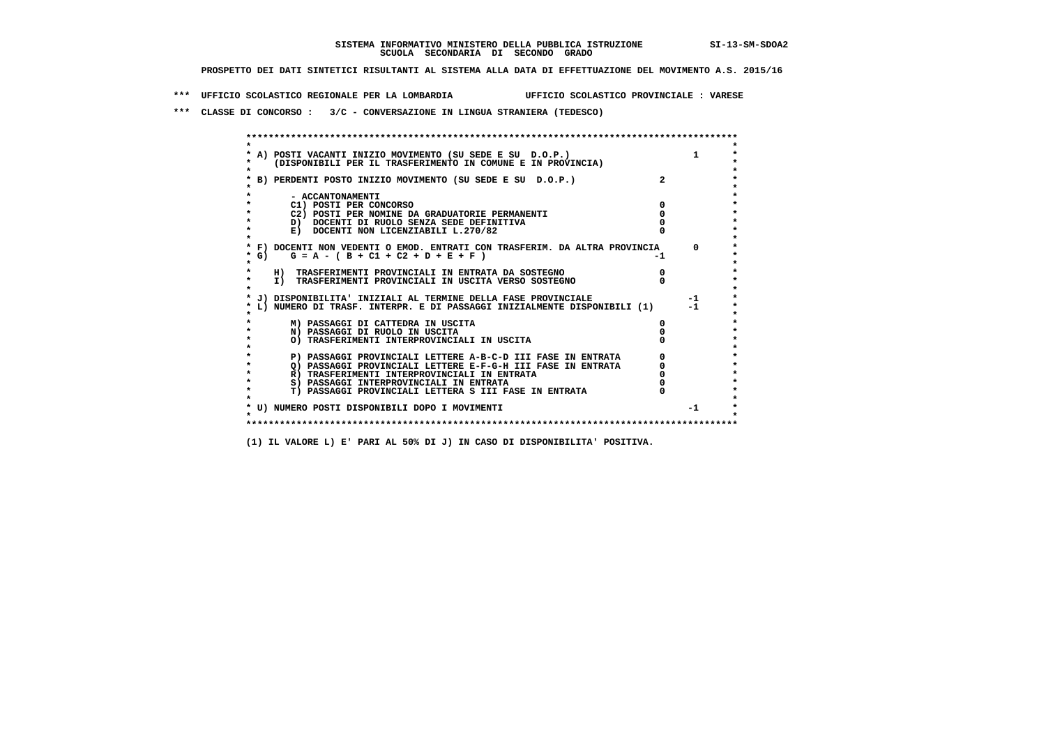**SISTEMA INFORMATIVO MINISTERO DELLA PUBBLICA ISTRUZIONE SI-13-SM-SDOA2**
**SCUOLA SECONDARIA DI SECONDO GRADO**

**PROSPETTO DEI DATI SINTETICI RISULTANTI AL SISTEMA ALLA DATA DI EFFETTUAZIONE DEL MOVIMENTO A.S. 2015/16**

**\*\*\* UFFICIO SCOLASTICO REGIONALE PER LA LOMBARDIA UFFICIO SCOLASTICO PROVINCIALE : VARESE**

**\*\*\* CLASSE DI CONCORSO : 3/C - CONVERSAZIONE IN LINGUA STRANIERA (TEDESCO)**

| Voce | | |
|---|---|---|
| A) POSTI VACANTI INIZIO MOVIMENTO (SU SEDE E SU D.O.P.) (DISPONIBILI PER IL TRASFERIMENTO IN COMUNE E IN PROVINCIA) | | 1 |
| B) PERDENTI POSTO INIZIO MOVIMENTO (SU SEDE E SU D.O.P.) | 2 | |
| - ACCANTONAMENTI | | |
| C1) POSTI PER CONCORSO | 0 | |
| C2) POSTI PER NOMINE DA GRADUATORIE PERMANENTI | 0 | |
| D) DOCENTI DI RUOLO SENZA SEDE DEFINITIVA | 0 | |
| E) DOCENTI NON LICENZIABILI L.270/82 | 0 | |
| F) DOCENTI NON VEDENTI O EMOD. ENTRATI CON TRASFERIM. DA ALTRA PROVINCIA | | 0 |
| G) G = A - ( B + C1 + C2 + D + E + F ) | -1 | |
| H) TRASFERIMENTI PROVINCIALI IN ENTRATA DA SOSTEGNO | 0 | |
| I) TRASFERIMENTI PROVINCIALI IN USCITA VERSO SOSTEGNO | 0 | |
| J) DISPONIBILITA' INIZIALI AL TERMINE DELLA FASE PROVINCIALE | | -1 |
| L) NUMERO DI TRASF. INTERPR. E DI PASSAGGI INIZIALMENTE DISPONIBILI (1) | | -1 |
| M) PASSAGGI DI CATTEDRA IN USCITA | 0 | |
| N) PASSAGGI DI RUOLO IN USCITA | 0 | |
| O) TRASFERIMENTI INTERPROVINCIALI IN USCITA | 0 | |
| P) PASSAGGI PROVINCIALI LETTERE A-B-C-D III FASE IN ENTRATA | 0 | |
| Q) PASSAGGI PROVINCIALI LETTERE E-F-G-H III FASE IN ENTRATA | 0 | |
| R) TRASFERIMENTI INTERPROVINCIALI IN ENTRATA | 0 | |
| S) PASSAGGI INTERPROVINCIALI IN ENTRATA | 0 | |
| T) PASSAGGI PROVINCIALI LETTERA S III FASE IN ENTRATA | 0 | |
| U) NUMERO POSTI DISPONIBILI DOPO I MOVIMENTI | | -1 |

**(1) IL VALORE L) E' PARI AL 50% DI J) IN CASO DI DISPONIBILITA' POSITIVA.**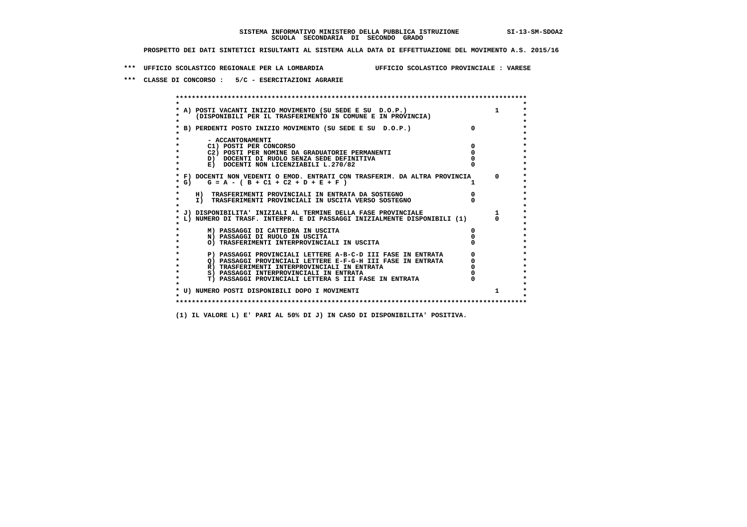SISTEMA INFORMATIVO MINISTERO DELLA PUBBLICA ISTRUZIONE SI-13-SM-SDOA2
SCUOLA SECONDARIA DI SECONDO GRADO

PROSPETTO DEI DATI SINTETICI RISULTANTI AL SISTEMA ALLA DATA DI EFFETTUAZIONE DEL MOVIMENTO A.S. 2015/16

*** UFFICIO SCOLASTICO REGIONALE PER LA LOMBARDIA UFFICIO SCOLASTICO PROVINCIALE : VARESE

*** CLASSE DI CONCORSO : 5/C - ESERCITAZIONI AGRARIE

| | | |
|---|---|---|
| A) POSTI VACANTI INIZIO MOVIMENTO (SU SEDE E SU D.O.P.) (DISPONIBILI PER IL TRASFERIMENTO IN COMUNE E IN PROVINCIA) | | 1 |
| B) PERDENTI POSTO INIZIO MOVIMENTO (SU SEDE E SU D.O.P.) | 0 | |
| - ACCANTONAMENTI | | |
| C1) POSTI PER CONCORSO | 0 | |
| C2) POSTI PER NOMINE DA GRADUATORIE PERMANENTI | 0 | |
| D) DOCENTI DI RUOLO SENZA SEDE DEFINITIVA | 0 | |
| E) DOCENTI NON LICENZIABILI L.270/82 | 0 | |
| F) DOCENTI NON VEDENTI O EMOD. ENTRATI CON TRASFERIM. DA ALTRA PROVINCIA | | 0 |
| G) G = A - ( B + C1 + C2 + D + E + F ) | 1 | |
| H) TRASFERIMENTI PROVINCIALI IN ENTRATA DA SOSTEGNO | 0 | |
| I) TRASFERIMENTI PROVINCIALI IN USCITA VERSO SOSTEGNO | 0 | |
| J) DISPONIBILITA' INIZIALI AL TERMINE DELLA FASE PROVINCIALE | | 1 |
| L) NUMERO DI TRASF. INTERPR. E DI PASSAGGI INIZIALMENTE DISPONIBILI (1) | | 0 |
| M) PASSAGGI DI CATTEDRA IN USCITA | 0 | |
| N) PASSAGGI DI RUOLO IN USCITA | 0 | |
| O) TRASFERIMENTI INTERPROVINCIALI IN USCITA | 0 | |
| P) PASSAGGI PROVINCIALI LETTERE A-B-C-D III FASE IN ENTRATA | 0 | |
| Q) PASSAGGI PROVINCIALI LETTERE E-F-G-H III FASE IN ENTRATA | 0 | |
| R) TRASFERIMENTI INTERPROVINCIALI IN ENTRATA | 0 | |
| S) PASSAGGI INTERPROVINCIALI IN ENTRATA | 0 | |
| T) PASSAGGI PROVINCIALI LETTERA S III FASE IN ENTRATA | 0 | |
| U) NUMERO POSTI DISPONIBILI DOPO I MOVIMENTI | | 1 |

(1) IL VALORE L) E' PARI AL 50% DI J) IN CASO DI DISPONIBILITA' POSITIVA.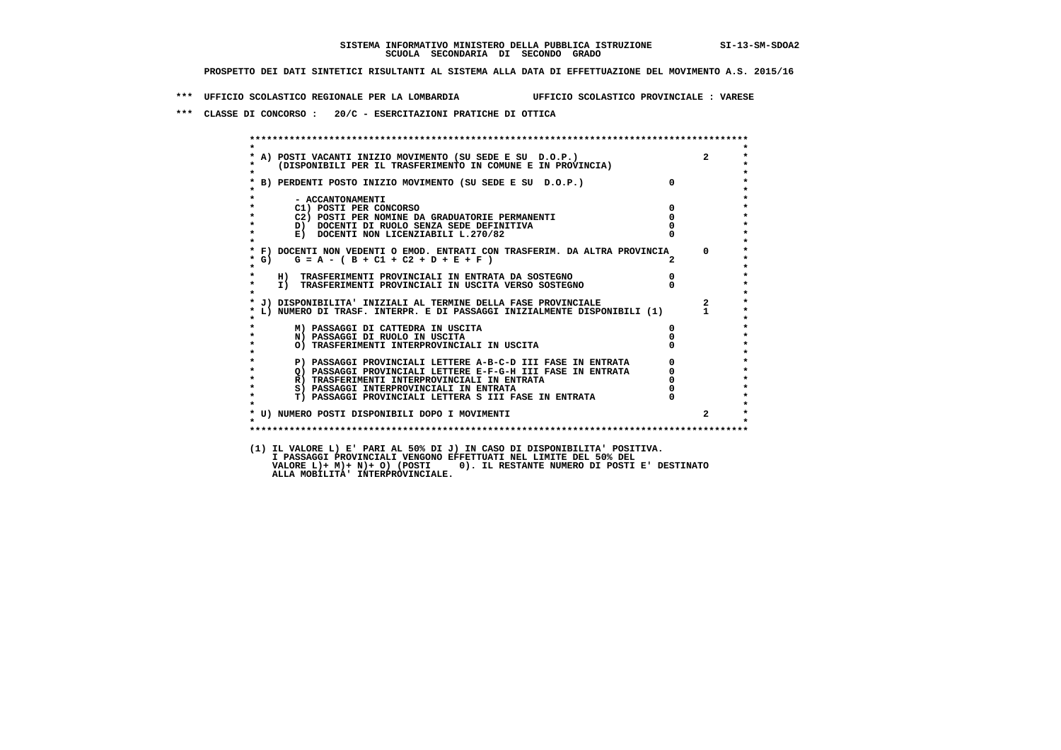SISTEMA INFORMATIVO MINISTERO DELLA PUBBLICA ISTRUZIONE SI-13-SM-SDOA2
SCUOLA SECONDARIA DI SECONDO GRADO

PROSPETTO DEI DATI SINTETICI RISULTANTI AL SISTEMA ALLA DATA DI EFFETTUAZIONE DEL MOVIMENTO A.S. 2015/16

*** UFFICIO SCOLASTICO REGIONALE PER LA LOMBARDIA UFFICIO SCOLASTICO PROVINCIALE : VARESE

*** CLASSE DI CONCORSO : 20/C - ESERCITAZIONI PRATICHE DI OTTICA

| | | |
|---|---|---|
| A) POSTI VACANTI INIZIO MOVIMENTO (SU SEDE E SU D.O.P.) (DISPONIBILI PER IL TRASFERIMENTO IN COMUNE E IN PROVINCIA) | | 2 |
| B) PERDENTI POSTO INIZIO MOVIMENTO (SU SEDE E SU D.O.P.) | 0 | |
| - ACCANTONAMENTI | | |
| C1) POSTI PER CONCORSO | 0 | |
| C2) POSTI PER NOMINE DA GRADUATORIE PERMANENTI | 0 | |
| D) DOCENTI DI RUOLO SENZA SEDE DEFINITIVA | 0 | |
| E) DOCENTI NON LICENZIABILI L.270/82 | 0 | |
| F) DOCENTI NON VEDENTI O EMOD. ENTRATI CON TRASFERIM. DA ALTRA PROVINCIA | | 0 |
| G) G = A - ( B + C1 + C2 + D + E + F ) | 2 | |
| H) TRASFERIMENTI PROVINCIALI IN ENTRATA DA SOSTEGNO | 0 | |
| I) TRASFERIMENTI PROVINCIALI IN USCITA VERSO SOSTEGNO | 0 | |
| J) DISPONIBILITA' INIZIALI AL TERMINE DELLA FASE PROVINCIALE | | 2 |
| L) NUMERO DI TRASF. INTERPR. E DI PASSAGGI INIZIALMENTE DISPONIBILI (1) | | 1 |
| M) PASSAGGI DI CATTEDRA IN USCITA | 0 | |
| N) PASSAGGI DI RUOLO IN USCITA | 0 | |
| O) TRASFERIMENTI INTERPROVINCIALI IN USCITA | 0 | |
| P) PASSAGGI PROVINCIALI LETTERE A-B-C-D III FASE IN ENTRATA | 0 | |
| Q) PASSAGGI PROVINCIALI LETTERE E-F-G-H III FASE IN ENTRATA | 0 | |
| R) TRASFERIMENTI INTERPROVINCIALI IN ENTRATA | 0 | |
| S) PASSAGGI INTERPROVINCIALI IN ENTRATA | 0 | |
| T) PASSAGGI PROVINCIALI LETTERA S III FASE IN ENTRATA | 0 | |
| U) NUMERO POSTI DISPONIBILI DOPO I MOVIMENTI | | 2 |

(1) IL VALORE L) E' PARI AL 50% DI J) IN CASO DI DISPONIBILITA' POSITIVA.
I PASSAGGI PROVINCIALI VENGONO EFFETTUATI NEL LIMITE DEL 50% DEL
VALORE L)+ M)+ N)+ O) (POSTI 0). IL RESTANTE NUMERO DI POSTI E' DESTINATO
ALLA MOBILITA' INTERPROVINCIALE.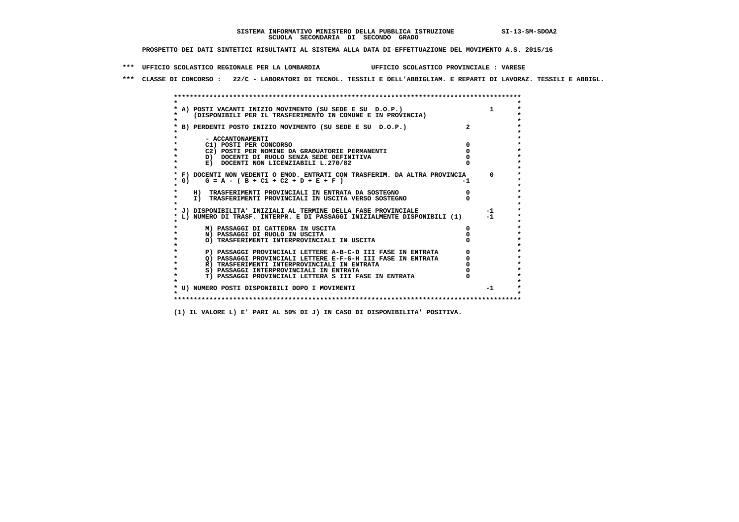**SISTEMA INFORMATIVO MINISTERO DELLA PUBBLICA ISTRUZIONE SI-13-SM-SDOA2**
**SCUOLA SECONDARIA DI SECONDO GRADO**

**PROSPETTO DEI DATI SINTETICI RISULTANTI AL SISTEMA ALLA DATA DI EFFETTUAZIONE DEL MOVIMENTO A.S. 2015/16**

**\*\*\* UFFICIO SCOLASTICO REGIONALE PER LA LOMBARDIA UFFICIO SCOLASTICO PROVINCIALE : VARESE**

**\*\*\* CLASSE DI CONCORSO : 22/C - LABORATORI DI TECNOL. TESSILI E DELL'ABBIGLIAM. E REPARTI DI LAVORAZ. TESSILI E ABBIGL.**

| | | |
|---|---|---|
| A) POSTI VACANTI INIZIO MOVIMENTO (SU SEDE E SU D.O.P.) (DISPONIBILI PER IL TRASFERIMENTO IN COMUNE E IN PROVINCIA) | | 1 |
| B) PERDENTI POSTO INIZIO MOVIMENTO (SU SEDE E SU D.O.P.) | 2 | |
| - ACCANTONAMENTI | | |
| C1) POSTI PER CONCORSO | 0 | |
| C2) POSTI PER NOMINE DA GRADUATORIE PERMANENTI | 0 | |
| D) DOCENTI DI RUOLO SENZA SEDE DEFINITIVA | 0 | |
| E) DOCENTI NON LICENZIABILI L.270/82 | 0 | |
| F) DOCENTI NON VEDENTI O EMOD. ENTRATI CON TRASFERIM. DA ALTRA PROVINCIA | | 0 |
| G) G = A - ( B + C1 + C2 + D + E + F ) | -1 | |
| H) TRASFERIMENTI PROVINCIALI IN ENTRATA DA SOSTEGNO | 0 | |
| I) TRASFERIMENTI PROVINCIALI IN USCITA VERSO SOSTEGNO | 0 | |
| J) DISPONIBILITA' INIZIALI AL TERMINE DELLA FASE PROVINCIALE | | -1 |
| L) NUMERO DI TRASF. INTERPR. E DI PASSAGGI INIZIALMENTE DISPONIBILI (1) | | -1 |
| M) PASSAGGI DI CATTEDRA IN USCITA | 0 | |
| N) PASSAGGI DI RUOLO IN USCITA | 0 | |
| O) TRASFERIMENTI INTERPROVINCIALI IN USCITA | 0 | |
| P) PASSAGGI PROVINCIALI LETTERE A-B-C-D III FASE IN ENTRATA | 0 | |
| Q) PASSAGGI PROVINCIALI LETTERE E-F-G-H III FASE IN ENTRATA | 0 | |
| R) TRASFERIMENTI INTERPROVINCIALI IN ENTRATA | 0 | |
| S) PASSAGGI INTERPROVINCIALI IN ENTRATA | 0 | |
| T) PASSAGGI PROVINCIALI LETTERA S III FASE IN ENTRATA | 0 | |
| U) NUMERO POSTI DISPONIBILI DOPO I MOVIMENTI | | -1 |

**(1) IL VALORE L) E' PARI AL 50% DI J) IN CASO DI DISPONIBILITA' POSITIVA.**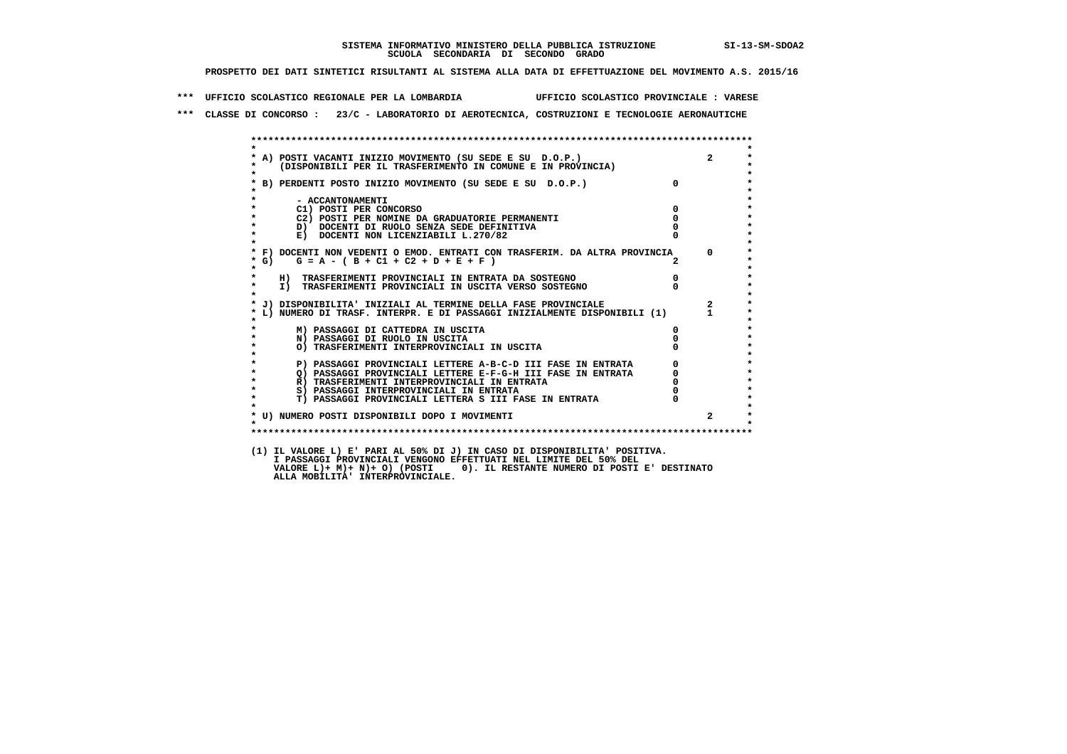SISTEMA INFORMATIVO MINISTERO DELLA PUBBLICA ISTRUZIONE SI-13-SM-SDOA2
SCUOLA SECONDARIA DI SECONDO GRADO

PROSPETTO DEI DATI SINTETICI RISULTANTI AL SISTEMA ALLA DATA DI EFFETTUAZIONE DEL MOVIMENTO A.S. 2015/16

*** UFFICIO SCOLASTICO REGIONALE PER LA LOMBARDIA UFFICIO SCOLASTICO PROVINCIALE : VARESE

*** CLASSE DI CONCORSO : 23/C - LABORATORIO DI AEROTECNICA, COSTRUZIONI E TECNOLOGIE AERONAUTICHE

| Voce | | |
|---|---|---|
| A) POSTI VACANTI INIZIO MOVIMENTO (SU SEDE E SU D.O.P.) (DISPONIBILI PER IL TRASFERIMENTO IN COMUNE E IN PROVINCIA) | | 2 |
| B) PERDENTI POSTO INIZIO MOVIMENTO (SU SEDE E SU D.O.P.) | 0 | |
| - ACCANTONAMENTI | | |
| C1) POSTI PER CONCORSO | 0 | |
| C2) POSTI PER NOMINE DA GRADUATORIE PERMANENTI | 0 | |
| D) DOCENTI DI RUOLO SENZA SEDE DEFINITIVA | 0 | |
| E) DOCENTI NON LICENZIABILI L.270/82 | 0 | |
| F) DOCENTI NON VEDENTI O EMOD. ENTRATI CON TRASFERIM. DA ALTRA PROVINCIA | | 0 |
| G) G = A - ( B + C1 + C2 + D + E + F ) | 2 | |
| H) TRASFERIMENTI PROVINCIALI IN ENTRATA DA SOSTEGNO | 0 | |
| I) TRASFERIMENTI PROVINCIALI IN USCITA VERSO SOSTEGNO | 0 | |
| J) DISPONIBILITA' INIZIALI AL TERMINE DELLA FASE PROVINCIALE | | 2 |
| L) NUMERO DI TRASF. INTERPR. E DI PASSAGGI INIZIALMENTE DISPONIBILI (1) | | 1 |
| M) PASSAGGI DI CATTEDRA IN USCITA | 0 | |
| N) PASSAGGI DI RUOLO IN USCITA | 0 | |
| O) TRASFERIMENTI INTERPROVINCIALI IN USCITA | 0 | |
| P) PASSAGGI PROVINCIALI LETTERE A-B-C-D III FASE IN ENTRATA | 0 | |
| Q) PASSAGGI PROVINCIALI LETTERE E-F-G-H III FASE IN ENTRATA | 0 | |
| R) TRASFERIMENTI INTERPROVINCIALI IN ENTRATA | 0 | |
| S) PASSAGGI INTERPROVINCIALI IN ENTRATA | 0 | |
| T) PASSAGGI PROVINCIALI LETTERA S III FASE IN ENTRATA | 0 | |
| U) NUMERO POSTI DISPONIBILI DOPO I MOVIMENTI | | 2 |

(1) IL VALORE L) E' PARI AL 50% DI J) IN CASO DI DISPONIBILITA' POSITIVA.
I PASSAGGI PROVINCIALI VENGONO EFFETTUATI NEL LIMITE DEL 50% DEL
VALORE L)+ M)+ N)+ O) (POSTI 0). IL RESTANTE NUMERO DI POSTI E' DESTINATO
ALLA MOBILITA' INTERPROVINCIALE.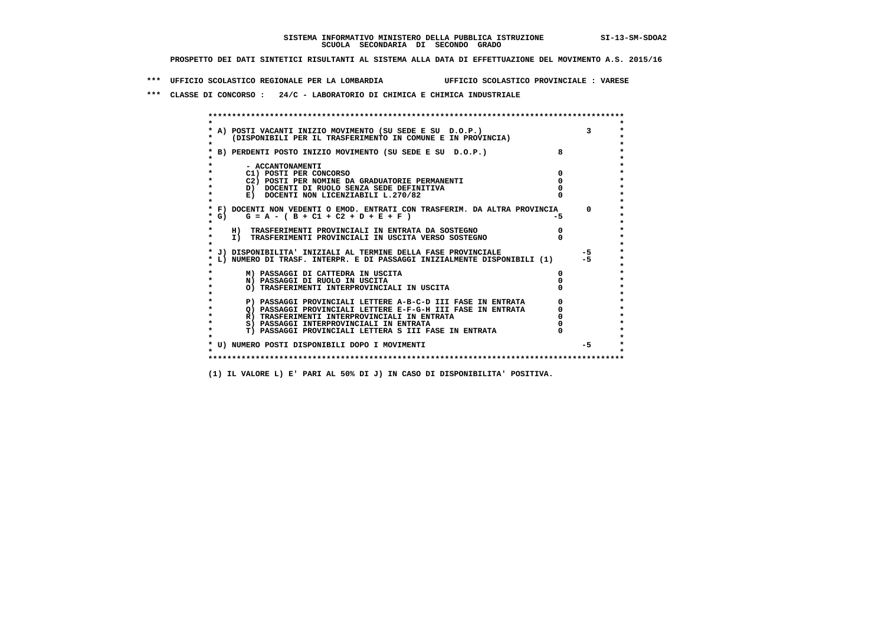**SISTEMA INFORMATIVO MINISTERO DELLA PUBBLICA ISTRUZIONE SI-13-SM-SDOA2**
**SCUOLA SECONDARIA DI SECONDO GRADO**

**PROSPETTO DEI DATI SINTETICI RISULTANTI AL SISTEMA ALLA DATA DI EFFETTUAZIONE DEL MOVIMENTO A.S. 2015/16**

**\*\*\* UFFICIO SCOLASTICO REGIONALE PER LA LOMBARDIA UFFICIO SCOLASTICO PROVINCIALE : VARESE**

**\*\*\* CLASSE DI CONCORSO : 24/C - LABORATORIO DI CHIMICA E CHIMICA INDUSTRIALE**

```
******************************************************************************************
*                                                                                        *
* A) POSTI VACANTI INIZIO MOVIMENTO (SU SEDE E SU  D.O.P.)                        3      *
*     (DISPONIBILI PER IL TRASFERIMENTO IN COMUNE E IN PROVINCIA)                        *
*                                                                                        *
* B) PERDENTI POSTO INIZIO MOVIMENTO (SU SEDE E SU  D.O.P.)              8               *
*                                                                                        *
*        - ACCANTONAMENTI                                                                *
*        C1) POSTI PER CONCORSO                                          0               *
*        C2) POSTI PER NOMINE DA GRADUATORIE PERMANENTI                  0               *
*        D)  DOCENTI DI RUOLO SENZA SEDE DEFINITIVA                      0               *
*        E)  DOCENTI NON LICENZIABILI L.270/82                           0               *
*                                                                                        *
* F) DOCENTI NON VEDENTI O EMOD. ENTRATI CON TRASFERIM. DA ALTRA PROVINCIA        0      *
* G)    G = A - ( B + C1 + C2 + D + E + F )                             -5               *
*                                                                                        *
*     H)  TRASFERIMENTI PROVINCIALI IN ENTRATA DA SOSTEGNO               0               *
*     I)  TRASFERIMENTI PROVINCIALI IN USCITA VERSO SOSTEGNO             0               *
*                                                                                        *
* J) DISPONIBILITA' INIZIALI AL TERMINE DELLA FASE PROVINCIALE                   -5      *
* L) NUMERO DI TRASF. INTERPR. E DI PASSAGGI INIZIALMENTE DISPONIBILI (1)        -5      *
*                                                                                        *
*        M) PASSAGGI DI CATTEDRA IN USCITA                               0               *
*        N) PASSAGGI DI RUOLO IN USCITA                                  0               *
*        O) TRASFERIMENTI INTERPROVINCIALI IN USCITA                     0               *
*                                                                                        *
*        P) PASSAGGI PROVINCIALI LETTERE A-B-C-D III FASE IN ENTRATA     0               *
*        Q) PASSAGGI PROVINCIALI LETTERE E-F-G-H III FASE IN ENTRATA     0               *
*        R) TRASFERIMENTI INTERPROVINCIALI IN ENTRATA                    0               *
*        S) PASSAGGI INTERPROVINCIALI IN ENTRATA                         0               *
*        T) PASSAGGI PROVINCIALI LETTERA S III FASE IN ENTRATA           0               *
*                                                                                        *
* U) NUMERO POSTI DISPONIBILI DOPO I MOVIMENTI                                   -5      *
*                                                                                        *
******************************************************************************************
```

**(1) IL VALORE L) E' PARI AL 50% DI J) IN CASO DI DISPONIBILITA' POSITIVA.**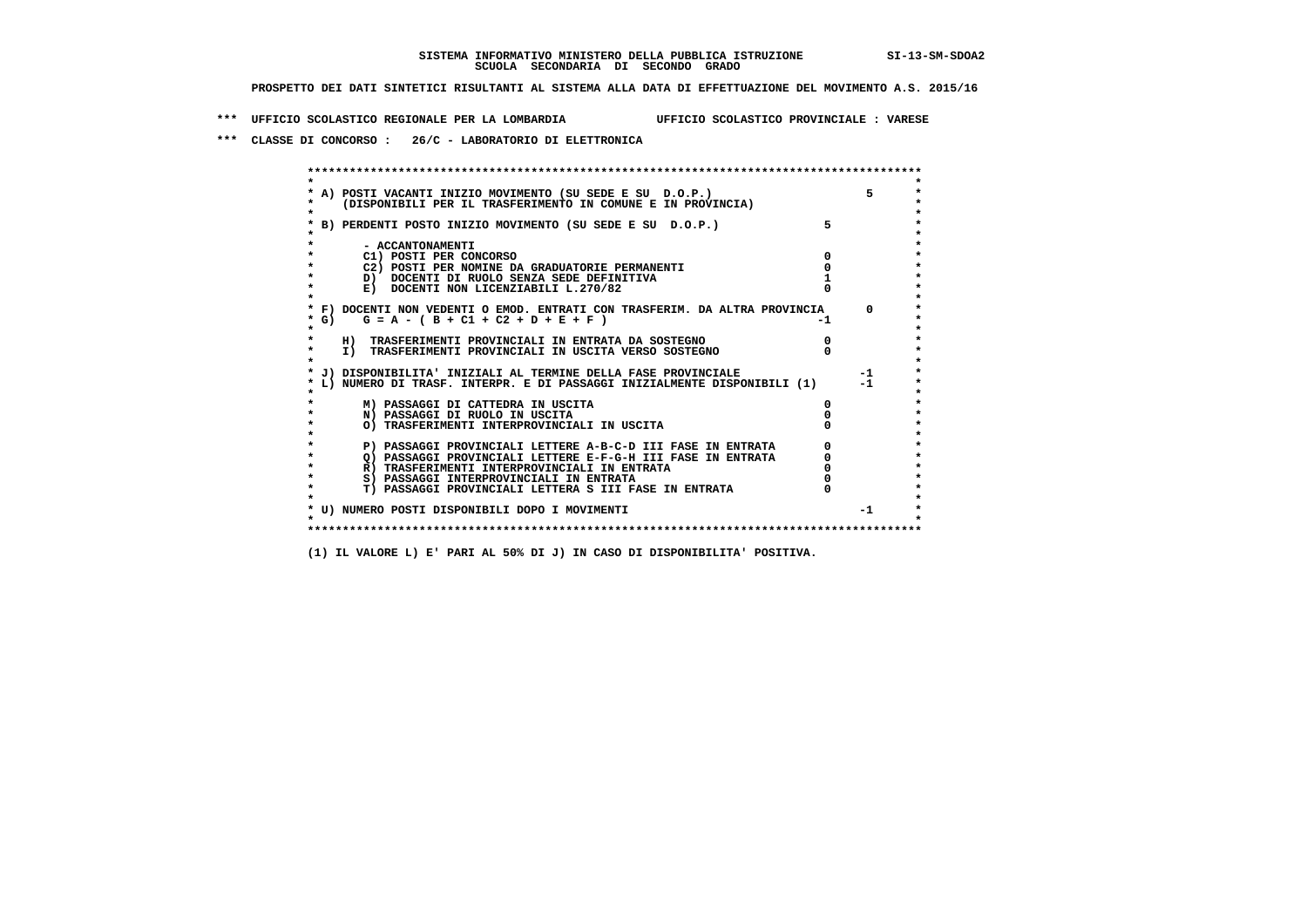**SISTEMA INFORMATIVO MINISTERO DELLA PUBBLICA ISTRUZIONE SI-13-SM-SDOA2**
**SCUOLA SECONDARIA DI SECONDO GRADO**

**PROSPETTO DEI DATI SINTETICI RISULTANTI AL SISTEMA ALLA DATA DI EFFETTUAZIONE DEL MOVIMENTO A.S. 2015/16**

**\*\*\* UFFICIO SCOLASTICO REGIONALE PER LA LOMBARDIA UFFICIO SCOLASTICO PROVINCIALE : VARESE**

**\*\*\* CLASSE DI CONCORSO : 26/C - LABORATORIO DI ELETTRONICA**

| Voce | | |
|---|---|---|
| A) POSTI VACANTI INIZIO MOVIMENTO (SU SEDE E SU D.O.P.) (DISPONIBILI PER IL TRASFERIMENTO IN COMUNE E IN PROVINCIA) | | 5 |
| B) PERDENTI POSTO INIZIO MOVIMENTO (SU SEDE E SU D.O.P.) | 5 | |
| - ACCANTONAMENTI | | |
| C1) POSTI PER CONCORSO | 0 | |
| C2) POSTI PER NOMINE DA GRADUATORIE PERMANENTI | 0 | |
| D) DOCENTI DI RUOLO SENZA SEDE DEFINITIVA | 1 | |
| E) DOCENTI NON LICENZIABILI L.270/82 | 0 | |
| F) DOCENTI NON VEDENTI O EMOD. ENTRATI CON TRASFERIM. DA ALTRA PROVINCIA | | 0 |
| G) G = A - ( B + C1 + C2 + D + E + F ) | -1 | |
| H) TRASFERIMENTI PROVINCIALI IN ENTRATA DA SOSTEGNO | 0 | |
| I) TRASFERIMENTI PROVINCIALI IN USCITA VERSO SOSTEGNO | 0 | |
| J) DISPONIBILITA' INIZIALI AL TERMINE DELLA FASE PROVINCIALE | | -1 |
| L) NUMERO DI TRASF. INTERPR. E DI PASSAGGI INIZIALMENTE DISPONIBILI (1) | | -1 |
| M) PASSAGGI DI CATTEDRA IN USCITA | 0 | |
| N) PASSAGGI DI RUOLO IN USCITA | 0 | |
| O) TRASFERIMENTI INTERPROVINCIALI IN USCITA | 0 | |
| P) PASSAGGI PROVINCIALI LETTERE A-B-C-D III FASE IN ENTRATA | 0 | |
| Q) PASSAGGI PROVINCIALI LETTERE E-F-G-H III FASE IN ENTRATA | 0 | |
| R) TRASFERIMENTI INTERPROVINCIALI IN ENTRATA | 0 | |
| S) PASSAGGI INTERPROVINCIALI IN ENTRATA | 0 | |
| T) PASSAGGI PROVINCIALI LETTERA S III FASE IN ENTRATA | 0 | |
| U) NUMERO POSTI DISPONIBILI DOPO I MOVIMENTI | | -1 |

**(1) IL VALORE L) E' PARI AL 50% DI J) IN CASO DI DISPONIBILITA' POSITIVA.**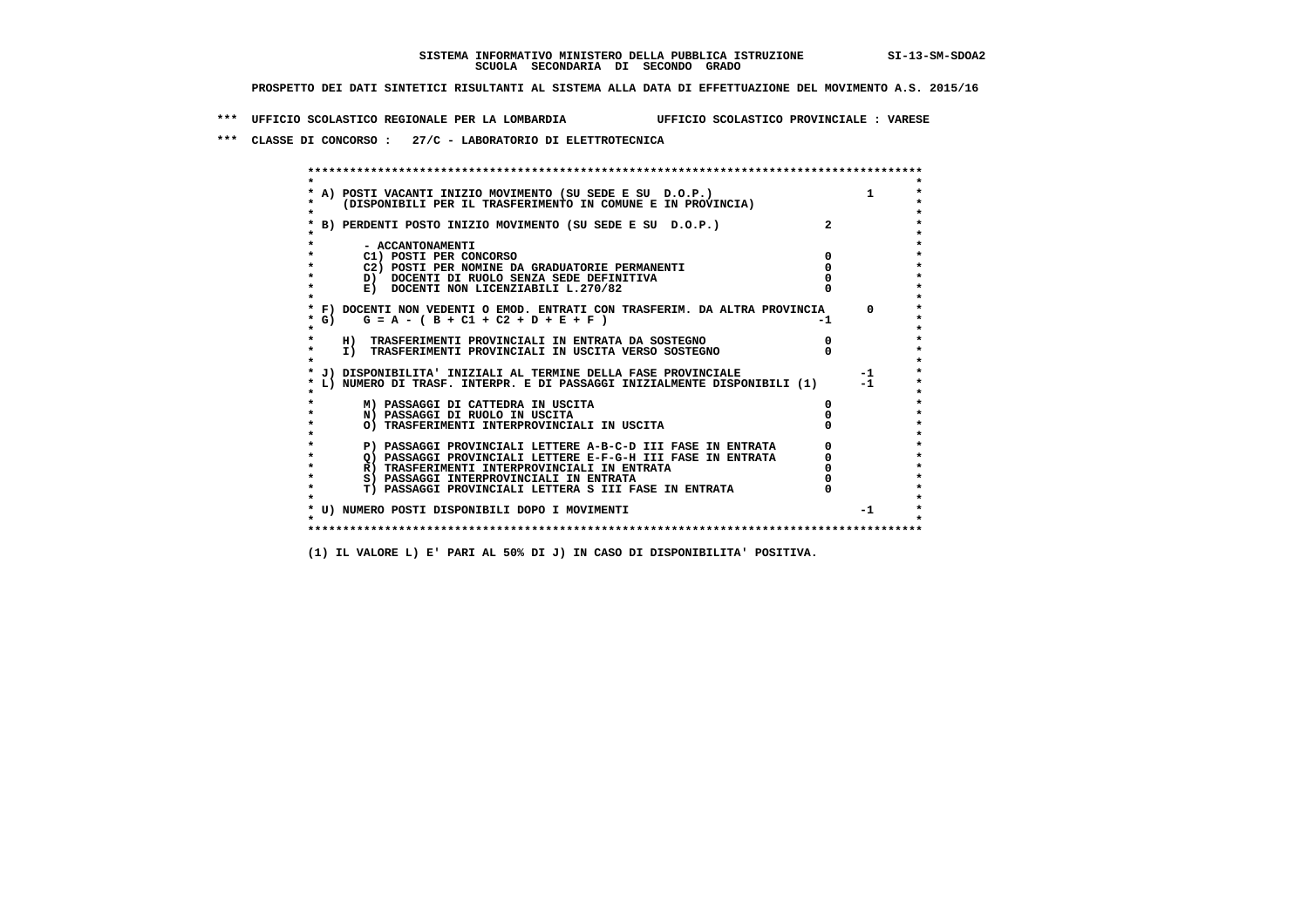**SISTEMA INFORMATIVO MINISTERO DELLA PUBBLICA ISTRUZIONE SI-13-SM-SDOA2**
**SCUOLA SECONDARIA DI SECONDO GRADO**

**PROSPETTO DEI DATI SINTETICI RISULTANTI AL SISTEMA ALLA DATA DI EFFETTUAZIONE DEL MOVIMENTO A.S. 2015/16**

**\*\*\* UFFICIO SCOLASTICO REGIONALE PER LA LOMBARDIA UFFICIO SCOLASTICO PROVINCIALE : VARESE**

**\*\*\* CLASSE DI CONCORSO : 27/C - LABORATORIO DI ELETTROTECNICA**

| Voce | | |
|---|---|---|
| A) POSTI VACANTI INIZIO MOVIMENTO (SU SEDE E SU D.O.P.) (DISPONIBILI PER IL TRASFERIMENTO IN COMUNE E IN PROVINCIA) | | 1 |
| B) PERDENTI POSTO INIZIO MOVIMENTO (SU SEDE E SU D.O.P.) | 2 | |
| - ACCANTONAMENTI | | |
| C1) POSTI PER CONCORSO | 0 | |
| C2) POSTI PER NOMINE DA GRADUATORIE PERMANENTI | 0 | |
| D) DOCENTI DI RUOLO SENZA SEDE DEFINITIVA | 0 | |
| E) DOCENTI NON LICENZIABILI L.270/82 | 0 | |
| F) DOCENTI NON VEDENTI O EMOD. ENTRATI CON TRASFERIM. DA ALTRA PROVINCIA | | 0 |
| G) G = A - ( B + C1 + C2 + D + E + F ) | -1 | |
| H) TRASFERIMENTI PROVINCIALI IN ENTRATA DA SOSTEGNO | 0 | |
| I) TRASFERIMENTI PROVINCIALI IN USCITA VERSO SOSTEGNO | 0 | |
| J) DISPONIBILITA' INIZIALI AL TERMINE DELLA FASE PROVINCIALE | | -1 |
| L) NUMERO DI TRASF. INTERPR. E DI PASSAGGI INIZIALMENTE DISPONIBILI (1) | | -1 |
| M) PASSAGGI DI CATTEDRA IN USCITA | 0 | |
| N) PASSAGGI DI RUOLO IN USCITA | 0 | |
| O) TRASFERIMENTI INTERPROVINCIALI IN USCITA | 0 | |
| P) PASSAGGI PROVINCIALI LETTERE A-B-C-D III FASE IN ENTRATA | 0 | |
| Q) PASSAGGI PROVINCIALI LETTERE E-F-G-H III FASE IN ENTRATA | 0 | |
| R) TRASFERIMENTI INTERPROVINCIALI IN ENTRATA | 0 | |
| S) PASSAGGI INTERPROVINCIALI IN ENTRATA | 0 | |
| T) PASSAGGI PROVINCIALI LETTERA S III FASE IN ENTRATA | 0 | |
| U) NUMERO POSTI DISPONIBILI DOPO I MOVIMENTI | | -1 |

(1) IL VALORE L) E' PARI AL 50% DI J) IN CASO DI DISPONIBILITA' POSITIVA.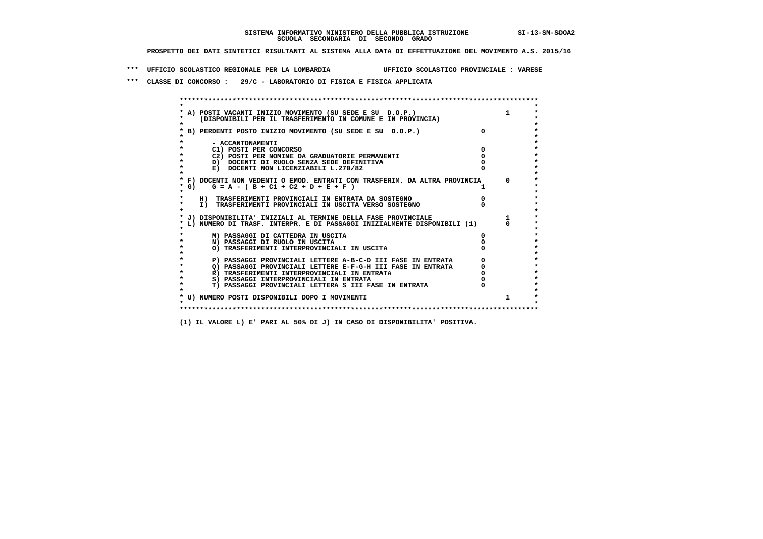SISTEMA INFORMATIVO MINISTERO DELLA PUBBLICA ISTRUZIONE SI-13-SM-SDOA2
SCUOLA SECONDARIA DI SECONDO GRADO

PROSPETTO DEI DATI SINTETICI RISULTANTI AL SISTEMA ALLA DATA DI EFFETTUAZIONE DEL MOVIMENTO A.S. 2015/16

*** UFFICIO SCOLASTICO REGIONALE PER LA LOMBARDIA UFFICIO SCOLASTICO PROVINCIALE : VARESE

*** CLASSE DI CONCORSO : 29/C - LABORATORIO DI FISICA E FISICA APPLICATA

| Voce | | |
|---|---|---|
| A) POSTI VACANTI INIZIO MOVIMENTO (SU SEDE E SU D.O.P.) (DISPONIBILI PER IL TRASFERIMENTO IN COMUNE E IN PROVINCIA) | | 1 |
| B) PERDENTI POSTO INIZIO MOVIMENTO (SU SEDE E SU D.O.P.) | 0 | |
| - ACCANTONAMENTI | | |
| C1) POSTI PER CONCORSO | 0 | |
| C2) POSTI PER NOMINE DA GRADUATORIE PERMANENTI | 0 | |
| D) DOCENTI DI RUOLO SENZA SEDE DEFINITIVA | 0 | |
| E) DOCENTI NON LICENZIABILI L.270/82 | 0 | |
| F) DOCENTI NON VEDENTI O EMOD. ENTRATI CON TRASFERIM. DA ALTRA PROVINCIA | | 0 |
| G) G = A - ( B + C1 + C2 + D + E + F ) | 1 | |
| H) TRASFERIMENTI PROVINCIALI IN ENTRATA DA SOSTEGNO | 0 | |
| I) TRASFERIMENTI PROVINCIALI IN USCITA VERSO SOSTEGNO | 0 | |
| J) DISPONIBILITA' INIZIALI AL TERMINE DELLA FASE PROVINCIALE | | 1 |
| L) NUMERO DI TRASF. INTERPR. E DI PASSAGGI INIZIALMENTE DISPONIBILI (1) | | 0 |
| M) PASSAGGI DI CATTEDRA IN USCITA | 0 | |
| N) PASSAGGI DI RUOLO IN USCITA | 0 | |
| O) TRASFERIMENTI INTERPROVINCIALI IN USCITA | 0 | |
| P) PASSAGGI PROVINCIALI LETTERE A-B-C-D III FASE IN ENTRATA | 0 | |
| Q) PASSAGGI PROVINCIALI LETTERE E-F-G-H III FASE IN ENTRATA | 0 | |
| R) TRASFERIMENTI INTERPROVINCIALI IN ENTRATA | 0 | |
| S) PASSAGGI INTERPROVINCIALI IN ENTRATA | 0 | |
| T) PASSAGGI PROVINCIALI LETTERA S III FASE IN ENTRATA | 0 | |
| U) NUMERO POSTI DISPONIBILI DOPO I MOVIMENTI | | 1 |

(1) IL VALORE L) E' PARI AL 50% DI J) IN CASO DI DISPONIBILITA' POSITIVA.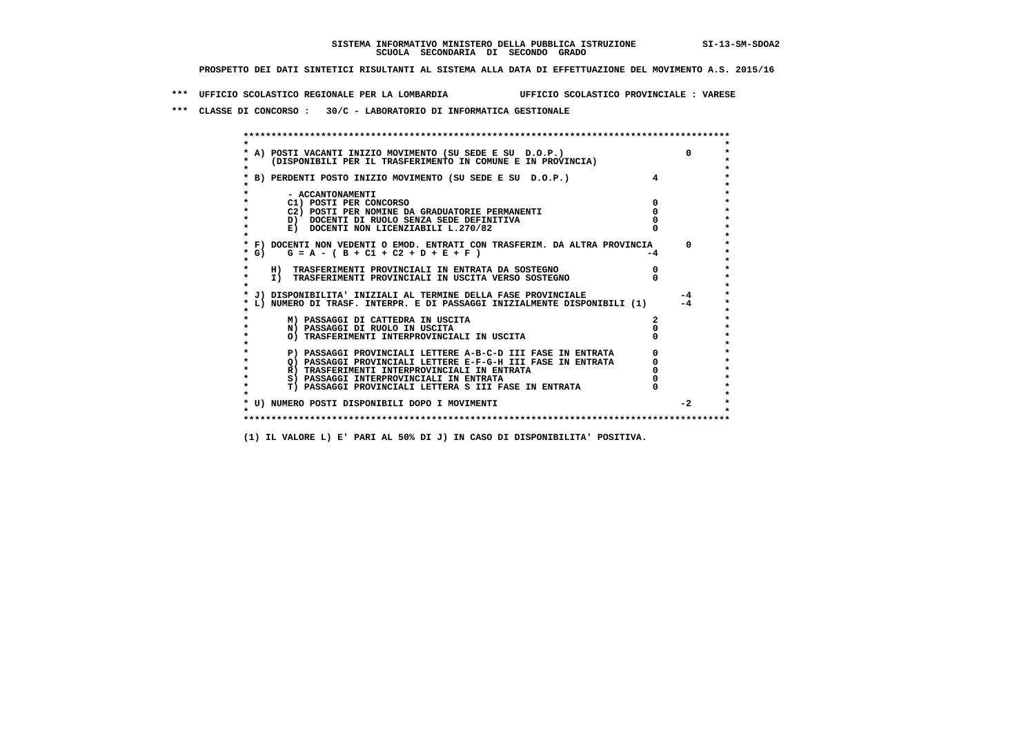**SISTEMA INFORMATIVO MINISTERO DELLA PUBBLICA ISTRUZIONE SI-13-SM-SDOA2**
**SCUOLA SECONDARIA DI SECONDO GRADO**

**PROSPETTO DEI DATI SINTETICI RISULTANTI AL SISTEMA ALLA DATA DI EFFETTUAZIONE DEL MOVIMENTO A.S. 2015/16**

**\*\*\* UFFICIO SCOLASTICO REGIONALE PER LA LOMBARDIA UFFICIO SCOLASTICO PROVINCIALE : VARESE**

**\*\*\* CLASSE DI CONCORSO : 30/C - LABORATORIO DI INFORMATICA GESTIONALE**

| Voce | | |
|---|---|---|
| A) POSTI VACANTI INIZIO MOVIMENTO (SU SEDE E SU D.O.P.) (DISPONIBILI PER IL TRASFERIMENTO IN COMUNE E IN PROVINCIA) | | 0 |
| B) PERDENTI POSTO INIZIO MOVIMENTO (SU SEDE E SU D.O.P.) | 4 | |
| - ACCANTONAMENTI | | |
| C1) POSTI PER CONCORSO | 0 | |
| C2) POSTI PER NOMINE DA GRADUATORIE PERMANENTI | 0 | |
| D) DOCENTI DI RUOLO SENZA SEDE DEFINITIVA | 0 | |
| E) DOCENTI NON LICENZIABILI L.270/82 | 0 | |
| F) DOCENTI NON VEDENTI O EMOD. ENTRATI CON TRASFERIM. DA ALTRA PROVINCIA | | 0 |
| G) G = A - ( B + C1 + C2 + D + E + F ) | -4 | |
| H) TRASFERIMENTI PROVINCIALI IN ENTRATA DA SOSTEGNO | 0 | |
| I) TRASFERIMENTI PROVINCIALI IN USCITA VERSO SOSTEGNO | 0 | |
| J) DISPONIBILITA' INIZIALI AL TERMINE DELLA FASE PROVINCIALE | | -4 |
| L) NUMERO DI TRASF. INTERPR. E DI PASSAGGI INIZIALMENTE DISPONIBILI (1) | | -4 |
| M) PASSAGGI DI CATTEDRA IN USCITA | 2 | |
| N) PASSAGGI DI RUOLO IN USCITA | 0 | |
| O) TRASFERIMENTI INTERPROVINCIALI IN USCITA | 0 | |
| P) PASSAGGI PROVINCIALI LETTERE A-B-C-D III FASE IN ENTRATA | 0 | |
| Q) PASSAGGI PROVINCIALI LETTERE E-F-G-H III FASE IN ENTRATA | 0 | |
| R) TRASFERIMENTI INTERPROVINCIALI IN ENTRATA | 0 | |
| S) PASSAGGI INTERPROVINCIALI IN ENTRATA | 0 | |
| T) PASSAGGI PROVINCIALI LETTERA S III FASE IN ENTRATA | 0 | |
| U) NUMERO POSTI DISPONIBILI DOPO I MOVIMENTI | | -2 |

**(1) IL VALORE L) E' PARI AL 50% DI J) IN CASO DI DISPONIBILITA' POSITIVA.**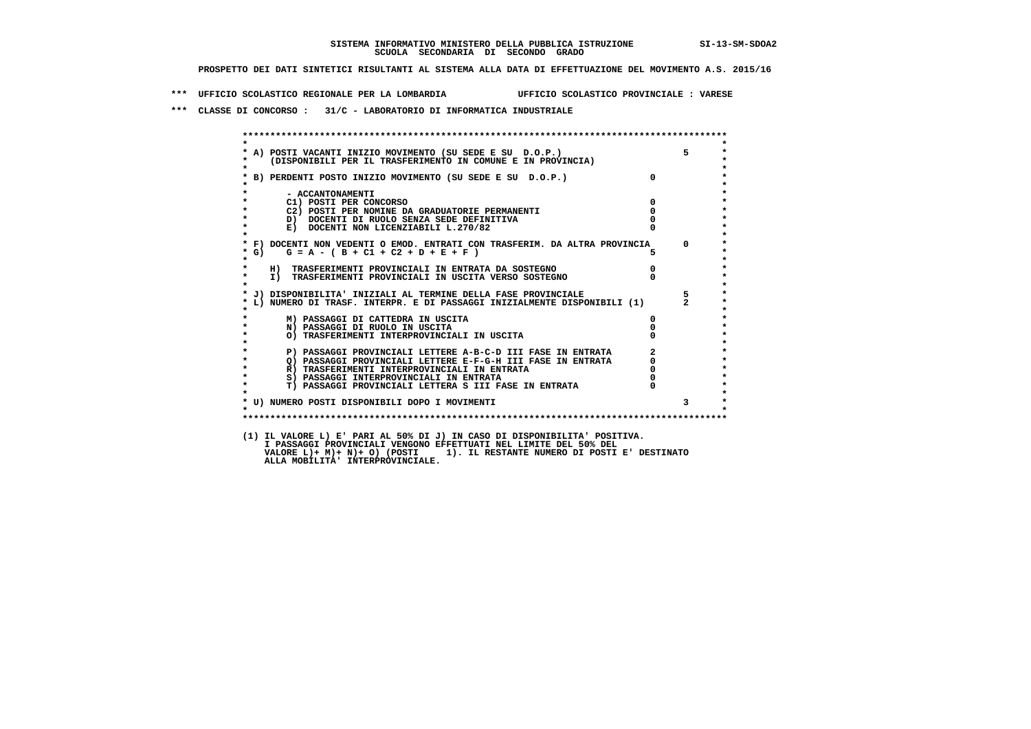SISTEMA INFORMATIVO MINISTERO DELLA PUBBLICA ISTRUZIONE SI-13-SM-SDOA2
SCUOLA SECONDARIA DI SECONDO GRADO

PROSPETTO DEI DATI SINTETICI RISULTANTI AL SISTEMA ALLA DATA DI EFFETTUAZIONE DEL MOVIMENTO A.S. 2015/16

*** UFFICIO SCOLASTICO REGIONALE PER LA LOMBARDIA UFFICIO SCOLASTICO PROVINCIALE : VARESE

*** CLASSE DI CONCORSO : 31/C - LABORATORIO DI INFORMATICA INDUSTRIALE

| | | |
|---|---|---|
| A) POSTI VACANTI INIZIO MOVIMENTO (SU SEDE E SU D.O.P.) (DISPONIBILI PER IL TRASFERIMENTO IN COMUNE E IN PROVINCIA) | | 5 |
| B) PERDENTI POSTO INIZIO MOVIMENTO (SU SEDE E SU D.O.P.) | 0 | |
| - ACCANTONAMENTI | | |
| C1) POSTI PER CONCORSO | 0 | |
| C2) POSTI PER NOMINE DA GRADUATORIE PERMANENTI | 0 | |
| D) DOCENTI DI RUOLO SENZA SEDE DEFINITIVA | 0 | |
| E) DOCENTI NON LICENZIABILI L.270/82 | 0 | |
| F) DOCENTI NON VEDENTI O EMOD. ENTRATI CON TRASFERIM. DA ALTRA PROVINCIA | | 0 |
| G) G = A - ( B + C1 + C2 + D + E + F ) | 5 | |
| H) TRASFERIMENTI PROVINCIALI IN ENTRATA DA SOSTEGNO | 0 | |
| I) TRASFERIMENTI PROVINCIALI IN USCITA VERSO SOSTEGNO | 0 | |
| J) DISPONIBILITA' INIZIALI AL TERMINE DELLA FASE PROVINCIALE | | 5 |
| L) NUMERO DI TRASF. INTERPR. E DI PASSAGGI INIZIALMENTE DISPONIBILI (1) | | 2 |
| M) PASSAGGI DI CATTEDRA IN USCITA | 0 | |
| N) PASSAGGI DI RUOLO IN USCITA | 0 | |
| O) TRASFERIMENTI INTERPROVINCIALI IN USCITA | 0 | |
| P) PASSAGGI PROVINCIALI LETTERE A-B-C-D III FASE IN ENTRATA | 2 | |
| Q) PASSAGGI PROVINCIALI LETTERE E-F-G-H III FASE IN ENTRATA | 0 | |
| R) TRASFERIMENTI INTERPROVINCIALI IN ENTRATA | 0 | |
| S) PASSAGGI INTERPROVINCIALI IN ENTRATA | 0 | |
| T) PASSAGGI PROVINCIALI LETTERA S III FASE IN ENTRATA | 0 | |
| U) NUMERO POSTI DISPONIBILI DOPO I MOVIMENTI | | 3 |

(1) IL VALORE L) E' PARI AL 50% DI J) IN CASO DI DISPONIBILITA' POSITIVA.
I PASSAGGI PROVINCIALI VENGONO EFFETTUATI NEL LIMITE DEL 50% DEL
VALORE L)+ M)+ N)+ O) (POSTI 1). IL RESTANTE NUMERO DI POSTI E' DESTINATO
ALLA MOBILITA' INTERPROVINCIALE.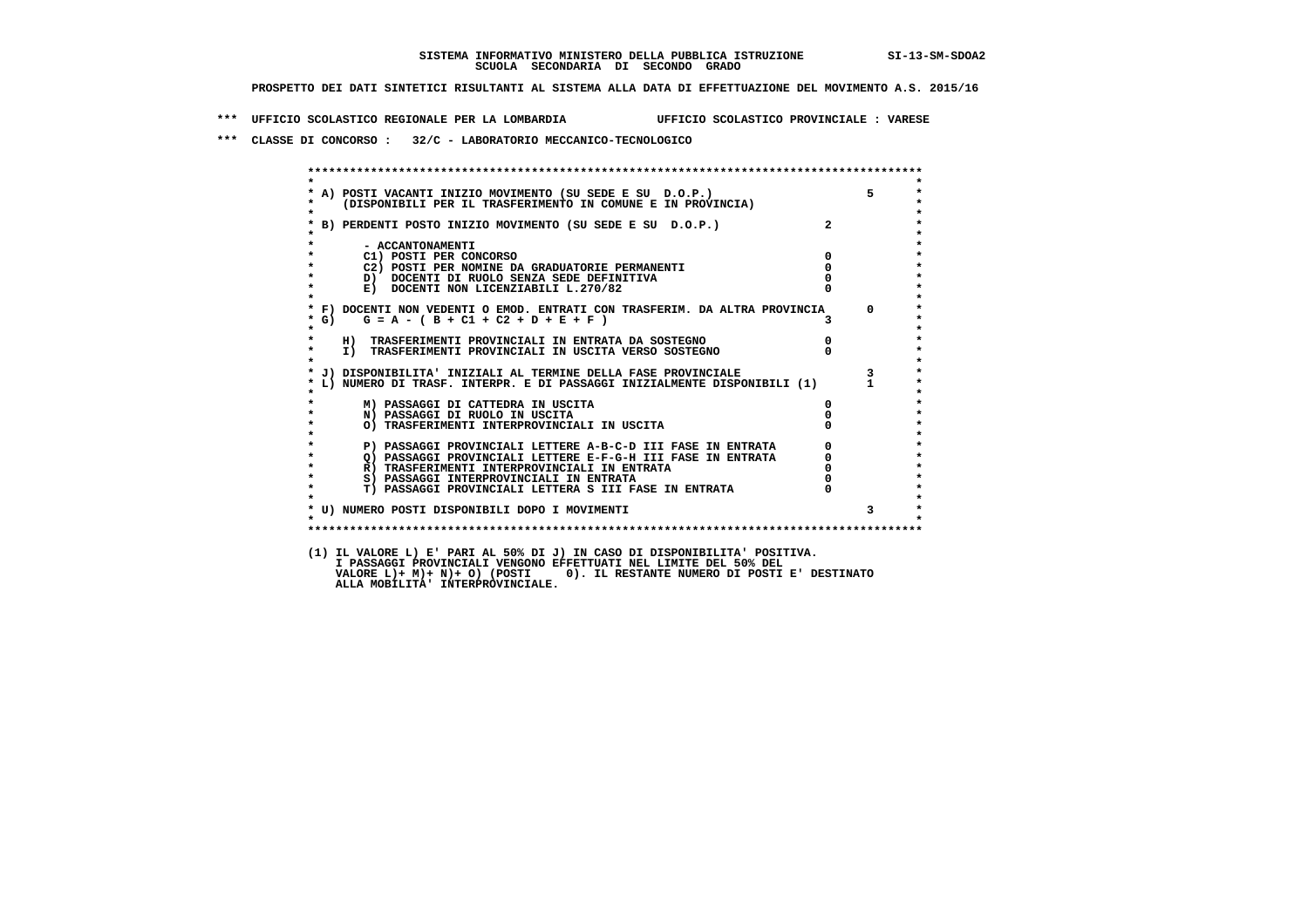**SISTEMA INFORMATIVO MINISTERO DELLA PUBBLICA ISTRUZIONE SI-13-SM-SDOA2**
**SCUOLA SECONDARIA DI SECONDO GRADO**

**PROSPETTO DEI DATI SINTETICI RISULTANTI AL SISTEMA ALLA DATA DI EFFETTUAZIONE DEL MOVIMENTO A.S. 2015/16**

**\*\*\* UFFICIO SCOLASTICO REGIONALE PER LA LOMBARDIA UFFICIO SCOLASTICO PROVINCIALE : VARESE**

**\*\*\* CLASSE DI CONCORSO : 32/C - LABORATORIO MECCANICO-TECNOLOGICO**

| Voce | | |
|---|---|---|
| A) POSTI VACANTI INIZIO MOVIMENTO (SU SEDE E SU D.O.P.) (DISPONIBILI PER IL TRASFERIMENTO IN COMUNE E IN PROVINCIA) | | 5 |
| B) PERDENTI POSTO INIZIO MOVIMENTO (SU SEDE E SU D.O.P.) | 2 | |
| - ACCANTONAMENTI | | |
| C1) POSTI PER CONCORSO | 0 | |
| C2) POSTI PER NOMINE DA GRADUATORIE PERMANENTI | 0 | |
| D) DOCENTI DI RUOLO SENZA SEDE DEFINITIVA | 0 | |
| E) DOCENTI NON LICENZIABILI L.270/82 | 0 | |
| F) DOCENTI NON VEDENTI O EMOD. ENTRATI CON TRASFERIM. DA ALTRA PROVINCIA | | 0 |
| G) G = A - ( B + C1 + C2 + D + E + F ) | 3 | |
| H) TRASFERIMENTI PROVINCIALI IN ENTRATA DA SOSTEGNO | 0 | |
| I) TRASFERIMENTI PROVINCIALI IN USCITA VERSO SOSTEGNO | 0 | |
| J) DISPONIBILITA' INIZIALI AL TERMINE DELLA FASE PROVINCIALE | | 3 |
| L) NUMERO DI TRASF. INTERPR. E DI PASSAGGI INIZIALMENTE DISPONIBILI (1) | | 1 |
| M) PASSAGGI DI CATTEDRA IN USCITA | 0 | |
| N) PASSAGGI DI RUOLO IN USCITA | 0 | |
| O) TRASFERIMENTI INTERPROVINCIALI IN USCITA | 0 | |
| P) PASSAGGI PROVINCIALI LETTERE A-B-C-D III FASE IN ENTRATA | 0 | |
| Q) PASSAGGI PROVINCIALI LETTERE E-F-G-H III FASE IN ENTRATA | 0 | |
| R) TRASFERIMENTI INTERPROVINCIALI IN ENTRATA | 0 | |
| S) PASSAGGI INTERPROVINCIALI IN ENTRATA | 0 | |
| T) PASSAGGI PROVINCIALI LETTERA S III FASE IN ENTRATA | 0 | |
| U) NUMERO POSTI DISPONIBILI DOPO I MOVIMENTI | | 3 |

(1) IL VALORE L) E' PARI AL 50% DI J) IN CASO DI DISPONIBILITA' POSITIVA.
I PASSAGGI PROVINCIALI VENGONO EFFETTUATI NEL LIMITE DEL 50% DEL
VALORE L)+ M)+ N)+ O) (POSTI 0). IL RESTANTE NUMERO DI POSTI E' DESTINATO
ALLA MOBILITA' INTERPROVINCIALE.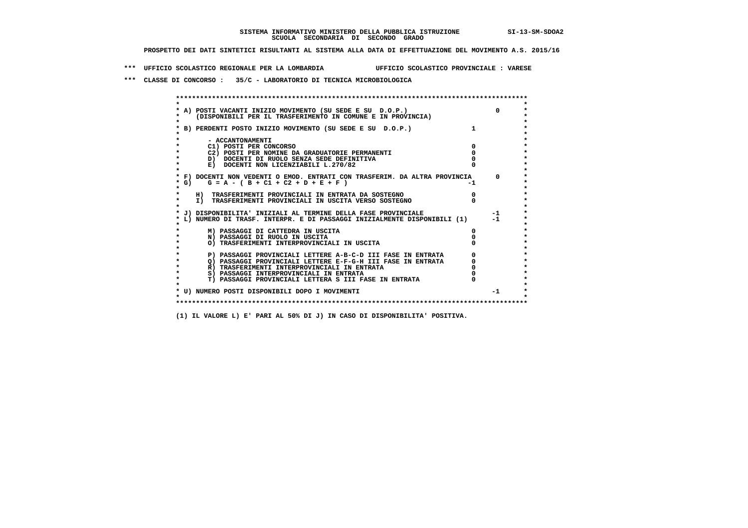SISTEMA INFORMATIVO MINISTERO DELLA PUBBLICA ISTRUZIONE SI-13-SM-SDOA2

SCUOLA SECONDARIA DI SECONDO GRADO

PROSPETTO DEI DATI SINTETICI RISULTANTI AL SISTEMA ALLA DATA DI EFFETTUAZIONE DEL MOVIMENTO A.S. 2015/16

\*\*\* UFFICIO SCOLASTICO REGIONALE PER LA LOMBARDIA UFFICIO SCOLASTICO PROVINCIALE : VARESE

\*\*\* CLASSE DI CONCORSO : 35/C - LABORATORIO DI TECNICA MICROBIOLOGICA

| Voce | | |
|---|---|---|
| A) POSTI VACANTI INIZIO MOVIMENTO (SU SEDE E SU D.O.P.) (DISPONIBILI PER IL TRASFERIMENTO IN COMUNE E IN PROVINCIA) | | 0 |
| B) PERDENTI POSTO INIZIO MOVIMENTO (SU SEDE E SU D.O.P.) | 1 | |
| - ACCANTONAMENTI | | |
| C1) POSTI PER CONCORSO | 0 | |
| C2) POSTI PER NOMINE DA GRADUATORIE PERMANENTI | 0 | |
| D) DOCENTI DI RUOLO SENZA SEDE DEFINITIVA | 0 | |
| E) DOCENTI NON LICENZIABILI L.270/82 | 0 | |
| F) DOCENTI NON VEDENTI O EMOD. ENTRATI CON TRASFERIM. DA ALTRA PROVINCIA | | 0 |
| G) G = A - ( B + C1 + C2 + D + E + F ) | -1 | |
| H) TRASFERIMENTI PROVINCIALI IN ENTRATA DA SOSTEGNO | 0 | |
| I) TRASFERIMENTI PROVINCIALI IN USCITA VERSO SOSTEGNO | 0 | |
| J) DISPONIBILITA' INIZIALI AL TERMINE DELLA FASE PROVINCIALE | | -1 |
| L) NUMERO DI TRASF. INTERPR. E DI PASSAGGI INIZIALMENTE DISPONIBILI (1) | | -1 |
| M) PASSAGGI DI CATTEDRA IN USCITA | 0 | |
| N) PASSAGGI DI RUOLO IN USCITA | 0 | |
| O) TRASFERIMENTI INTERPROVINCIALI IN USCITA | 0 | |
| P) PASSAGGI PROVINCIALI LETTERE A-B-C-D III FASE IN ENTRATA | 0 | |
| Q) PASSAGGI PROVINCIALI LETTERE E-F-G-H III FASE IN ENTRATA | 0 | |
| R) TRASFERIMENTI INTERPROVINCIALI IN ENTRATA | 0 | |
| S) PASSAGGI INTERPROVINCIALI IN ENTRATA | 0 | |
| T) PASSAGGI PROVINCIALI LETTERA S III FASE IN ENTRATA | 0 | |
| U) NUMERO POSTI DISPONIBILI DOPO I MOVIMENTI | | -1 |

(1) IL VALORE L) E' PARI AL 50% DI J) IN CASO DI DISPONIBILITA' POSITIVA.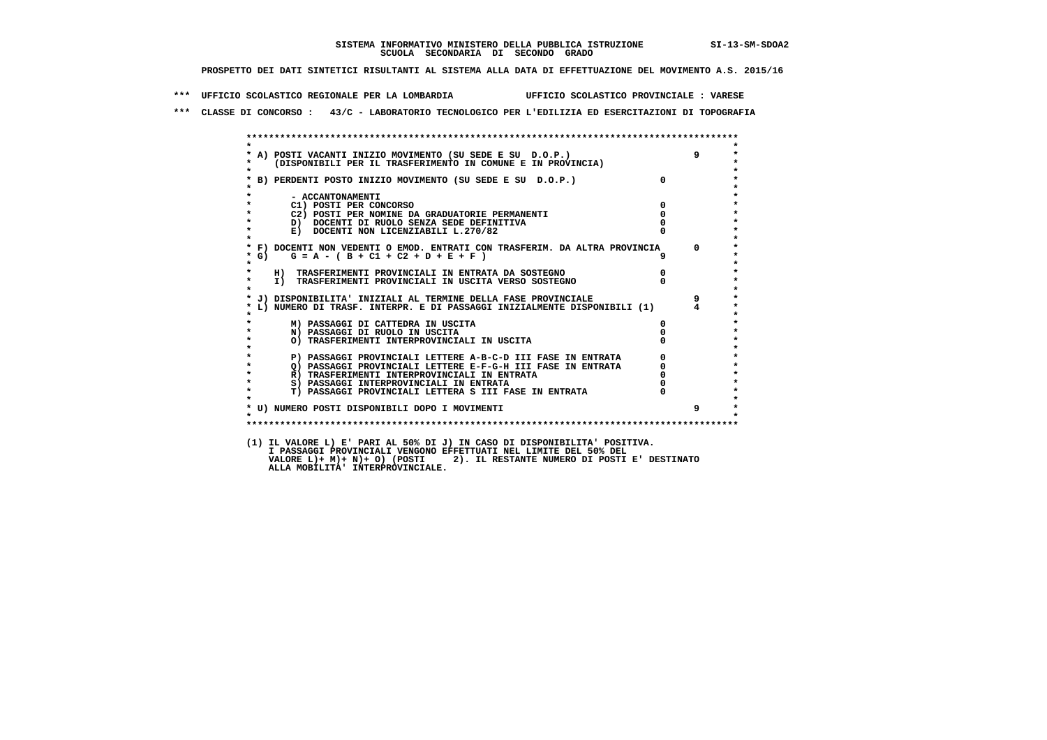SISTEMA INFORMATIVO MINISTERO DELLA PUBBLICA ISTRUZIONE SI-13-SM-SDOA2
SCUOLA SECONDARIA DI SECONDO GRADO

PROSPETTO DEI DATI SINTETICI RISULTANTI AL SISTEMA ALLA DATA DI EFFETTUAZIONE DEL MOVIMENTO A.S. 2015/16

*** UFFICIO SCOLASTICO REGIONALE PER LA LOMBARDIA UFFICIO SCOLASTICO PROVINCIALE : VARESE

*** CLASSE DI CONCORSO : 43/C - LABORATORIO TECNOLOGICO PER L'EDILIZIA ED ESERCITAZIONI DI TOPOGRAFIA

| | | |
|---|---|---|
| A) POSTI VACANTI INIZIO MOVIMENTO (SU SEDE E SU D.O.P.) (DISPONIBILI PER IL TRASFERIMENTO IN COMUNE E IN PROVINCIA) | | 9 |
| B) PERDENTI POSTO INIZIO MOVIMENTO (SU SEDE E SU D.O.P.) | 0 | |
| - ACCANTONAMENTI | | |
| C1) POSTI PER CONCORSO | 0 | |
| C2) POSTI PER NOMINE DA GRADUATORIE PERMANENTI | 0 | |
| D) DOCENTI DI RUOLO SENZA SEDE DEFINITIVA | 0 | |
| E) DOCENTI NON LICENZIABILI L.270/82 | 0 | |
| F) DOCENTI NON VEDENTI O EMOD. ENTRATI CON TRASFERIM. DA ALTRA PROVINCIA | | 0 |
| G) G = A - ( B + C1 + C2 + D + E + F ) | 9 | |
| H) TRASFERIMENTI PROVINCIALI IN ENTRATA DA SOSTEGNO | 0 | |
| I) TRASFERIMENTI PROVINCIALI IN USCITA VERSO SOSTEGNO | 0 | |
| J) DISPONIBILITA' INIZIALI AL TERMINE DELLA FASE PROVINCIALE | | 9 |
| L) NUMERO DI TRASF. INTERPR. E DI PASSAGGI INIZIALMENTE DISPONIBILI (1) | | 4 |
| M) PASSAGGI DI CATTEDRA IN USCITA | 0 | |
| N) PASSAGGI DI RUOLO IN USCITA | 0 | |
| O) TRASFERIMENTI INTERPROVINCIALI IN USCITA | 0 | |
| P) PASSAGGI PROVINCIALI LETTERE A-B-C-D III FASE IN ENTRATA | 0 | |
| Q) PASSAGGI PROVINCIALI LETTERE E-F-G-H III FASE IN ENTRATA | 0 | |
| R) TRASFERIMENTI INTERPROVINCIALI IN ENTRATA | 0 | |
| S) PASSAGGI INTERPROVINCIALI IN ENTRATA | 0 | |
| T) PASSAGGI PROVINCIALI LETTERA S III FASE IN ENTRATA | 0 | |
| U) NUMERO POSTI DISPONIBILI DOPO I MOVIMENTI | | 9 |

(1) IL VALORE L) E' PARI AL 50% DI J) IN CASO DI DISPONIBILITA' POSITIVA.
I PASSAGGI PROVINCIALI VENGONO EFFETTUATI NEL LIMITE DEL 50% DEL
VALORE L)+ M)+ N)+ O) (POSTI 2). IL RESTANTE NUMERO DI POSTI E' DESTINATO
ALLA MOBILITA' INTERPROVINCIALE.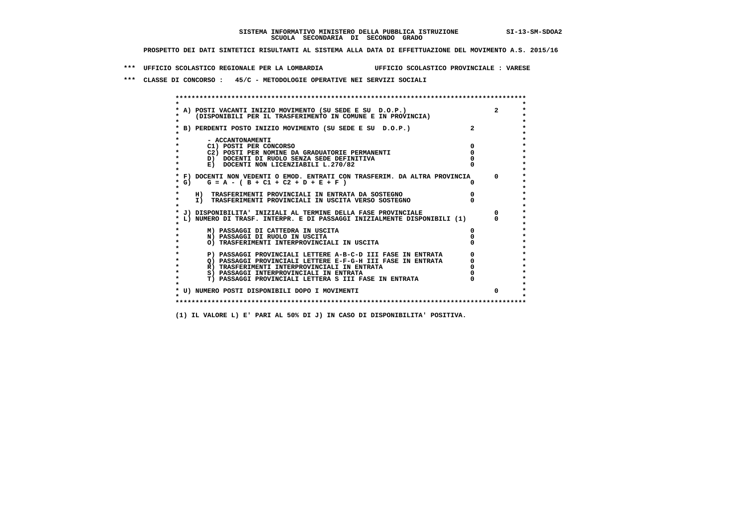SISTEMA INFORMATIVO MINISTERO DELLA PUBBLICA ISTRUZIONE SI-13-SM-SDOA2

SCUOLA SECONDARIA DI SECONDO GRADO

PROSPETTO DEI DATI SINTETICI RISULTANTI AL SISTEMA ALLA DATA DI EFFETTUAZIONE DEL MOVIMENTO A.S. 2015/16

*** UFFICIO SCOLASTICO REGIONALE PER LA LOMBARDIA UFFICIO SCOLASTICO PROVINCIALE : VARESE

*** CLASSE DI CONCORSO : 45/C - METODOLOGIE OPERATIVE NEI SERVIZI SOCIALI

```
*****************************************************************************************
*                                                                                       *
* A) POSTI VACANTI INIZIO MOVIMENTO (SU SEDE E SU  D.O.P.)                      2       *
*    (DISPONIBILI PER IL TRASFERIMENTO IN COMUNE E IN PROVINCIA)                        *
*                                                                                       *
* B) PERDENTI POSTO INIZIO MOVIMENTO (SU SEDE E SU  D.O.P.)             2                *
*                                                                                       *
*       - ACCANTONAMENTI                                                                *
*       C1) POSTI PER CONCORSO                                          0               *
*       C2) POSTI PER NOMINE DA GRADUATORIE PERMANENTI                  0               *
*       D)  DOCENTI DI RUOLO SENZA SEDE DEFINITIVA                      0               *
*       E)  DOCENTI NON LICENZIABILI L.270/82                           0               *
*                                                                                       *
* F) DOCENTI NON VEDENTI O EMOD. ENTRATI CON TRASFERIM. DA ALTRA PROVINCIA      0       *
* G)    G = A - ( B + C1 + C2 + D + E + F )                             0               *
*                                                                                       *
*    H)  TRASFERIMENTI PROVINCIALI IN ENTRATA DA SOSTEGNO               0               *
*    I)  TRASFERIMENTI PROVINCIALI IN USCITA VERSO SOSTEGNO             0               *
*                                                                                       *
* J) DISPONIBILITA' INIZIALI AL TERMINE DELLA FASE PROVINCIALE                  0       *
* L) NUMERO DI TRASF. INTERPR. E DI PASSAGGI INIZIALMENTE DISPONIBILI (1)       0       *
*                                                                                       *
*       M) PASSAGGI DI CATTEDRA IN USCITA                               0               *
*       N) PASSAGGI DI RUOLO IN USCITA                                  0               *
*       O) TRASFERIMENTI INTERPROVINCIALI IN USCITA                     0               *
*                                                                                       *
*       P) PASSAGGI PROVINCIALI LETTERE A-B-C-D III FASE IN ENTRATA     0               *
*       Q) PASSAGGI PROVINCIALI LETTERE E-F-G-H III FASE IN ENTRATA     0               *
*       R) TRASFERIMENTI INTERPROVINCIALI IN ENTRATA                    0               *
*       S) PASSAGGI INTERPROVINCIALI IN ENTRATA                         0               *
*       T) PASSAGGI PROVINCIALI LETTERA S III FASE IN ENTRATA           0               *
*                                                                                       *
* U) NUMERO POSTI DISPONIBILI DOPO I MOVIMENTI                                  0       *
*                                                                                       *
*****************************************************************************************
```

(1) IL VALORE L) E' PARI AL 50% DI J) IN CASO DI DISPONIBILITA' POSITIVA.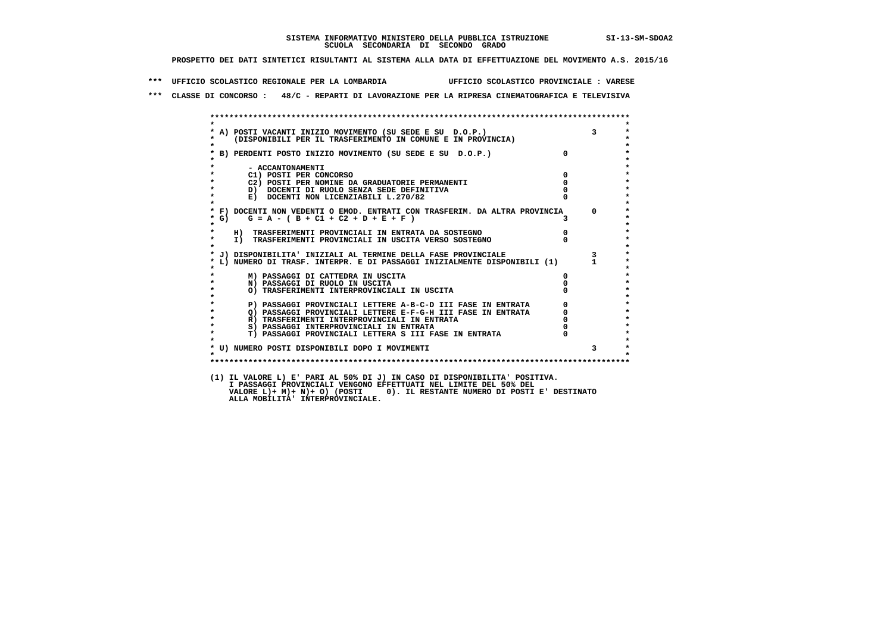SISTEMA INFORMATIVO MINISTERO DELLA PUBBLICA ISTRUZIONE SI-13-SM-SDOA2
SCUOLA SECONDARIA DI SECONDO GRADO

PROSPETTO DEI DATI SINTETICI RISULTANTI AL SISTEMA ALLA DATA DI EFFETTUAZIONE DEL MOVIMENTO A.S. 2015/16

*** UFFICIO SCOLASTICO REGIONALE PER LA LOMBARDIA UFFICIO SCOLASTICO PROVINCIALE : VARESE

*** CLASSE DI CONCORSO : 48/C - REPARTI DI LAVORAZIONE PER LA RIPRESA CINEMATOGRAFICA E TELEVISIVA

| Voce | | |
|---|---|---|
| A) POSTI VACANTI INIZIO MOVIMENTO (SU SEDE E SU D.O.P.) (DISPONIBILI PER IL TRASFERIMENTO IN COMUNE E IN PROVINCIA) | | 3 |
| B) PERDENTI POSTO INIZIO MOVIMENTO (SU SEDE E SU D.O.P.) | 0 | |
| - ACCANTONAMENTI | | |
| C1) POSTI PER CONCORSO | 0 | |
| C2) POSTI PER NOMINE DA GRADUATORIE PERMANENTI | 0 | |
| D) DOCENTI DI RUOLO SENZA SEDE DEFINITIVA | 0 | |
| E) DOCENTI NON LICENZIABILI L.270/82 | 0 | |
| F) DOCENTI NON VEDENTI O EMOD. ENTRATI CON TRASFERIM. DA ALTRA PROVINCIA | | 0 |
| G) G = A - ( B + C1 + C2 + D + E + F ) | 3 | |
| H) TRASFERIMENTI PROVINCIALI IN ENTRATA DA SOSTEGNO | 0 | |
| I) TRASFERIMENTI PROVINCIALI IN USCITA VERSO SOSTEGNO | 0 | |
| J) DISPONIBILITA' INIZIALI AL TERMINE DELLA FASE PROVINCIALE | | 3 |
| L) NUMERO DI TRASF. INTERPR. E DI PASSAGGI INIZIALMENTE DISPONIBILI (1) | | 1 |
| M) PASSAGGI DI CATTEDRA IN USCITA | 0 | |
| N) PASSAGGI DI RUOLO IN USCITA | 0 | |
| O) TRASFERIMENTI INTERPROVINCIALI IN USCITA | 0 | |
| P) PASSAGGI PROVINCIALI LETTERE A-B-C-D III FASE IN ENTRATA | 0 | |
| Q) PASSAGGI PROVINCIALI LETTERE E-F-G-H III FASE IN ENTRATA | 0 | |
| R) TRASFERIMENTI INTERPROVINCIALI IN ENTRATA | 0 | |
| S) PASSAGGI INTERPROVINCIALI IN ENTRATA | 0 | |
| T) PASSAGGI PROVINCIALI LETTERA S III FASE IN ENTRATA | 0 | |
| U) NUMERO POSTI DISPONIBILI DOPO I MOVIMENTI | | 3 |

(1) IL VALORE L) E' PARI AL 50% DI J) IN CASO DI DISPONIBILITA' POSITIVA.
I PASSAGGI PROVINCIALI VENGONO EFFETTUATI NEL LIMITE DEL 50% DEL
VALORE L)+ M)+ N)+ O) (POSTI 0). IL RESTANTE NUMERO DI POSTI E' DESTINATO
ALLA MOBILITA' INTERPROVINCIALE.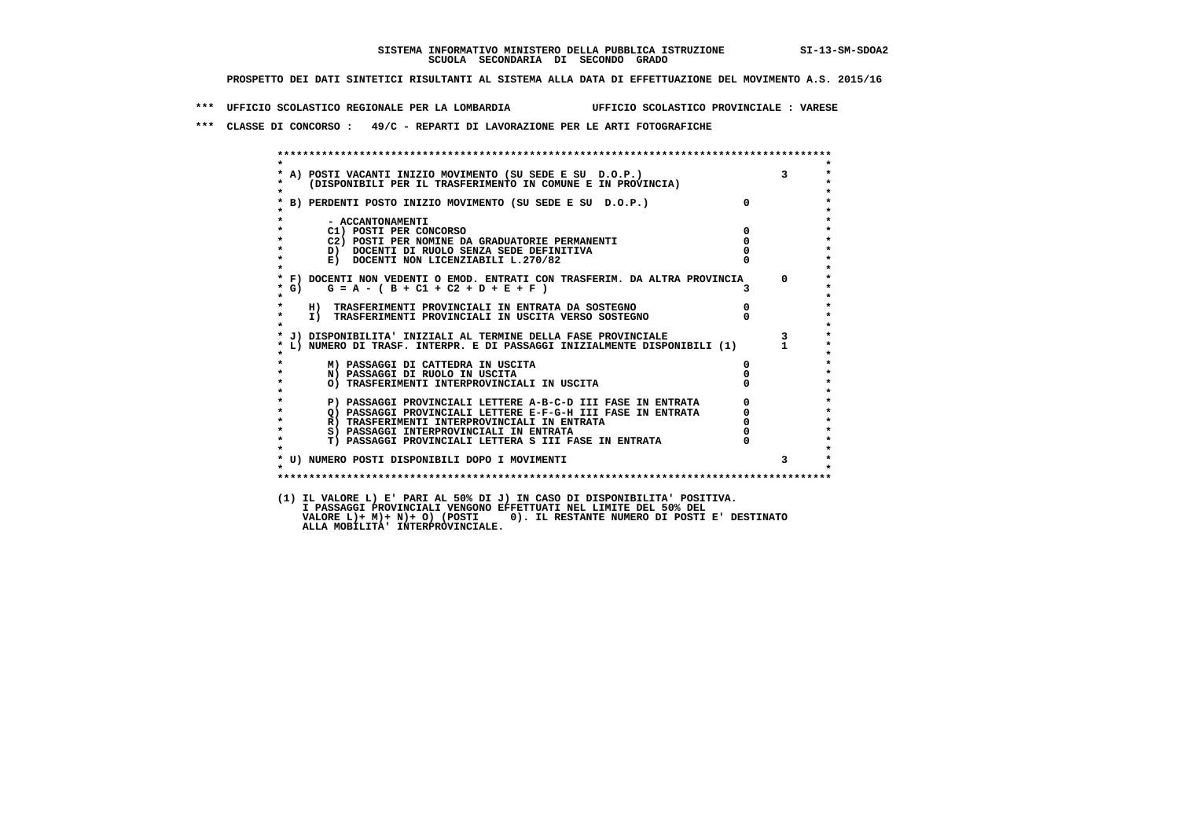**SISTEMA INFORMATIVO MINISTERO DELLA PUBBLICA ISTRUZIONE SI-13-SM-SDOA2**
**SCUOLA SECONDARIA DI SECONDO GRADO**

**PROSPETTO DEI DATI SINTETICI RISULTANTI AL SISTEMA ALLA DATA DI EFFETTUAZIONE DEL MOVIMENTO A.S. 2015/16**

**\*\*\* UFFICIO SCOLASTICO REGIONALE PER LA LOMBARDIA UFFICIO SCOLASTICO PROVINCIALE : VARESE**

**\*\*\* CLASSE DI CONCORSO : 49/C - REPARTI DI LAVORAZIONE PER LE ARTI FOTOGRAFICHE**

| Voce | | |
|---|---|---|
| A) POSTI VACANTI INIZIO MOVIMENTO (SU SEDE E SU D.O.P.) (DISPONIBILI PER IL TRASFERIMENTO IN COMUNE E IN PROVINCIA) | | 3 |
| B) PERDENTI POSTO INIZIO MOVIMENTO (SU SEDE E SU D.O.P.) | 0 | |
| - ACCANTONAMENTI | | |
| C1) POSTI PER CONCORSO | 0 | |
| C2) POSTI PER NOMINE DA GRADUATORIE PERMANENTI | 0 | |
| D) DOCENTI DI RUOLO SENZA SEDE DEFINITIVA | 0 | |
| E) DOCENTI NON LICENZIABILI L.270/82 | 0 | |
| F) DOCENTI NON VEDENTI O EMOD. ENTRATI CON TRASFERIM. DA ALTRA PROVINCIA | | 0 |
| G) G = A - ( B + C1 + C2 + D + E + F ) | 3 | |
| H) TRASFERIMENTI PROVINCIALI IN ENTRATA DA SOSTEGNO | 0 | |
| I) TRASFERIMENTI PROVINCIALI IN USCITA VERSO SOSTEGNO | 0 | |
| J) DISPONIBILITA' INIZIALI AL TERMINE DELLA FASE PROVINCIALE | | 3 |
| L) NUMERO DI TRASF. INTERPR. E DI PASSAGGI INIZIALMENTE DISPONIBILI (1) | | 1 |
| M) PASSAGGI DI CATTEDRA IN USCITA | 0 | |
| N) PASSAGGI DI RUOLO IN USCITA | 0 | |
| O) TRASFERIMENTI INTERPROVINCIALI IN USCITA | 0 | |
| P) PASSAGGI PROVINCIALI LETTERE A-B-C-D III FASE IN ENTRATA | 0 | |
| Q) PASSAGGI PROVINCIALI LETTERE E-F-G-H III FASE IN ENTRATA | 0 | |
| R) TRASFERIMENTI INTERPROVINCIALI IN ENTRATA | 0 | |
| S) PASSAGGI INTERPROVINCIALI IN ENTRATA | 0 | |
| T) PASSAGGI PROVINCIALI LETTERA S III FASE IN ENTRATA | 0 | |
| U) NUMERO POSTI DISPONIBILI DOPO I MOVIMENTI | | 3 |

(1) IL VALORE L) E' PARI AL 50% DI J) IN CASO DI DISPONIBILITA' POSITIVA.
I PASSAGGI PROVINCIALI VENGONO EFFETTUATI NEL LIMITE DEL 50% DEL
VALORE L)+ M)+ N)+ O) (POSTI 0). IL RESTANTE NUMERO DI POSTI E' DESTINATO
ALLA MOBILITA' INTERPROVINCIALE.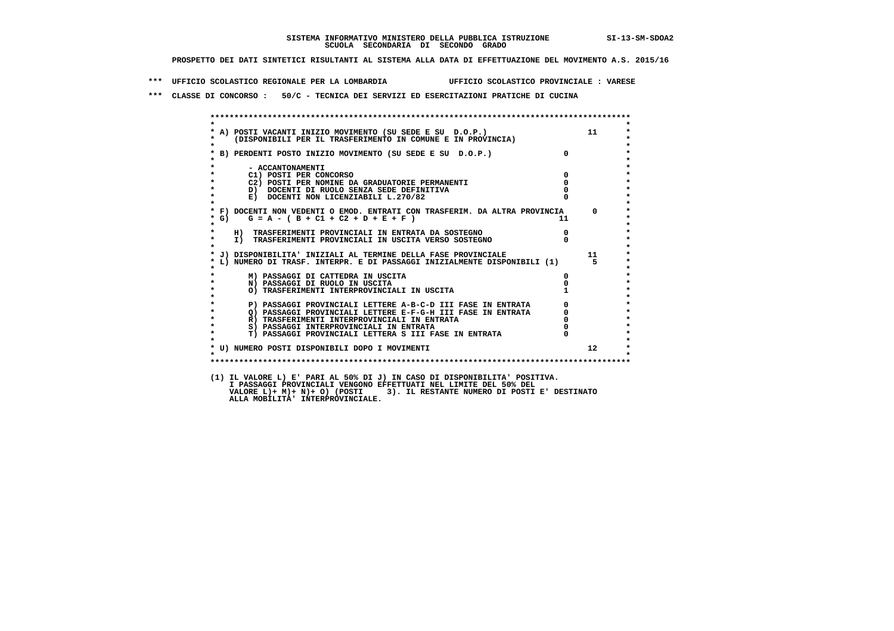**SISTEMA INFORMATIVO MINISTERO DELLA PUBBLICA ISTRUZIONE SI-13-SM-SDOA2**
**SCUOLA SECONDARIA DI SECONDO GRADO**

**PROSPETTO DEI DATI SINTETICI RISULTANTI AL SISTEMA ALLA DATA DI EFFETTUAZIONE DEL MOVIMENTO A.S. 2015/16**

**\*\*\* UFFICIO SCOLASTICO REGIONALE PER LA LOMBARDIA UFFICIO SCOLASTICO PROVINCIALE : VARESE**

**\*\*\* CLASSE DI CONCORSO : 50/C - TECNICA DEI SERVIZI ED ESERCITAZIONI PRATICHE DI CUCINA**

| Voce | | |
|---|---|---|
| A) POSTI VACANTI INIZIO MOVIMENTO (SU SEDE E SU D.O.P.) (DISPONIBILI PER IL TRASFERIMENTO IN COMUNE E IN PROVINCIA) | | 11 |
| B) PERDENTI POSTO INIZIO MOVIMENTO (SU SEDE E SU D.O.P.) | 0 | |
| - ACCANTONAMENTI | | |
| C1) POSTI PER CONCORSO | 0 | |
| C2) POSTI PER NOMINE DA GRADUATORIE PERMANENTI | 0 | |
| D) DOCENTI DI RUOLO SENZA SEDE DEFINITIVA | 0 | |
| E) DOCENTI NON LICENZIABILI L.270/82 | 0 | |
| F) DOCENTI NON VEDENTI O EMOD. ENTRATI CON TRASFERIM. DA ALTRA PROVINCIA | | 0 |
| G) G = A - ( B + C1 + C2 + D + E + F ) | 11 | |
| H) TRASFERIMENTI PROVINCIALI IN ENTRATA DA SOSTEGNO | 0 | |
| I) TRASFERIMENTI PROVINCIALI IN USCITA VERSO SOSTEGNO | 0 | |
| J) DISPONIBILITA' INIZIALI AL TERMINE DELLA FASE PROVINCIALE | | 11 |
| L) NUMERO DI TRASF. INTERPR. E DI PASSAGGI INIZIALMENTE DISPONIBILI (1) | | 5 |
| M) PASSAGGI DI CATTEDRA IN USCITA | 0 | |
| N) PASSAGGI DI RUOLO IN USCITA | 0 | |
| O) TRASFERIMENTI INTERPROVINCIALI IN USCITA | 1 | |
| P) PASSAGGI PROVINCIALI LETTERE A-B-C-D III FASE IN ENTRATA | 0 | |
| Q) PASSAGGI PROVINCIALI LETTERE E-F-G-H III FASE IN ENTRATA | 0 | |
| R) TRASFERIMENTI INTERPROVINCIALI IN ENTRATA | 0 | |
| S) PASSAGGI INTERPROVINCIALI IN ENTRATA | 0 | |
| T) PASSAGGI PROVINCIALI LETTERA S III FASE IN ENTRATA | 0 | |
| U) NUMERO POSTI DISPONIBILI DOPO I MOVIMENTI | | 12 |

(1) IL VALORE L) E' PARI AL 50% DI J) IN CASO DI DISPONIBILITA' POSITIVA.
I PASSAGGI PROVINCIALI VENGONO EFFETTUATI NEL LIMITE DEL 50% DEL
VALORE L)+ M)+ N)+ O) (POSTI 3). IL RESTANTE NUMERO DI POSTI E' DESTINATO
ALLA MOBILITA' INTERPROVINCIALE.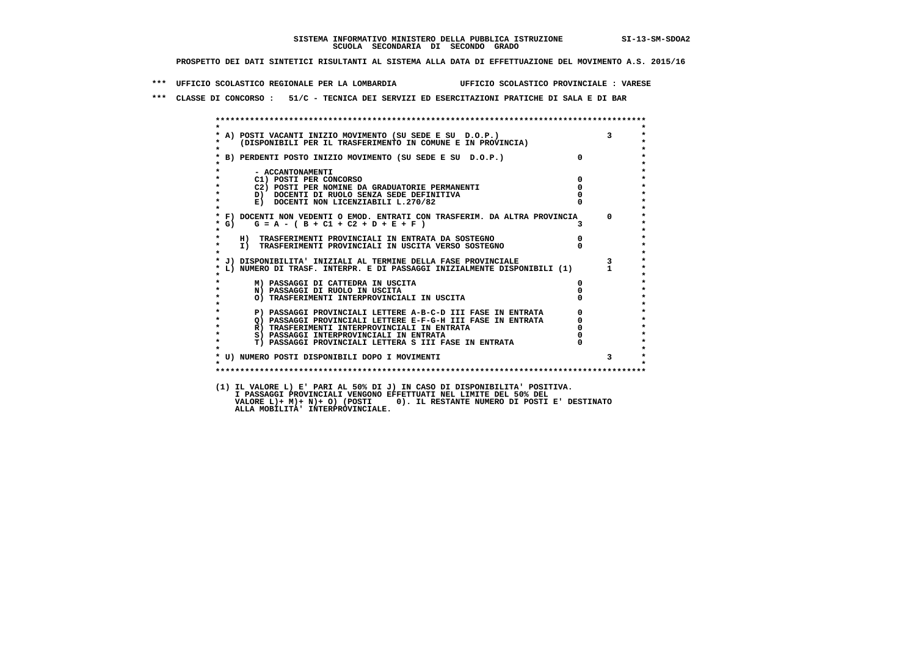SISTEMA INFORMATIVO MINISTERO DELLA PUBBLICA ISTRUZIONE SI-13-SM-SDOA2
SCUOLA SECONDARIA DI SECONDO GRADO

PROSPETTO DEI DATI SINTETICI RISULTANTI AL SISTEMA ALLA DATA DI EFFETTUAZIONE DEL MOVIMENTO A.S. 2015/16

\*\*\* UFFICIO SCOLASTICO REGIONALE PER LA LOMBARDIA UFFICIO SCOLASTICO PROVINCIALE : VARESE

\*\*\* CLASSE DI CONCORSO : 51/C - TECNICA DEI SERVIZI ED ESERCITAZIONI PRATICHE DI SALA E DI BAR

```
A) POSTI VACANTI INIZIO MOVIMENTO (SU SEDE E SU  D.O.P.)                          3
   (DISPONIBILI PER IL TRASFERIMENTO IN COMUNE E IN PROVINCIA)

B) PERDENTI POSTO INIZIO MOVIMENTO (SU SEDE E SU  D.O.P.)                0

     - ACCANTONAMENTI
     C1) POSTI PER CONCORSO                                              0
     C2) POSTI PER NOMINE DA GRADUATORIE PERMANENTI                      0
     D)  DOCENTI DI RUOLO SENZA SEDE DEFINITIVA                          0
     E)  DOCENTI NON LICENZIABILI L.270/82                               0

F) DOCENTI NON VEDENTI O EMOD. ENTRATI CON TRASFERIM. DA ALTRA PROVINCIA          0
G)   G = A - ( B + C1 + C2 + D + E + F )                                 3

   H)  TRASFERIMENTI PROVINCIALI IN ENTRATA DA SOSTEGNO                  0
   I)  TRASFERIMENTI PROVINCIALI IN USCITA VERSO SOSTEGNO                0

J) DISPONIBILITA' INIZIALI AL TERMINE DELLA FASE PROVINCIALE                      3
L) NUMERO DI TRASF. INTERPR. E DI PASSAGGI INIZIALMENTE DISPONIBILI (1)           1

     M) PASSAGGI DI CATTEDRA IN USCITA                                   0
     N) PASSAGGI DI RUOLO IN USCITA                                      0
     O) TRASFERIMENTI INTERPROVINCIALI IN USCITA                         0

     P) PASSAGGI PROVINCIALI LETTERE A-B-C-D III FASE IN ENTRATA         0
     Q) PASSAGGI PROVINCIALI LETTERE E-F-G-H III FASE IN ENTRATA         0
     R) TRASFERIMENTI INTERPROVINCIALI IN ENTRATA                        0
     S) PASSAGGI INTERPROVINCIALI IN ENTRATA                             0
     T) PASSAGGI PROVINCIALI LETTERA S III FASE IN ENTRATA               0

U) NUMERO POSTI DISPONIBILI DOPO I MOVIMENTI                                      3
```

(1) IL VALORE L) E' PARI AL 50% DI J) IN CASO DI DISPONIBILITA' POSITIVA.
I PASSAGGI PROVINCIALI VENGONO EFFETTUATI NEL LIMITE DEL 50% DEL
VALORE L)+ M)+ N)+ O) (POSTI 0). IL RESTANTE NUMERO DI POSTI E' DESTINATO
ALLA MOBILITA' INTERPROVINCIALE.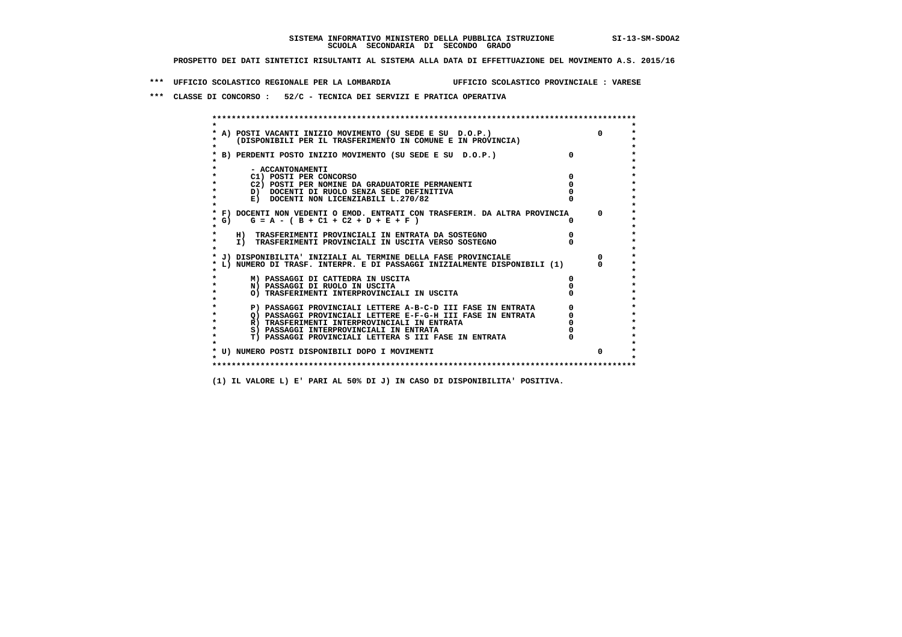**SISTEMA INFORMATIVO MINISTERO DELLA PUBBLICA ISTRUZIONE** SI-13-SM-SDOA2
**SCUOLA SECONDARIA DI SECONDO GRADO**

**PROSPETTO DEI DATI SINTETICI RISULTANTI AL SISTEMA ALLA DATA DI EFFETTUAZIONE DEL MOVIMENTO A.S. 2015/16**

**\*\*\* UFFICIO SCOLASTICO REGIONALE PER LA LOMBARDIA UFFICIO SCOLASTICO PROVINCIALE : VARESE**

**\*\*\* CLASSE DI CONCORSO : 52/C - TECNICA DEI SERVIZI E PRATICA OPERATIVA**

| | | |
|---|---|---|
| A) POSTI VACANTI INIZIO MOVIMENTO (SU SEDE E SU D.O.P.) (DISPONIBILI PER IL TRASFERIMENTO IN COMUNE E IN PROVINCIA) | | 0 |
| B) PERDENTI POSTO INIZIO MOVIMENTO (SU SEDE E SU D.O.P.) | 0 | |
| - ACCANTONAMENTI | | |
| C1) POSTI PER CONCORSO | 0 | |
| C2) POSTI PER NOMINE DA GRADUATORIE PERMANENTI | 0 | |
| D) DOCENTI DI RUOLO SENZA SEDE DEFINITIVA | 0 | |
| E) DOCENTI NON LICENZIABILI L.270/82 | 0 | |
| F) DOCENTI NON VEDENTI O EMOD. ENTRATI CON TRASFERIM. DA ALTRA PROVINCIA | | 0 |
| G) G = A - ( B + C1 + C2 + D + E + F ) | 0 | |
| H) TRASFERIMENTI PROVINCIALI IN ENTRATA DA SOSTEGNO | 0 | |
| I) TRASFERIMENTI PROVINCIALI IN USCITA VERSO SOSTEGNO | 0 | |
| J) DISPONIBILITA' INIZIALI AL TERMINE DELLA FASE PROVINCIALE | | 0 |
| L) NUMERO DI TRASF. INTERPR. E DI PASSAGGI INIZIALMENTE DISPONIBILI (1) | | 0 |
| M) PASSAGGI DI CATTEDRA IN USCITA | 0 | |
| N) PASSAGGI DI RUOLO IN USCITA | 0 | |
| O) TRASFERIMENTI INTERPROVINCIALI IN USCITA | 0 | |
| P) PASSAGGI PROVINCIALI LETTERE A-B-C-D III FASE IN ENTRATA | 0 | |
| Q) PASSAGGI PROVINCIALI LETTERE E-F-G-H III FASE IN ENTRATA | 0 | |
| R) TRASFERIMENTI INTERPROVINCIALI IN ENTRATA | 0 | |
| S) PASSAGGI INTERPROVINCIALI IN ENTRATA | 0 | |
| T) PASSAGGI PROVINCIALI LETTERA S III FASE IN ENTRATA | 0 | |
| U) NUMERO POSTI DISPONIBILI DOPO I MOVIMENTI | | 0 |

**(1) IL VALORE L) E' PARI AL 50% DI J) IN CASO DI DISPONIBILITA' POSITIVA.**